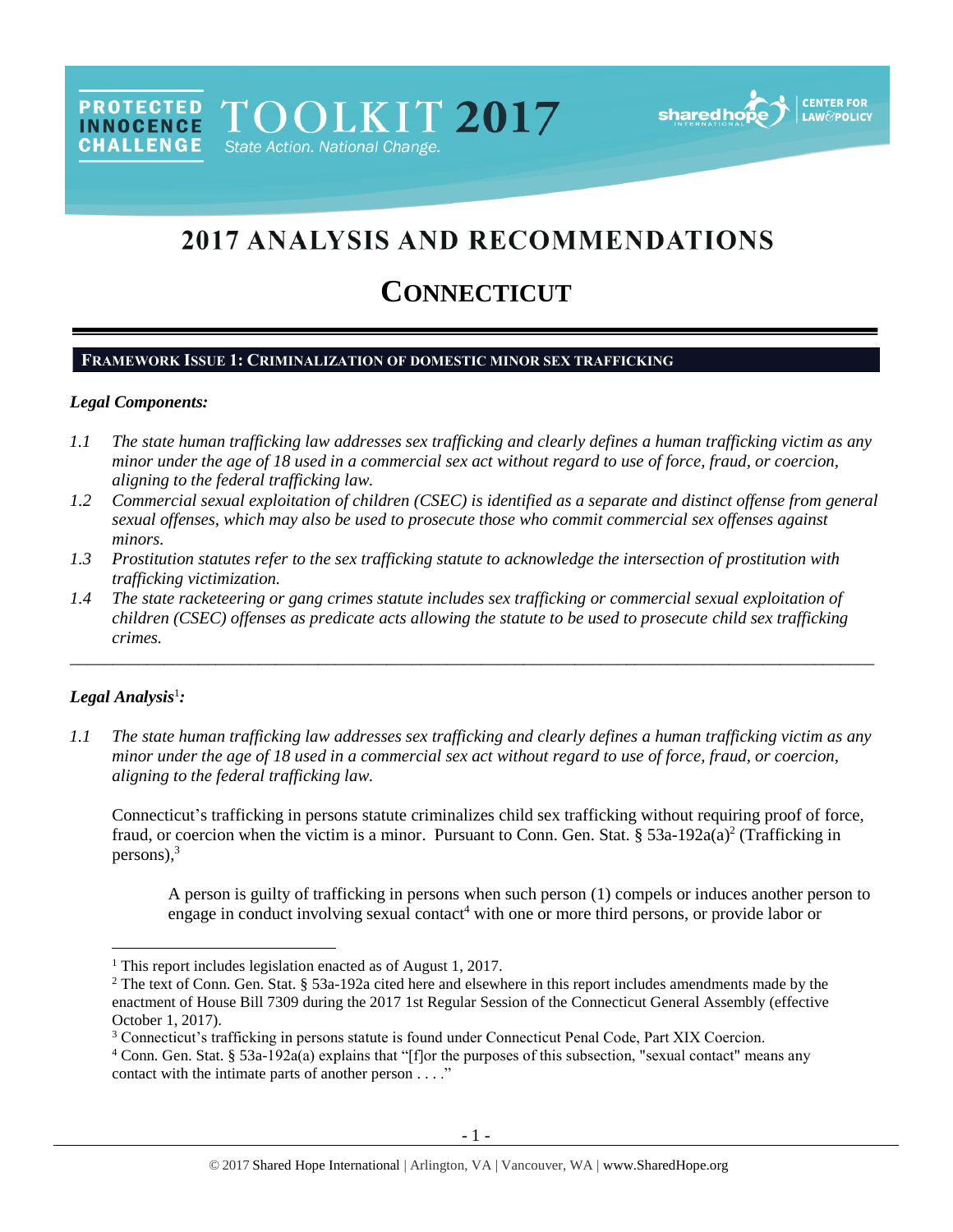PROTECTED INNOCENCE CHALLENGE TOOLKIT 2017 State Action. National Change.

shared hope INTERNATIONAL | CENTER FOR LAW & POLICY

# 2017 ANALYSIS AND RECOMMENDATIONS

# CONNECTICUT

## FRAMEWORK ISSUE 1: CRIMINALIZATION OF DOMESTIC MINOR SEX TRAFFICKING

### *Legal Components:*

*1.1 The state human trafficking law addresses sex trafficking and clearly defines a human trafficking victim as any minor under the age of 18 used in a commercial sex act without regard to use of force, fraud, or coercion, aligning to the federal trafficking law.*

*1.2 Commercial sexual exploitation of children (CSEC) is identified as a separate and distinct offense from general sexual offenses, which may also be used to prosecute those who commit commercial sex offenses against minors.*

*1.3 Prostitution statutes refer to the sex trafficking statute to acknowledge the intersection of prostitution with trafficking victimization.*

*1.4 The state racketeering or gang crimes statute includes sex trafficking or commercial sexual exploitation of children (CSEC) offenses as predicate acts allowing the statute to be used to prosecute child sex trafficking crimes.*

---

### *Legal Analysis*[1]*:*

*1.1 The state human trafficking law addresses sex trafficking and clearly defines a human trafficking victim as any minor under the age of 18 used in a commercial sex act without regard to use of force, fraud, or coercion, aligning to the federal trafficking law.*

Connecticut's trafficking in persons statute criminalizes child sex trafficking without requiring proof of force, fraud, or coercion when the victim is a minor. Pursuant to Conn. Gen. Stat. § 53a-192a(a)[2] (Trafficking in persons),[3]

> A person is guilty of trafficking in persons when such person (1) compels or induces another person to engage in conduct involving sexual contact[4] with one or more third persons, or provide labor or

---

[1] This report includes legislation enacted as of August 1, 2017.

[2] The text of Conn. Gen. Stat. § 53a-192a cited here and elsewhere in this report includes amendments made by the enactment of House Bill 7309 during the 2017 1st Regular Session of the Connecticut General Assembly (effective October 1, 2017).

[3] Connecticut's trafficking in persons statute is found under Connecticut Penal Code, Part XIX Coercion.

[4] Conn. Gen. Stat. § 53a-192a(a) explains that "[f]or the purposes of this subsection, "sexual contact" means any contact with the intimate parts of another person . . . ."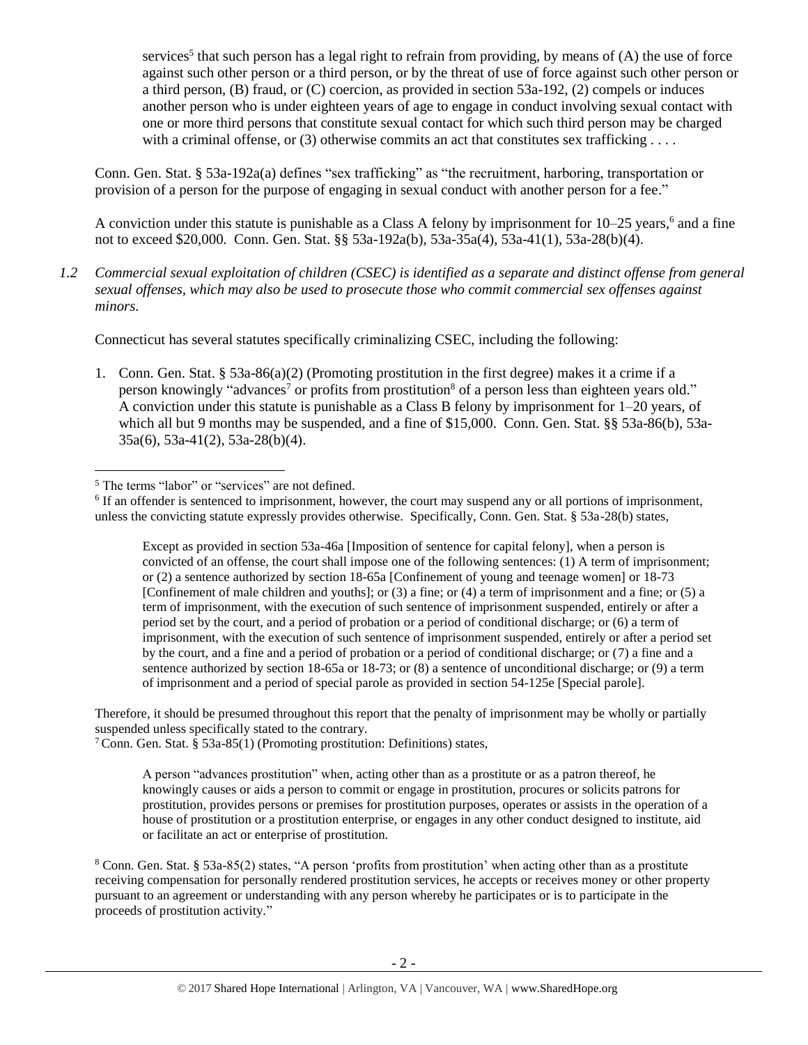services[5] that such person has a legal right to refrain from providing, by means of (A) the use of force against such other person or a third person, or by the threat of use of force against such other person or a third person, (B) fraud, or (C) coercion, as provided in section 53a-192, (2) compels or induces another person who is under eighteen years of age to engage in conduct involving sexual contact with one or more third persons that constitute sexual contact for which such third person may be charged with a criminal offense, or (3) otherwise commits an act that constitutes sex trafficking . . . .

Conn. Gen. Stat. § 53a-192a(a) defines "sex trafficking" as "the recruitment, harboring, transportation or provision of a person for the purpose of engaging in sexual conduct with another person for a fee."

A conviction under this statute is punishable as a Class A felony by imprisonment for 10–25 years,[6] and a fine not to exceed $20,000. Conn. Gen. Stat. §§ 53a-192a(b), 53a-35a(4), 53a-41(1), 53a-28(b)(4).

*1.2 Commercial sexual exploitation of children (CSEC) is identified as a separate and distinct offense from general sexual offenses, which may also be used to prosecute those who commit commercial sex offenses against minors.*

Connecticut has several statutes specifically criminalizing CSEC, including the following:

1. Conn. Gen. Stat. § 53a-86(a)(2) (Promoting prostitution in the first degree) makes it a crime if a person knowingly "advances[7] or profits from prostitution[8] of a person less than eighteen years old." A conviction under this statute is punishable as a Class B felony by imprisonment for 1–20 years, of which all but 9 months may be suspended, and a fine of $15,000. Conn. Gen. Stat. §§ 53a-86(b), 53a-35a(6), 53a-41(2), 53a-28(b)(4).

[5] The terms "labor" or "services" are not defined.

[6] If an offender is sentenced to imprisonment, however, the court may suspend any or all portions of imprisonment, unless the convicting statute expressly provides otherwise. Specifically, Conn. Gen. Stat. § 53a-28(b) states,

> Except as provided in section 53a-46a [Imposition of sentence for capital felony], when a person is convicted of an offense, the court shall impose one of the following sentences: (1) A term of imprisonment; or (2) a sentence authorized by section 18-65a [Confinement of young and teenage women] or 18-73 [Confinement of male children and youths]; or (3) a fine; or (4) a term of imprisonment and a fine; or (5) a term of imprisonment, with the execution of such sentence of imprisonment suspended, entirely or after a period set by the court, and a period of probation or a period of conditional discharge; or (6) a term of imprisonment, with the execution of such sentence of imprisonment suspended, entirely or after a period set by the court, and a fine and a period of probation or a period of conditional discharge; or (7) a fine and a sentence authorized by section 18-65a or 18-73; or (8) a sentence of unconditional discharge; or (9) a term of imprisonment and a period of special parole as provided in section 54-125e [Special parole].

Therefore, it should be presumed throughout this report that the penalty of imprisonment may be wholly or partially suspended unless specifically stated to the contrary.

[7] Conn. Gen. Stat. § 53a-85(1) (Promoting prostitution: Definitions) states,

> A person "advances prostitution" when, acting other than as a prostitute or as a patron thereof, he knowingly causes or aids a person to commit or engage in prostitution, procures or solicits patrons for prostitution, provides persons or premises for prostitution purposes, operates or assists in the operation of a house of prostitution or a prostitution enterprise, or engages in any other conduct designed to institute, aid or facilitate an act or enterprise of prostitution.

[8] Conn. Gen. Stat. § 53a-85(2) states, "A person 'profits from prostitution' when acting other than as a prostitute receiving compensation for personally rendered prostitution services, he accepts or receives money or other property pursuant to an agreement or understanding with any person whereby he participates or is to participate in the proceeds of prostitution activity."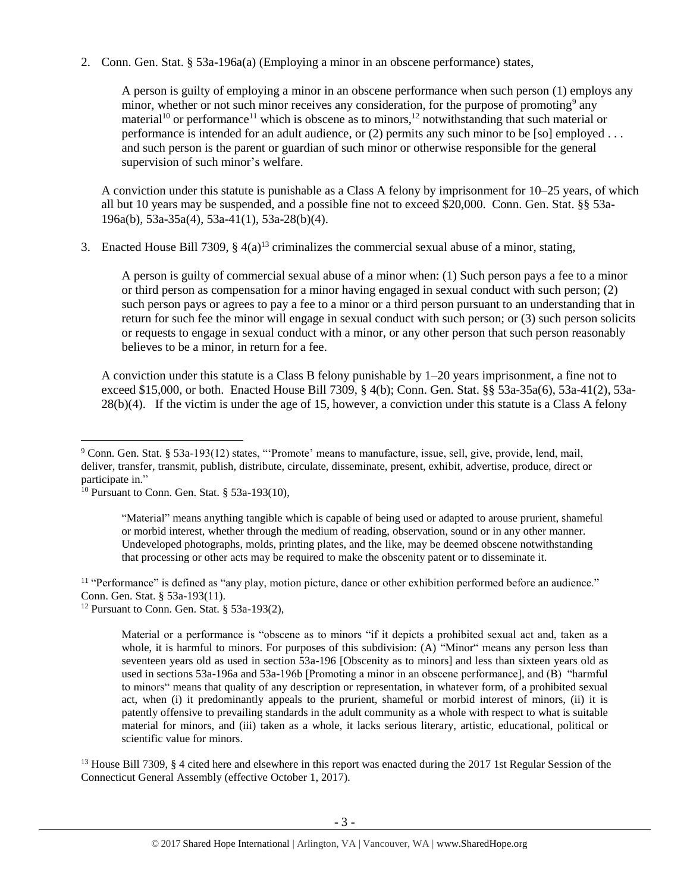2. Conn. Gen. Stat. § 53a-196a(a) (Employing a minor in an obscene performance) states,

   A person is guilty of employing a minor in an obscene performance when such person (1) employs any minor, whether or not such minor receives any consideration, for the purpose of promoting[9] any material[10] or performance[11] which is obscene as to minors,[12] notwithstanding that such material or performance is intended for an adult audience, or (2) permits any such minor to be [so] employed . . . and such person is the parent or guardian of such minor or otherwise responsible for the general supervision of such minor's welfare.

   A conviction under this statute is punishable as a Class A felony by imprisonment for 10–25 years, of which all but 10 years may be suspended, and a possible fine not to exceed $20,000. Conn. Gen. Stat. §§ 53a-196a(b), 53a-35a(4), 53a-41(1), 53a-28(b)(4).

3. Enacted House Bill 7309, § 4(a)[13] criminalizes the commercial sexual abuse of a minor, stating,

   A person is guilty of commercial sexual abuse of a minor when: (1) Such person pays a fee to a minor or third person as compensation for a minor having engaged in sexual conduct with such person; (2) such person pays or agrees to pay a fee to a minor or a third person pursuant to an understanding that in return for such fee the minor will engage in sexual conduct with such person; or (3) such person solicits or requests to engage in sexual conduct with a minor, or any other person that such person reasonably believes to be a minor, in return for a fee.

   A conviction under this statute is a Class B felony punishable by 1–20 years imprisonment, a fine not to exceed $15,000, or both. Enacted House Bill 7309, § 4(b); Conn. Gen. Stat. §§ 53a-35a(6), 53a-41(2), 53a-28(b)(4). If the victim is under the age of 15, however, a conviction under this statute is a Class A felony

---

[9] Conn. Gen. Stat. § 53a-193(12) states, "'Promote' means to manufacture, issue, sell, give, provide, lend, mail, deliver, transfer, transmit, publish, distribute, circulate, disseminate, present, exhibit, advertise, produce, direct or participate in."

[10] Pursuant to Conn. Gen. Stat. § 53a-193(10),

> "Material" means anything tangible which is capable of being used or adapted to arouse prurient, shameful or morbid interest, whether through the medium of reading, observation, sound or in any other manner. Undeveloped photographs, molds, printing plates, and the like, may be deemed obscene notwithstanding that processing or other acts may be required to make the obscenity patent or to disseminate it.

[11] "Performance" is defined as "any play, motion picture, dance or other exhibition performed before an audience." Conn. Gen. Stat. § 53a-193(11).

[12] Pursuant to Conn. Gen. Stat. § 53a-193(2),

> Material or a performance is "obscene as to minors "if it depicts a prohibited sexual act and, taken as a whole, it is harmful to minors. For purposes of this subdivision: (A) "Minor" means any person less than seventeen years old as used in section 53a-196 [Obscenity as to minors] and less than sixteen years old as used in sections 53a-196a and 53a-196b [Promoting a minor in an obscene performance], and (B) "harmful to minors" means that quality of any description or representation, in whatever form, of a prohibited sexual act, when (i) it predominantly appeals to the prurient, shameful or morbid interest of minors, (ii) it is patently offensive to prevailing standards in the adult community as a whole with respect to what is suitable material for minors, and (iii) taken as a whole, it lacks serious literary, artistic, educational, political or scientific value for minors.

[13] House Bill 7309, § 4 cited here and elsewhere in this report was enacted during the 2017 1st Regular Session of the Connecticut General Assembly (effective October 1, 2017).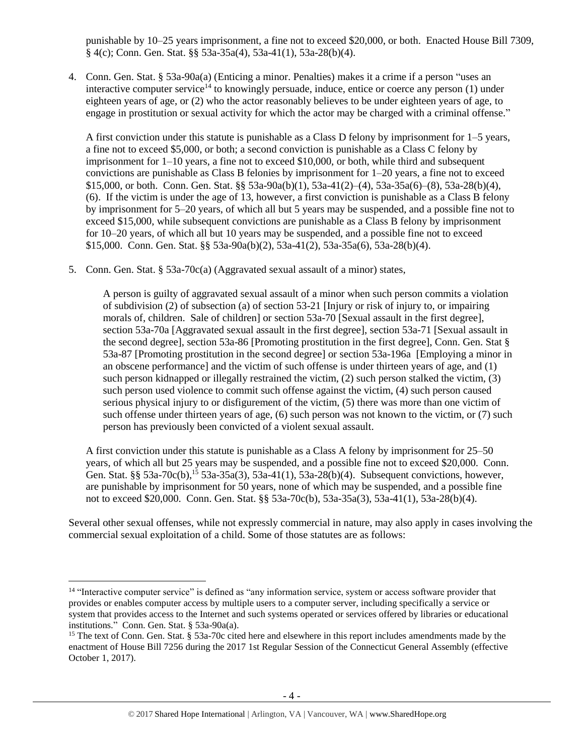punishable by 10–25 years imprisonment, a fine not to exceed $20,000, or both. Enacted House Bill 7309, § 4(c); Conn. Gen. Stat. §§ 53a-35a(4), 53a-41(1), 53a-28(b)(4).

4. Conn. Gen. Stat. § 53a-90a(a) (Enticing a minor. Penalties) makes it a crime if a person "uses an interactive computer service[14] to knowingly persuade, induce, entice or coerce any person (1) under eighteen years of age, or (2) who the actor reasonably believes to be under eighteen years of age, to engage in prostitution or sexual activity for which the actor may be charged with a criminal offense."

   A first conviction under this statute is punishable as a Class D felony by imprisonment for 1–5 years, a fine not to exceed $5,000, or both; a second conviction is punishable as a Class C felony by imprisonment for 1–10 years, a fine not to exceed $10,000, or both, while third and subsequent convictions are punishable as Class B felonies by imprisonment for 1–20 years, a fine not to exceed $15,000, or both. Conn. Gen. Stat. §§ 53a-90a(b)(1), 53a-41(2)–(4), 53a-35a(6)–(8), 53a-28(b)(4), (6). If the victim is under the age of 13, however, a first conviction is punishable as a Class B felony by imprisonment for 5–20 years, of which all but 5 years may be suspended, and a possible fine not to exceed $15,000, while subsequent convictions are punishable as a Class B felony by imprisonment for 10–20 years, of which all but 10 years may be suspended, and a possible fine not to exceed $15,000. Conn. Gen. Stat. §§ 53a-90a(b)(2), 53a-41(2), 53a-35a(6), 53a-28(b)(4).

5. Conn. Gen. Stat. § 53a-70c(a) (Aggravated sexual assault of a minor) states,

   > A person is guilty of aggravated sexual assault of a minor when such person commits a violation of subdivision (2) of subsection (a) of section 53-21 [Injury or risk of injury to, or impairing morals of, children. Sale of children] or section 53a-70 [Sexual assault in the first degree], section 53a-70a [Aggravated sexual assault in the first degree], section 53a-71 [Sexual assault in the second degree], section 53a-86 [Promoting prostitution in the first degree], Conn. Gen. Stat § 53a-87 [Promoting prostitution in the second degree] or section 53a-196a [Employing a minor in an obscene performance] and the victim of such offense is under thirteen years of age, and (1) such person kidnapped or illegally restrained the victim, (2) such person stalked the victim, (3) such person used violence to commit such offense against the victim, (4) such person caused serious physical injury to or disfigurement of the victim, (5) there was more than one victim of such offense under thirteen years of age, (6) such person was not known to the victim, or (7) such person has previously been convicted of a violent sexual assault.

   A first conviction under this statute is punishable as a Class A felony by imprisonment for 25–50 years, of which all but 25 years may be suspended, and a possible fine not to exceed $20,000. Conn. Gen. Stat. §§ 53a-70c(b),[15] 53a-35a(3), 53a-41(1), 53a-28(b)(4). Subsequent convictions, however, are punishable by imprisonment for 50 years, none of which may be suspended, and a possible fine not to exceed $20,000. Conn. Gen. Stat. §§ 53a-70c(b), 53a-35a(3), 53a-41(1), 53a-28(b)(4).

Several other sexual offenses, while not expressly commercial in nature, may also apply in cases involving the commercial sexual exploitation of a child. Some of those statutes are as follows:

---

[14] "Interactive computer service" is defined as "any information service, system or access software provider that provides or enables computer access by multiple users to a computer server, including specifically a service or system that provides access to the Internet and such systems operated or services offered by libraries or educational institutions." Conn. Gen. Stat. § 53a-90a(a).

[15] The text of Conn. Gen. Stat. § 53a-70c cited here and elsewhere in this report includes amendments made by the enactment of House Bill 7256 during the 2017 1st Regular Session of the Connecticut General Assembly (effective October 1, 2017).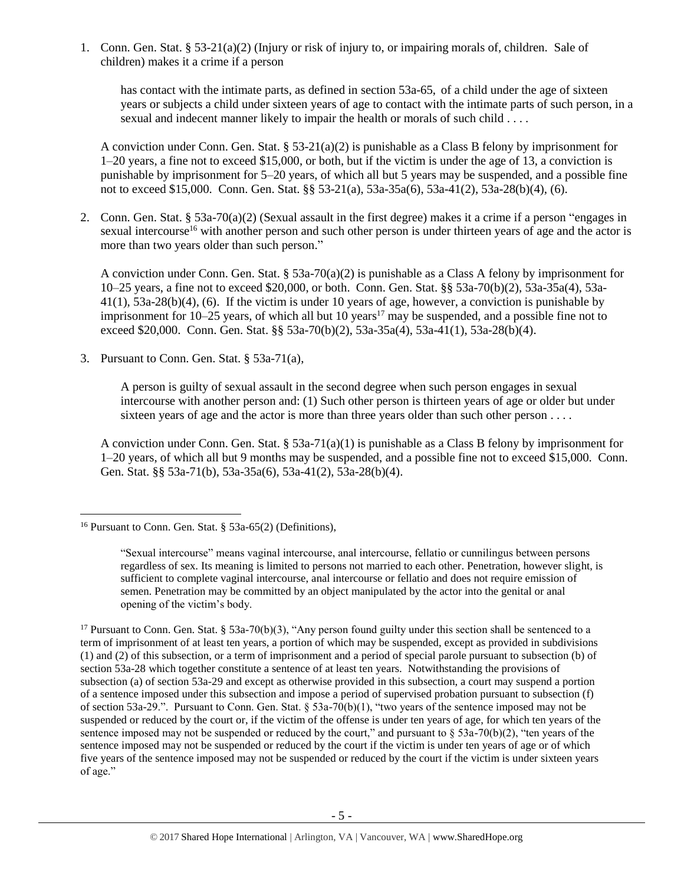1. Conn. Gen. Stat. § 53-21(a)(2) (Injury or risk of injury to, or impairing morals of, children. Sale of children) makes it a crime if a person

   > has contact with the intimate parts, as defined in section 53a-65, of a child under the age of sixteen years or subjects a child under sixteen years of age to contact with the intimate parts of such person, in a sexual and indecent manner likely to impair the health or morals of such child . . . .

   A conviction under Conn. Gen. Stat. § 53-21(a)(2) is punishable as a Class B felony by imprisonment for 1–20 years, a fine not to exceed $15,000, or both, but if the victim is under the age of 13, a conviction is punishable by imprisonment for 5–20 years, of which all but 5 years may be suspended, and a possible fine not to exceed $15,000. Conn. Gen. Stat. §§ 53-21(a), 53a-35a(6), 53a-41(2), 53a-28(b)(4), (6).

2. Conn. Gen. Stat. § 53a-70(a)(2) (Sexual assault in the first degree) makes it a crime if a person "engages in sexual intercourse[16] with another person and such other person is under thirteen years of age and the actor is more than two years older than such person."

   A conviction under Conn. Gen. Stat. § 53a-70(a)(2) is punishable as a Class A felony by imprisonment for 10–25 years, a fine not to exceed $20,000, or both. Conn. Gen. Stat. §§ 53a-70(b)(2), 53a-35a(4), 53a-41(1), 53a-28(b)(4), (6). If the victim is under 10 years of age, however, a conviction is punishable by imprisonment for 10–25 years, of which all but 10 years[17] may be suspended, and a possible fine not to exceed $20,000. Conn. Gen. Stat. §§ 53a-70(b)(2), 53a-35a(4), 53a-41(1), 53a-28(b)(4).

3. Pursuant to Conn. Gen. Stat. § 53a-71(a),

   > A person is guilty of sexual assault in the second degree when such person engages in sexual intercourse with another person and: (1) Such other person is thirteen years of age or older but under sixteen years of age and the actor is more than three years older than such other person . . . .

   A conviction under Conn. Gen. Stat. § 53a-71(a)(1) is punishable as a Class B felony by imprisonment for 1–20 years, of which all but 9 months may be suspended, and a possible fine not to exceed $15,000. Conn. Gen. Stat. §§ 53a-71(b), 53a-35a(6), 53a-41(2), 53a-28(b)(4).

---

[16] Pursuant to Conn. Gen. Stat. § 53a-65(2) (Definitions),

> "Sexual intercourse" means vaginal intercourse, anal intercourse, fellatio or cunnilingus between persons regardless of sex. Its meaning is limited to persons not married to each other. Penetration, however slight, is sufficient to complete vaginal intercourse, anal intercourse or fellatio and does not require emission of semen. Penetration may be committed by an object manipulated by the actor into the genital or anal opening of the victim's body.

[17] Pursuant to Conn. Gen. Stat. § 53a-70(b)(3), "Any person found guilty under this section shall be sentenced to a term of imprisonment of at least ten years, a portion of which may be suspended, except as provided in subdivisions (1) and (2) of this subsection, or a term of imprisonment and a period of special parole pursuant to subsection (b) of section 53a-28 which together constitute a sentence of at least ten years. Notwithstanding the provisions of subsection (a) of section 53a-29 and except as otherwise provided in this subsection, a court may suspend a portion of a sentence imposed under this subsection and impose a period of supervised probation pursuant to subsection (f) of section 53a-29.". Pursuant to Conn. Gen. Stat. § 53a-70(b)(1), "two years of the sentence imposed may not be suspended or reduced by the court or, if the victim of the offense is under ten years of age, for which ten years of the sentence imposed may not be suspended or reduced by the court," and pursuant to § 53a-70(b)(2), "ten years of the sentence imposed may not be suspended or reduced by the court if the victim is under ten years of age or of which five years of the sentence imposed may not be suspended or reduced by the court if the victim is under sixteen years of age."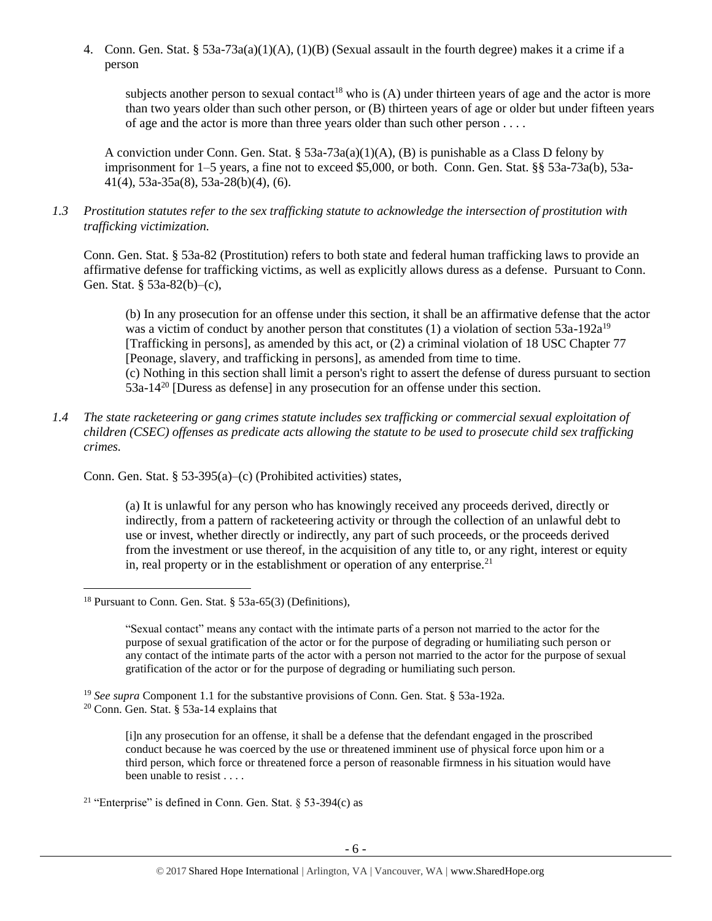4. Conn. Gen. Stat. § 53a-73a(a)(1)(A), (1)(B) (Sexual assault in the fourth degree) makes it a crime if a person

> subjects another person to sexual contact[18] who is (A) under thirteen years of age and the actor is more than two years older than such other person, or (B) thirteen years of age or older but under fifteen years of age and the actor is more than three years older than such other person . . . .

A conviction under Conn. Gen. Stat. § 53a-73a(a)(1)(A), (B) is punishable as a Class D felony by imprisonment for 1–5 years, a fine not to exceed $5,000, or both. Conn. Gen. Stat. §§ 53a-73a(b), 53a-41(4), 53a-35a(8), 53a-28(b)(4), (6).

*1.3 Prostitution statutes refer to the sex trafficking statute to acknowledge the intersection of prostitution with trafficking victimization.*

Conn. Gen. Stat. § 53a-82 (Prostitution) refers to both state and federal human trafficking laws to provide an affirmative defense for trafficking victims, as well as explicitly allows duress as a defense. Pursuant to Conn. Gen. Stat. § 53a-82(b)–(c),

> (b) In any prosecution for an offense under this section, it shall be an affirmative defense that the actor was a victim of conduct by another person that constitutes (1) a violation of section 53a-192a[19] [Trafficking in persons], as amended by this act, or (2) a criminal violation of 18 USC Chapter 77 [Peonage, slavery, and trafficking in persons], as amended from time to time.
> (c) Nothing in this section shall limit a person's right to assert the defense of duress pursuant to section 53a-14[20] [Duress as defense] in any prosecution for an offense under this section.

*1.4 The state racketeering or gang crimes statute includes sex trafficking or commercial sexual exploitation of children (CSEC) offenses as predicate acts allowing the statute to be used to prosecute child sex trafficking crimes.*

Conn. Gen. Stat. § 53-395(a)–(c) (Prohibited activities) states,

> (a) It is unlawful for any person who has knowingly received any proceeds derived, directly or indirectly, from a pattern of racketeering activity or through the collection of an unlawful debt to use or invest, whether directly or indirectly, any part of such proceeds, or the proceeds derived from the investment or use thereof, in the acquisition of any title to, or any right, interest or equity in, real property or in the establishment or operation of any enterprise.[21]

---

[18] Pursuant to Conn. Gen. Stat. § 53a-65(3) (Definitions),

> "Sexual contact" means any contact with the intimate parts of a person not married to the actor for the purpose of sexual gratification of the actor or for the purpose of degrading or humiliating such person or any contact of the intimate parts of the actor with a person not married to the actor for the purpose of sexual gratification of the actor or for the purpose of degrading or humiliating such person.

[19] *See supra* Component 1.1 for the substantive provisions of Conn. Gen. Stat. § 53a-192a.

[20] Conn. Gen. Stat. § 53a-14 explains that

> [i]n any prosecution for an offense, it shall be a defense that the defendant engaged in the proscribed conduct because he was coerced by the use or threatened imminent use of physical force upon him or a third person, which force or threatened force a person of reasonable firmness in his situation would have been unable to resist . . . .

[21] "Enterprise" is defined in Conn. Gen. Stat. § 53-394(c) as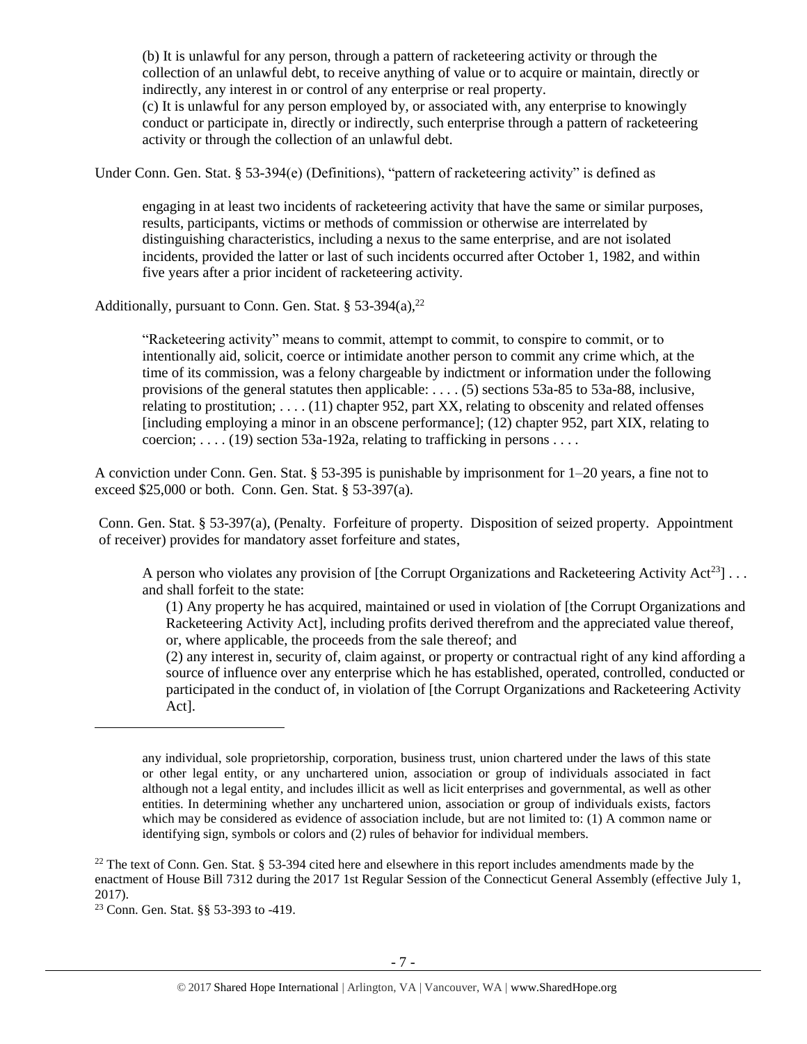> (b) It is unlawful for any person, through a pattern of racketeering activity or through the collection of an unlawful debt, to receive anything of value or to acquire or maintain, directly or indirectly, any interest in or control of any enterprise or real property.
> (c) It is unlawful for any person employed by, or associated with, any enterprise to knowingly conduct or participate in, directly or indirectly, such enterprise through a pattern of racketeering activity or through the collection of an unlawful debt.

Under Conn. Gen. Stat. § 53-394(e) (Definitions), "pattern of racketeering activity" is defined as

> engaging in at least two incidents of racketeering activity that have the same or similar purposes, results, participants, victims or methods of commission or otherwise are interrelated by distinguishing characteristics, including a nexus to the same enterprise, and are not isolated incidents, provided the latter or last of such incidents occurred after October 1, 1982, and within five years after a prior incident of racketeering activity.

Additionally, pursuant to Conn. Gen. Stat. § 53-394(a),[22]

> "Racketeering activity" means to commit, attempt to commit, to conspire to commit, or to intentionally aid, solicit, coerce or intimidate another person to commit any crime which, at the time of its commission, was a felony chargeable by indictment or information under the following provisions of the general statutes then applicable: . . . . (5) sections 53a-85 to 53a-88, inclusive, relating to prostitution; . . . . (11) chapter 952, part XX, relating to obscenity and related offenses [including employing a minor in an obscene performance]; (12) chapter 952, part XIX, relating to coercion; . . . . (19) section 53a-192a, relating to trafficking in persons . . . .

A conviction under Conn. Gen. Stat. § 53-395 is punishable by imprisonment for 1–20 years, a fine not to exceed $25,000 or both. Conn. Gen. Stat. § 53-397(a).

Conn. Gen. Stat. § 53-397(a), (Penalty. Forfeiture of property. Disposition of seized property. Appointment of receiver) provides for mandatory asset forfeiture and states,

> A person who violates any provision of [the Corrupt Organizations and Racketeering Activity Act[23]] . . . and shall forfeit to the state:
>
> (1) Any property he has acquired, maintained or used in violation of [the Corrupt Organizations and Racketeering Activity Act], including profits derived therefrom and the appreciated value thereof, or, where applicable, the proceeds from the sale thereof; and
>
> (2) any interest in, security of, claim against, or property or contractual right of any kind affording a source of influence over any enterprise which he has established, operated, controlled, conducted or participated in the conduct of, in violation of [the Corrupt Organizations and Racketeering Activity Act].

---

> any individual, sole proprietorship, corporation, business trust, union chartered under the laws of this state or other legal entity, or any unchartered union, association or group of individuals associated in fact although not a legal entity, and includes illicit as well as licit enterprises and governmental, as well as other entities. In determining whether any unchartered union, association or group of individuals exists, factors which may be considered as evidence of association include, but are not limited to: (1) A common name or identifying sign, symbols or colors and (2) rules of behavior for individual members.

[22] The text of Conn. Gen. Stat. § 53-394 cited here and elsewhere in this report includes amendments made by the enactment of House Bill 7312 during the 2017 1st Regular Session of the Connecticut General Assembly (effective July 1, 2017).

[23] Conn. Gen. Stat. §§ 53-393 to -419.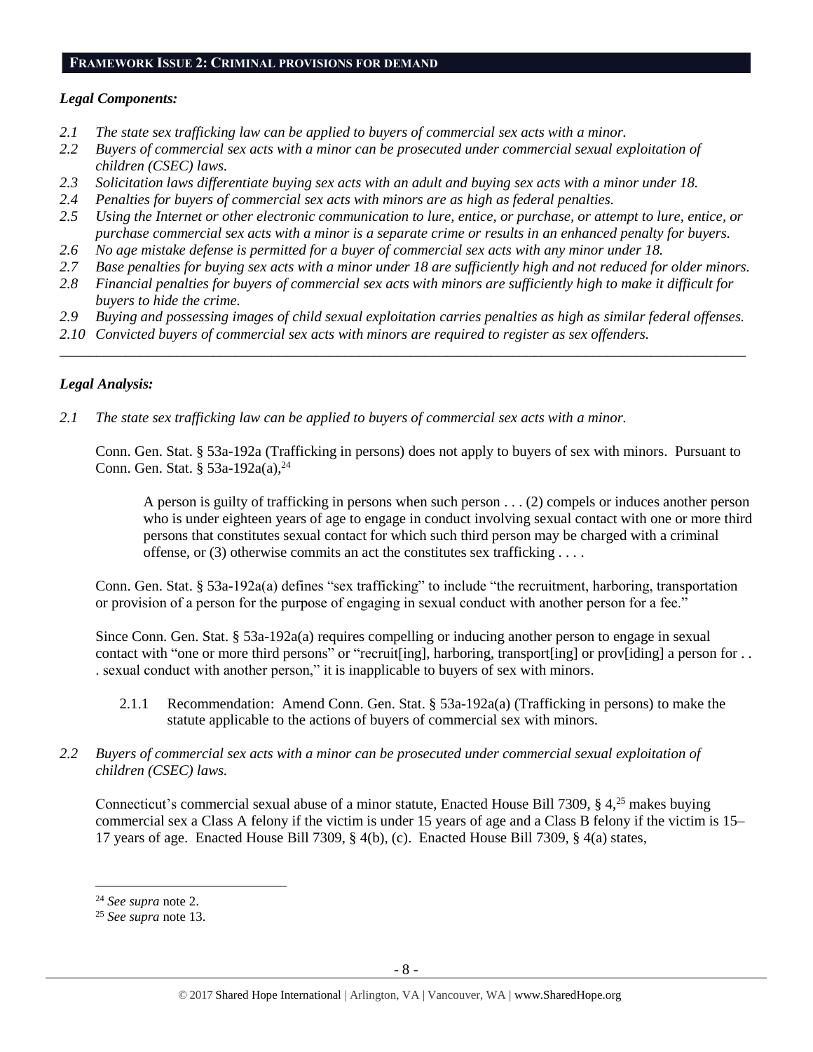## FRAMEWORK ISSUE 2: CRIMINAL PROVISIONS FOR DEMAND

### *Legal Components:*

*2.1 The state sex trafficking law can be applied to buyers of commercial sex acts with a minor.*
*2.2 Buyers of commercial sex acts with a minor can be prosecuted under commercial sexual exploitation of children (CSEC) laws.*
*2.3 Solicitation laws differentiate buying sex acts with an adult and buying sex acts with a minor under 18.*
*2.4 Penalties for buyers of commercial sex acts with minors are as high as federal penalties.*
*2.5 Using the Internet or other electronic communication to lure, entice, or purchase, or attempt to lure, entice, or purchase commercial sex acts with a minor is a separate crime or results in an enhanced penalty for buyers.*
*2.6 No age mistake defense is permitted for a buyer of commercial sex acts with any minor under 18.*
*2.7 Base penalties for buying sex acts with a minor under 18 are sufficiently high and not reduced for older minors.*
*2.8 Financial penalties for buyers of commercial sex acts with minors are sufficiently high to make it difficult for buyers to hide the crime.*
*2.9 Buying and possessing images of child sexual exploitation carries penalties as high as similar federal offenses.*
*2.10 Convicted buyers of commercial sex acts with minors are required to register as sex offenders.*

---

### *Legal Analysis:*

*2.1 The state sex trafficking law can be applied to buyers of commercial sex acts with a minor.*

Conn. Gen. Stat. § 53a-192a (Trafficking in persons) does not apply to buyers of sex with minors. Pursuant to Conn. Gen. Stat. § 53a-192a(a),[24]

> A person is guilty of trafficking in persons when such person . . . (2) compels or induces another person who is under eighteen years of age to engage in conduct involving sexual contact with one or more third persons that constitutes sexual contact for which such third person may be charged with a criminal offense, or (3) otherwise commits an act the constitutes sex trafficking . . . .

Conn. Gen. Stat. § 53a-192a(a) defines "sex trafficking" to include "the recruitment, harboring, transportation or provision of a person for the purpose of engaging in sexual conduct with another person for a fee."

Since Conn. Gen. Stat. § 53a-192a(a) requires compelling or inducing another person to engage in sexual contact with "one or more third persons" or "recruit[ing], harboring, transport[ing] or prov[iding] a person for . . . sexual conduct with another person," it is inapplicable to buyers of sex with minors.

2.1.1 Recommendation: Amend Conn. Gen. Stat. § 53a-192a(a) (Trafficking in persons) to make the statute applicable to the actions of buyers of commercial sex with minors.

*2.2 Buyers of commercial sex acts with a minor can be prosecuted under commercial sexual exploitation of children (CSEC) laws.*

Connecticut's commercial sexual abuse of a minor statute, Enacted House Bill 7309, § 4,[25] makes buying commercial sex a Class A felony if the victim is under 15 years of age and a Class B felony if the victim is 15–17 years of age. Enacted House Bill 7309, § 4(b), (c). Enacted House Bill 7309, § 4(a) states,

---

[24] *See supra* note 2.
[25] *See supra* note 13.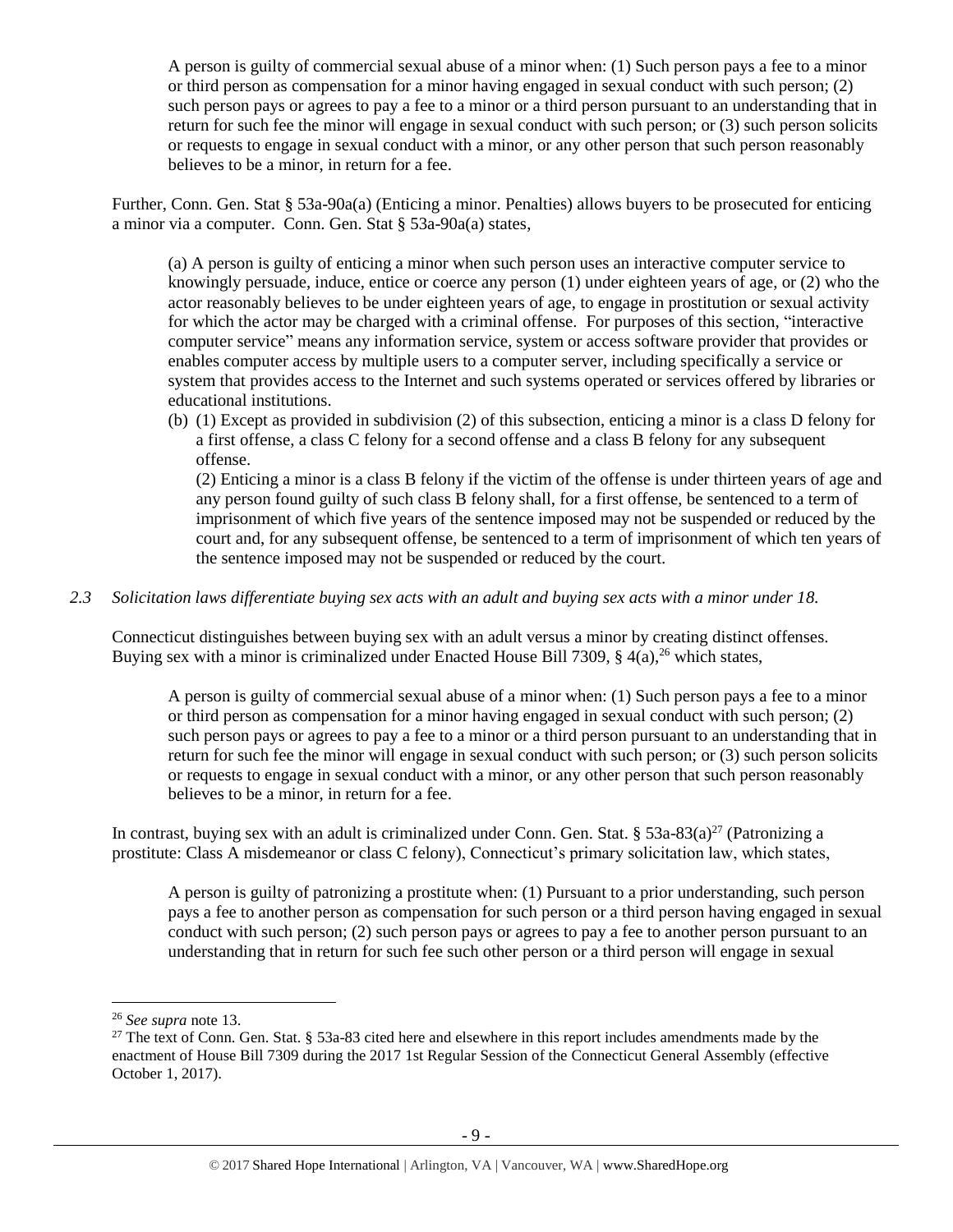> A person is guilty of commercial sexual abuse of a minor when: (1) Such person pays a fee to a minor or third person as compensation for a minor having engaged in sexual conduct with such person; (2) such person pays or agrees to pay a fee to a minor or a third person pursuant to an understanding that in return for such fee the minor will engage in sexual conduct with such person; or (3) such person solicits or requests to engage in sexual conduct with a minor, or any other person that such person reasonably believes to be a minor, in return for a fee.

Further, Conn. Gen. Stat § 53a-90a(a) (Enticing a minor. Penalties) allows buyers to be prosecuted for enticing a minor via a computer. Conn. Gen. Stat § 53a-90a(a) states,

> (a) A person is guilty of enticing a minor when such person uses an interactive computer service to knowingly persuade, induce, entice or coerce any person (1) under eighteen years of age, or (2) who the actor reasonably believes to be under eighteen years of age, to engage in prostitution or sexual activity for which the actor may be charged with a criminal offense. For purposes of this section, "interactive computer service" means any information service, system or access software provider that provides or enables computer access by multiple users to a computer server, including specifically a service or system that provides access to the Internet and such systems operated or services offered by libraries or educational institutions.
>
> (b) (1) Except as provided in subdivision (2) of this subsection, enticing a minor is a class D felony for a first offense, a class C felony for a second offense and a class B felony for any subsequent offense.
> (2) Enticing a minor is a class B felony if the victim of the offense is under thirteen years of age and any person found guilty of such class B felony shall, for a first offense, be sentenced to a term of imprisonment of which five years of the sentence imposed may not be suspended or reduced by the court and, for any subsequent offense, be sentenced to a term of imprisonment of which ten years of the sentence imposed may not be suspended or reduced by the court.

*2.3 Solicitation laws differentiate buying sex acts with an adult and buying sex acts with a minor under 18.*

Connecticut distinguishes between buying sex with an adult versus a minor by creating distinct offenses. Buying sex with a minor is criminalized under Enacted House Bill 7309, § 4(a),[26] which states,

> A person is guilty of commercial sexual abuse of a minor when: (1) Such person pays a fee to a minor or third person as compensation for a minor having engaged in sexual conduct with such person; (2) such person pays or agrees to pay a fee to a minor or a third person pursuant to an understanding that in return for such fee the minor will engage in sexual conduct with such person; or (3) such person solicits or requests to engage in sexual conduct with a minor, or any other person that such person reasonably believes to be a minor, in return for a fee.

In contrast, buying sex with an adult is criminalized under Conn. Gen. Stat. § 53a-83(a)[27] (Patronizing a prostitute: Class A misdemeanor or class C felony), Connecticut's primary solicitation law, which states,

> A person is guilty of patronizing a prostitute when: (1) Pursuant to a prior understanding, such person pays a fee to another person as compensation for such person or a third person having engaged in sexual conduct with such person; (2) such person pays or agrees to pay a fee to another person pursuant to an understanding that in return for such fee such other person or a third person will engage in sexual

[26] *See supra* note 13.

[27] The text of Conn. Gen. Stat. § 53a-83 cited here and elsewhere in this report includes amendments made by the enactment of House Bill 7309 during the 2017 1st Regular Session of the Connecticut General Assembly (effective October 1, 2017).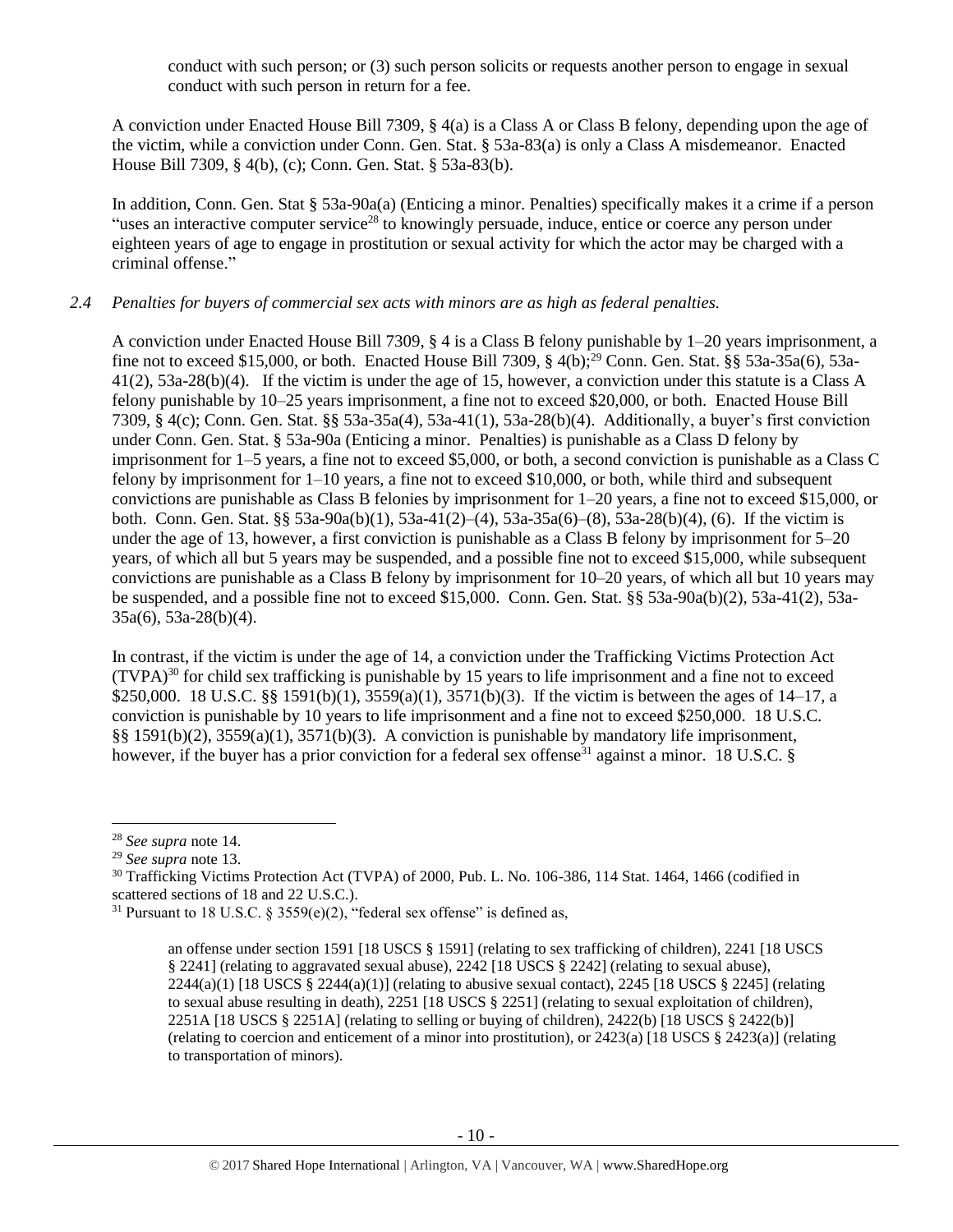conduct with such person; or (3) such person solicits or requests another person to engage in sexual conduct with such person in return for a fee.

A conviction under Enacted House Bill 7309, § 4(a) is a Class A or Class B felony, depending upon the age of the victim, while a conviction under Conn. Gen. Stat. § 53a-83(a) is only a Class A misdemeanor. Enacted House Bill 7309, § 4(b), (c); Conn. Gen. Stat. § 53a-83(b).

In addition, Conn. Gen. Stat § 53a-90a(a) (Enticing a minor. Penalties) specifically makes it a crime if a person "uses an interactive computer service[28] to knowingly persuade, induce, entice or coerce any person under eighteen years of age to engage in prostitution or sexual activity for which the actor may be charged with a criminal offense."

*2.4 Penalties for buyers of commercial sex acts with minors are as high as federal penalties.*

A conviction under Enacted House Bill 7309, § 4 is a Class B felony punishable by 1–20 years imprisonment, a fine not to exceed $15,000, or both. Enacted House Bill 7309, § 4(b);[29] Conn. Gen. Stat. §§ 53a-35a(6), 53a-41(2), 53a-28(b)(4). If the victim is under the age of 15, however, a conviction under this statute is a Class A felony punishable by 10–25 years imprisonment, a fine not to exceed $20,000, or both. Enacted House Bill 7309, § 4(c); Conn. Gen. Stat. §§ 53a-35a(4), 53a-41(1), 53a-28(b)(4). Additionally, a buyer's first conviction under Conn. Gen. Stat. § 53a-90a (Enticing a minor. Penalties) is punishable as a Class D felony by imprisonment for 1–5 years, a fine not to exceed $5,000, or both, a second conviction is punishable as a Class C felony by imprisonment for 1–10 years, a fine not to exceed $10,000, or both, while third and subsequent convictions are punishable as Class B felonies by imprisonment for 1–20 years, a fine not to exceed $15,000, or both. Conn. Gen. Stat. §§ 53a-90a(b)(1), 53a-41(2)–(4), 53a-35a(6)–(8), 53a-28(b)(4), (6). If the victim is under the age of 13, however, a first conviction is punishable as a Class B felony by imprisonment for 5–20 years, of which all but 5 years may be suspended, and a possible fine not to exceed $15,000, while subsequent convictions are punishable as a Class B felony by imprisonment for 10–20 years, of which all but 10 years may be suspended, and a possible fine not to exceed $15,000. Conn. Gen. Stat. §§ 53a-90a(b)(2), 53a-41(2), 53a-35a(6), 53a-28(b)(4).

In contrast, if the victim is under the age of 14, a conviction under the Trafficking Victims Protection Act (TVPA)[30] for child sex trafficking is punishable by 15 years to life imprisonment and a fine not to exceed $250,000. 18 U.S.C. §§ 1591(b)(1), 3559(a)(1), 3571(b)(3). If the victim is between the ages of 14–17, a conviction is punishable by 10 years to life imprisonment and a fine not to exceed $250,000. 18 U.S.C. §§ 1591(b)(2), 3559(a)(1), 3571(b)(3). A conviction is punishable by mandatory life imprisonment, however, if the buyer has a prior conviction for a federal sex offense[31] against a minor. 18 U.S.C. §

---

[28] *See supra* note 14.

[29] *See supra* note 13.

[30] Trafficking Victims Protection Act (TVPA) of 2000, Pub. L. No. 106-386, 114 Stat. 1464, 1466 (codified in scattered sections of 18 and 22 U.S.C.).

[31] Pursuant to 18 U.S.C. § 3559(e)(2), "federal sex offense" is defined as,

> an offense under section 1591 [18 USCS § 1591] (relating to sex trafficking of children), 2241 [18 USCS § 2241] (relating to aggravated sexual abuse), 2242 [18 USCS § 2242] (relating to sexual abuse), 2244(a)(1) [18 USCS § 2244(a)(1)] (relating to abusive sexual contact), 2245 [18 USCS § 2245] (relating to sexual abuse resulting in death), 2251 [18 USCS § 2251] (relating to sexual exploitation of children), 2251A [18 USCS § 2251A] (relating to selling or buying of children), 2422(b) [18 USCS § 2422(b)] (relating to coercion and enticement of a minor into prostitution), or 2423(a) [18 USCS § 2423(a)] (relating to transportation of minors).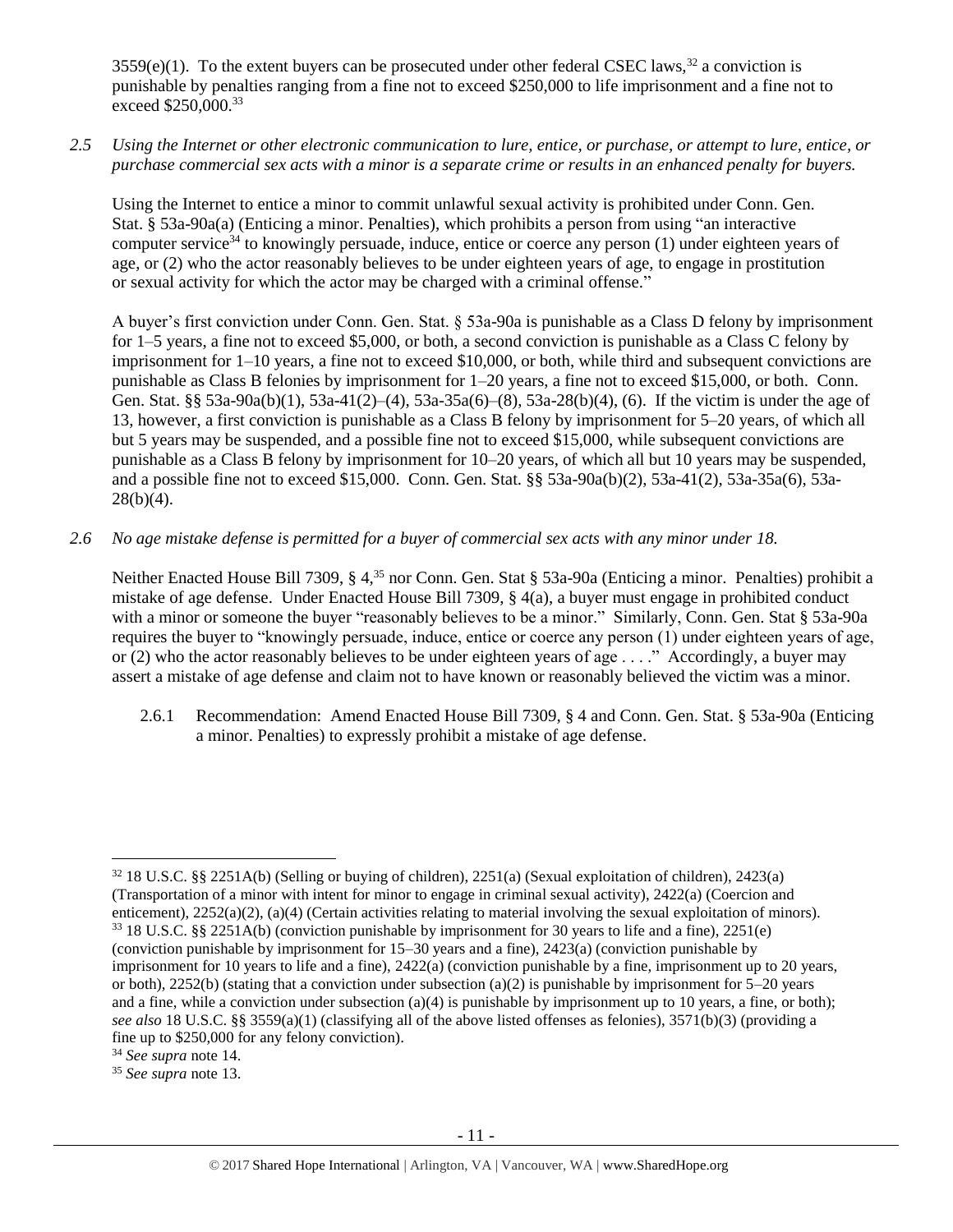3559(e)(1). To the extent buyers can be prosecuted under other federal CSEC laws,[32] a conviction is punishable by penalties ranging from a fine not to exceed $250,000 to life imprisonment and a fine not to exceed $250,000.[33]

*2.5 Using the Internet or other electronic communication to lure, entice, or purchase, or attempt to lure, entice, or purchase commercial sex acts with a minor is a separate crime or results in an enhanced penalty for buyers.*

Using the Internet to entice a minor to commit unlawful sexual activity is prohibited under Conn. Gen. Stat. § 53a-90a(a) (Enticing a minor. Penalties), which prohibits a person from using "an interactive computer service[34] to knowingly persuade, induce, entice or coerce any person (1) under eighteen years of age, or (2) who the actor reasonably believes to be under eighteen years of age, to engage in prostitution or sexual activity for which the actor may be charged with a criminal offense."

A buyer's first conviction under Conn. Gen. Stat. § 53a-90a is punishable as a Class D felony by imprisonment for 1–5 years, a fine not to exceed $5,000, or both, a second conviction is punishable as a Class C felony by imprisonment for 1–10 years, a fine not to exceed $10,000, or both, while third and subsequent convictions are punishable as Class B felonies by imprisonment for 1–20 years, a fine not to exceed $15,000, or both. Conn. Gen. Stat. §§ 53a-90a(b)(1), 53a-41(2)–(4), 53a-35a(6)–(8), 53a-28(b)(4), (6). If the victim is under the age of 13, however, a first conviction is punishable as a Class B felony by imprisonment for 5–20 years, of which all but 5 years may be suspended, and a possible fine not to exceed $15,000, while subsequent convictions are punishable as a Class B felony by imprisonment for 10–20 years, of which all but 10 years may be suspended, and a possible fine not to exceed $15,000. Conn. Gen. Stat. §§ 53a-90a(b)(2), 53a-41(2), 53a-35a(6), 53a-28(b)(4).

*2.6 No age mistake defense is permitted for a buyer of commercial sex acts with any minor under 18.*

Neither Enacted House Bill 7309, § 4,[35] nor Conn. Gen. Stat § 53a-90a (Enticing a minor. Penalties) prohibit a mistake of age defense. Under Enacted House Bill 7309, § 4(a), a buyer must engage in prohibited conduct with a minor or someone the buyer "reasonably believes to be a minor." Similarly, Conn. Gen. Stat § 53a-90a requires the buyer to "knowingly persuade, induce, entice or coerce any person (1) under eighteen years of age, or (2) who the actor reasonably believes to be under eighteen years of age . . . ." Accordingly, a buyer may assert a mistake of age defense and claim not to have known or reasonably believed the victim was a minor.

2.6.1 Recommendation: Amend Enacted House Bill 7309, § 4 and Conn. Gen. Stat. § 53a-90a (Enticing a minor. Penalties) to expressly prohibit a mistake of age defense.

---

[32] 18 U.S.C. §§ 2251A(b) (Selling or buying of children), 2251(a) (Sexual exploitation of children), 2423(a) (Transportation of a minor with intent for minor to engage in criminal sexual activity), 2422(a) (Coercion and enticement), 2252(a)(2), (a)(4) (Certain activities relating to material involving the sexual exploitation of minors).

[33] 18 U.S.C. §§ 2251A(b) (conviction punishable by imprisonment for 30 years to life and a fine), 2251(e) (conviction punishable by imprisonment for 15–30 years and a fine), 2423(a) (conviction punishable by imprisonment for 10 years to life and a fine), 2422(a) (conviction punishable by a fine, imprisonment up to 20 years, or both), 2252(b) (stating that a conviction under subsection (a)(2) is punishable by imprisonment for 5–20 years and a fine, while a conviction under subsection (a)(4) is punishable by imprisonment up to 10 years, a fine, or both); *see also* 18 U.S.C. §§ 3559(a)(1) (classifying all of the above listed offenses as felonies), 3571(b)(3) (providing a fine up to $250,000 for any felony conviction).

[34] *See supra* note 14.

[35] *See supra* note 13.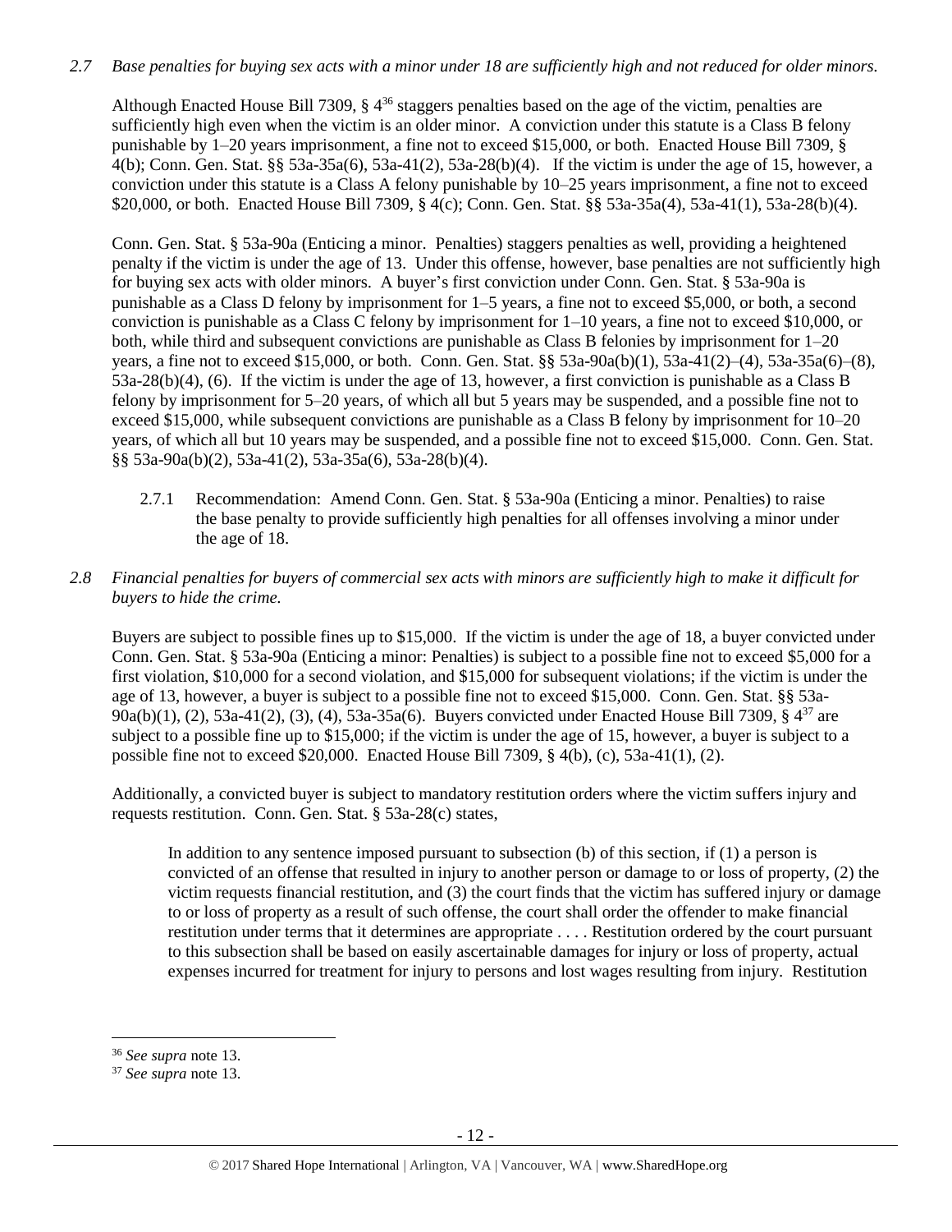*2.7 Base penalties for buying sex acts with a minor under 18 are sufficiently high and not reduced for older minors.*

Although Enacted House Bill 7309, § 4[36] staggers penalties based on the age of the victim, penalties are sufficiently high even when the victim is an older minor. A conviction under this statute is a Class B felony punishable by 1–20 years imprisonment, a fine not to exceed $15,000, or both. Enacted House Bill 7309, § 4(b); Conn. Gen. Stat. §§ 53a-35a(6), 53a-41(2), 53a-28(b)(4). If the victim is under the age of 15, however, a conviction under this statute is a Class A felony punishable by 10–25 years imprisonment, a fine not to exceed $20,000, or both. Enacted House Bill 7309, § 4(c); Conn. Gen. Stat. §§ 53a-35a(4), 53a-41(1), 53a-28(b)(4).

Conn. Gen. Stat. § 53a-90a (Enticing a minor. Penalties) staggers penalties as well, providing a heightened penalty if the victim is under the age of 13. Under this offense, however, base penalties are not sufficiently high for buying sex acts with older minors. A buyer's first conviction under Conn. Gen. Stat. § 53a-90a is punishable as a Class D felony by imprisonment for 1–5 years, a fine not to exceed $5,000, or both, a second conviction is punishable as a Class C felony by imprisonment for 1–10 years, a fine not to exceed $10,000, or both, while third and subsequent convictions are punishable as Class B felonies by imprisonment for 1–20 years, a fine not to exceed $15,000, or both. Conn. Gen. Stat. §§ 53a-90a(b)(1), 53a-41(2)–(4), 53a-35a(6)–(8), 53a-28(b)(4), (6). If the victim is under the age of 13, however, a first conviction is punishable as a Class B felony by imprisonment for 5–20 years, of which all but 5 years may be suspended, and a possible fine not to exceed $15,000, while subsequent convictions are punishable as a Class B felony by imprisonment for 10–20 years, of which all but 10 years may be suspended, and a possible fine not to exceed $15,000. Conn. Gen. Stat. §§ 53a-90a(b)(2), 53a-41(2), 53a-35a(6), 53a-28(b)(4).

2.7.1 Recommendation: Amend Conn. Gen. Stat. § 53a-90a (Enticing a minor. Penalties) to raise the base penalty to provide sufficiently high penalties for all offenses involving a minor under the age of 18.

*2.8 Financial penalties for buyers of commercial sex acts with minors are sufficiently high to make it difficult for buyers to hide the crime.*

Buyers are subject to possible fines up to $15,000. If the victim is under the age of 18, a buyer convicted under Conn. Gen. Stat. § 53a-90a (Enticing a minor: Penalties) is subject to a possible fine not to exceed $5,000 for a first violation, $10,000 for a second violation, and $15,000 for subsequent violations; if the victim is under the age of 13, however, a buyer is subject to a possible fine not to exceed $15,000. Conn. Gen. Stat. §§ 53a-90a(b)(1), (2), 53a-41(2), (3), (4), 53a-35a(6). Buyers convicted under Enacted House Bill 7309, § 4[37] are subject to a possible fine up to $15,000; if the victim is under the age of 15, however, a buyer is subject to a possible fine not to exceed $20,000. Enacted House Bill 7309, § 4(b), (c), 53a-41(1), (2).

Additionally, a convicted buyer is subject to mandatory restitution orders where the victim suffers injury and requests restitution. Conn. Gen. Stat. § 53a-28(c) states,

> In addition to any sentence imposed pursuant to subsection (b) of this section, if (1) a person is convicted of an offense that resulted in injury to another person or damage to or loss of property, (2) the victim requests financial restitution, and (3) the court finds that the victim has suffered injury or damage to or loss of property as a result of such offense, the court shall order the offender to make financial restitution under terms that it determines are appropriate . . . . Restitution ordered by the court pursuant to this subsection shall be based on easily ascertainable damages for injury or loss of property, actual expenses incurred for treatment for injury to persons and lost wages resulting from injury. Restitution

---

[36] *See supra* note 13.

[37] *See supra* note 13.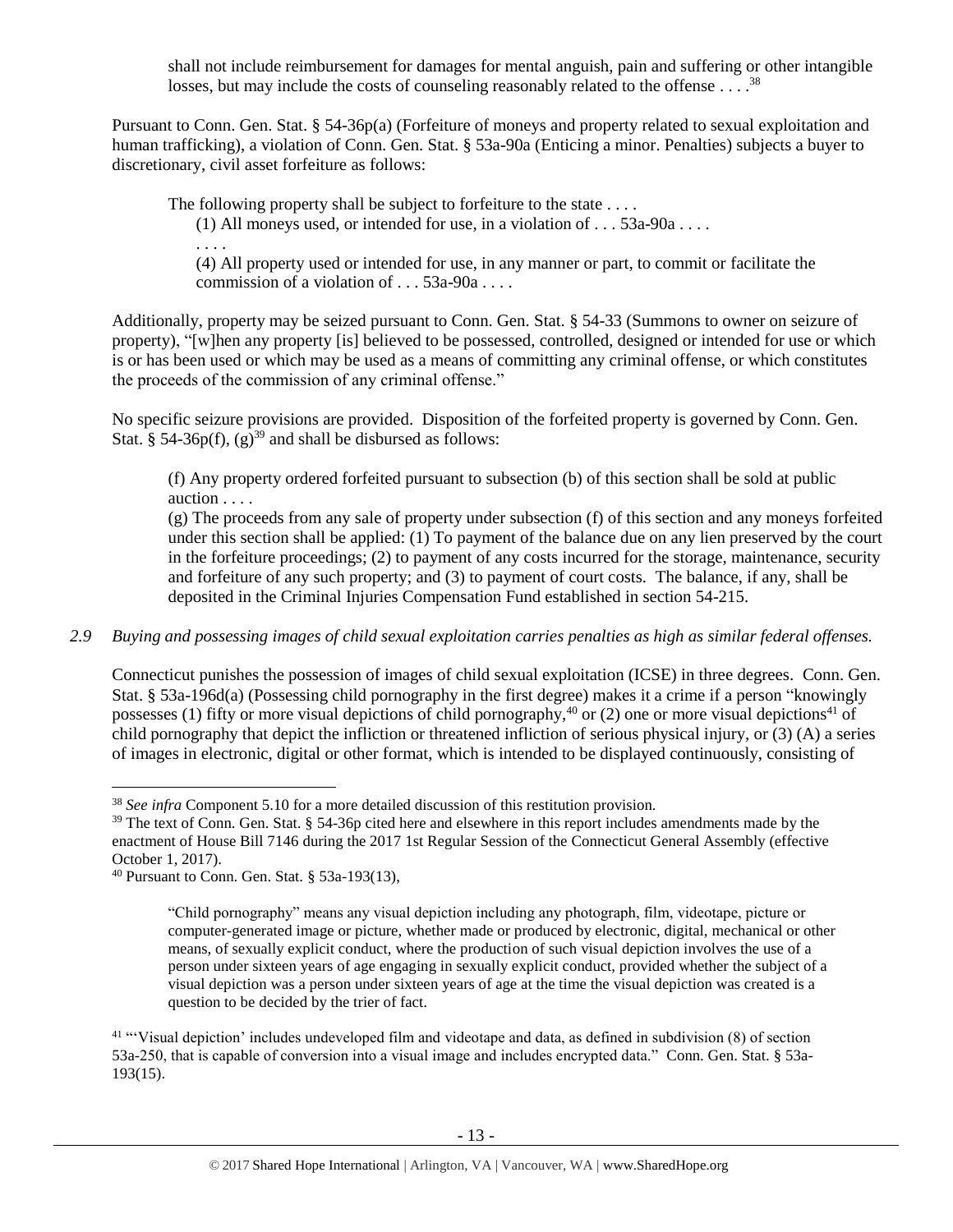shall not include reimbursement for damages for mental anguish, pain and suffering or other intangible losses, but may include the costs of counseling reasonably related to the offense . . . .[38]

Pursuant to Conn. Gen. Stat. § 54-36p(a) (Forfeiture of moneys and property related to sexual exploitation and human trafficking), a violation of Conn. Gen. Stat. § 53a-90a (Enticing a minor. Penalties) subjects a buyer to discretionary, civil asset forfeiture as follows:

> The following property shall be subject to forfeiture to the state . . . .
>
> (1) All moneys used, or intended for use, in a violation of . . . 53a-90a . . . .
>
> . . . .
>
> (4) All property used or intended for use, in any manner or part, to commit or facilitate the commission of a violation of . . . 53a-90a . . . .

Additionally, property may be seized pursuant to Conn. Gen. Stat. § 54-33 (Summons to owner on seizure of property), "[w]hen any property [is] believed to be possessed, controlled, designed or intended for use or which is or has been used or which may be used as a means of committing any criminal offense, or which constitutes the proceeds of the commission of any criminal offense."

No specific seizure provisions are provided. Disposition of the forfeited property is governed by Conn. Gen. Stat. § 54-36p(f), (g)[39] and shall be disbursed as follows:

> (f) Any property ordered forfeited pursuant to subsection (b) of this section shall be sold at public auction . . . .
>
> (g) The proceeds from any sale of property under subsection (f) of this section and any moneys forfeited under this section shall be applied: (1) To payment of the balance due on any lien preserved by the court in the forfeiture proceedings; (2) to payment of any costs incurred for the storage, maintenance, security and forfeiture of any such property; and (3) to payment of court costs. The balance, if any, shall be deposited in the Criminal Injuries Compensation Fund established in section 54-215.

*2.9 Buying and possessing images of child sexual exploitation carries penalties as high as similar federal offenses.*

Connecticut punishes the possession of images of child sexual exploitation (ICSE) in three degrees. Conn. Gen. Stat. § 53a-196d(a) (Possessing child pornography in the first degree) makes it a crime if a person "knowingly possesses (1) fifty or more visual depictions of child pornography,[40] or (2) one or more visual depictions[41] of child pornography that depict the infliction or threatened infliction of serious physical injury, or (3) (A) a series of images in electronic, digital or other format, which is intended to be displayed continuously, consisting of

---

[38] *See infra* Component 5.10 for a more detailed discussion of this restitution provision.

[39] The text of Conn. Gen. Stat. § 54-36p cited here and elsewhere in this report includes amendments made by the enactment of House Bill 7146 during the 2017 1st Regular Session of the Connecticut General Assembly (effective October 1, 2017).

[40] Pursuant to Conn. Gen. Stat. § 53a-193(13),

> "Child pornography" means any visual depiction including any photograph, film, videotape, picture or computer-generated image or picture, whether made or produced by electronic, digital, mechanical or other means, of sexually explicit conduct, where the production of such visual depiction involves the use of a person under sixteen years of age engaging in sexually explicit conduct, provided whether the subject of a visual depiction was a person under sixteen years of age at the time the visual depiction was created is a question to be decided by the trier of fact.

[41] "'Visual depiction' includes undeveloped film and videotape and data, as defined in subdivision (8) of section 53a-250, that is capable of conversion into a visual image and includes encrypted data." Conn. Gen. Stat. § 53a-193(15).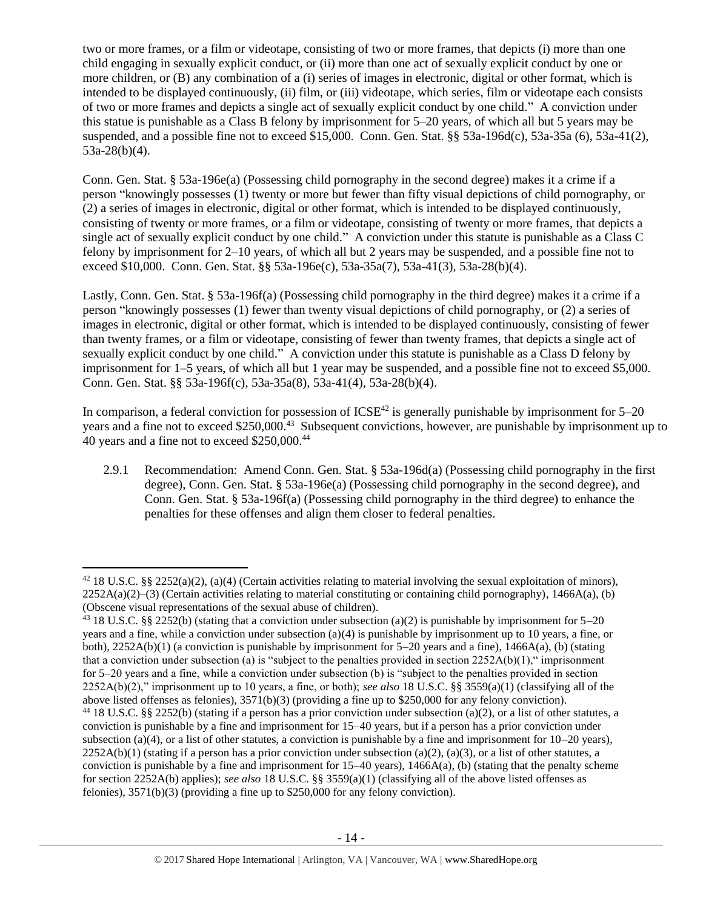two or more frames, or a film or videotape, consisting of two or more frames, that depicts (i) more than one child engaging in sexually explicit conduct, or (ii) more than one act of sexually explicit conduct by one or more children, or (B) any combination of a (i) series of images in electronic, digital or other format, which is intended to be displayed continuously, (ii) film, or (iii) videotape, which series, film or videotape each consists of two or more frames and depicts a single act of sexually explicit conduct by one child." A conviction under this statue is punishable as a Class B felony by imprisonment for 5–20 years, of which all but 5 years may be suspended, and a possible fine not to exceed $15,000. Conn. Gen. Stat. §§ 53a-196d(c), 53a-35a (6), 53a-41(2), 53a-28(b)(4).

Conn. Gen. Stat. § 53a-196e(a) (Possessing child pornography in the second degree) makes it a crime if a person "knowingly possesses (1) twenty or more but fewer than fifty visual depictions of child pornography, or (2) a series of images in electronic, digital or other format, which is intended to be displayed continuously, consisting of twenty or more frames, or a film or videotape, consisting of twenty or more frames, that depicts a single act of sexually explicit conduct by one child." A conviction under this statute is punishable as a Class C felony by imprisonment for 2–10 years, of which all but 2 years may be suspended, and a possible fine not to exceed $10,000. Conn. Gen. Stat. §§ 53a-196e(c), 53a-35a(7), 53a-41(3), 53a-28(b)(4).

Lastly, Conn. Gen. Stat. § 53a-196f(a) (Possessing child pornography in the third degree) makes it a crime if a person "knowingly possesses (1) fewer than twenty visual depictions of child pornography, or (2) a series of images in electronic, digital or other format, which is intended to be displayed continuously, consisting of fewer than twenty frames, or a film or videotape, consisting of fewer than twenty frames, that depicts a single act of sexually explicit conduct by one child." A conviction under this statute is punishable as a Class D felony by imprisonment for 1–5 years, of which all but 1 year may be suspended, and a possible fine not to exceed $5,000. Conn. Gen. Stat. §§ 53a-196f(c), 53a-35a(8), 53a-41(4), 53a-28(b)(4).

In comparison, a federal conviction for possession of ICSE[42] is generally punishable by imprisonment for 5–20 years and a fine not to exceed $250,000.[43] Subsequent convictions, however, are punishable by imprisonment up to 40 years and a fine not to exceed $250,000.[44]

2.9.1 Recommendation: Amend Conn. Gen. Stat. § 53a-196d(a) (Possessing child pornography in the first degree), Conn. Gen. Stat. § 53a-196e(a) (Possessing child pornography in the second degree), and Conn. Gen. Stat. § 53a-196f(a) (Possessing child pornography in the third degree) to enhance the penalties for these offenses and align them closer to federal penalties.

---

[42] 18 U.S.C. §§ 2252(a)(2), (a)(4) (Certain activities relating to material involving the sexual exploitation of minors), 2252A(a)(2)–(3) (Certain activities relating to material constituting or containing child pornography), 1466A(a), (b) (Obscene visual representations of the sexual abuse of children).

[43] 18 U.S.C. §§ 2252(b) (stating that a conviction under subsection (a)(2) is punishable by imprisonment for 5–20 years and a fine, while a conviction under subsection (a)(4) is punishable by imprisonment up to 10 years, a fine, or both), 2252A(b)(1) (a conviction is punishable by imprisonment for 5–20 years and a fine), 1466A(a), (b) (stating that a conviction under subsection (a) is "subject to the penalties provided in section 2252A(b)(1)," imprisonment for 5–20 years and a fine, while a conviction under subsection (b) is "subject to the penalties provided in section 2252A(b)(2)," imprisonment up to 10 years, a fine, or both); *see also* 18 U.S.C. §§ 3559(a)(1) (classifying all of the above listed offenses as felonies), 3571(b)(3) (providing a fine up to $250,000 for any felony conviction).

[44] 18 U.S.C. §§ 2252(b) (stating if a person has a prior conviction under subsection (a)(2), or a list of other statutes, a conviction is punishable by a fine and imprisonment for 15–40 years, but if a person has a prior conviction under subsection (a)(4), or a list of other statutes, a conviction is punishable by a fine and imprisonment for 10–20 years), 2252A(b)(1) (stating if a person has a prior conviction under subsection (a)(2), (a)(3), or a list of other statutes, a conviction is punishable by a fine and imprisonment for 15–40 years), 1466A(a), (b) (stating that the penalty scheme for section 2252A(b) applies); *see also* 18 U.S.C. §§ 3559(a)(1) (classifying all of the above listed offenses as felonies), 3571(b)(3) (providing a fine up to $250,000 for any felony conviction).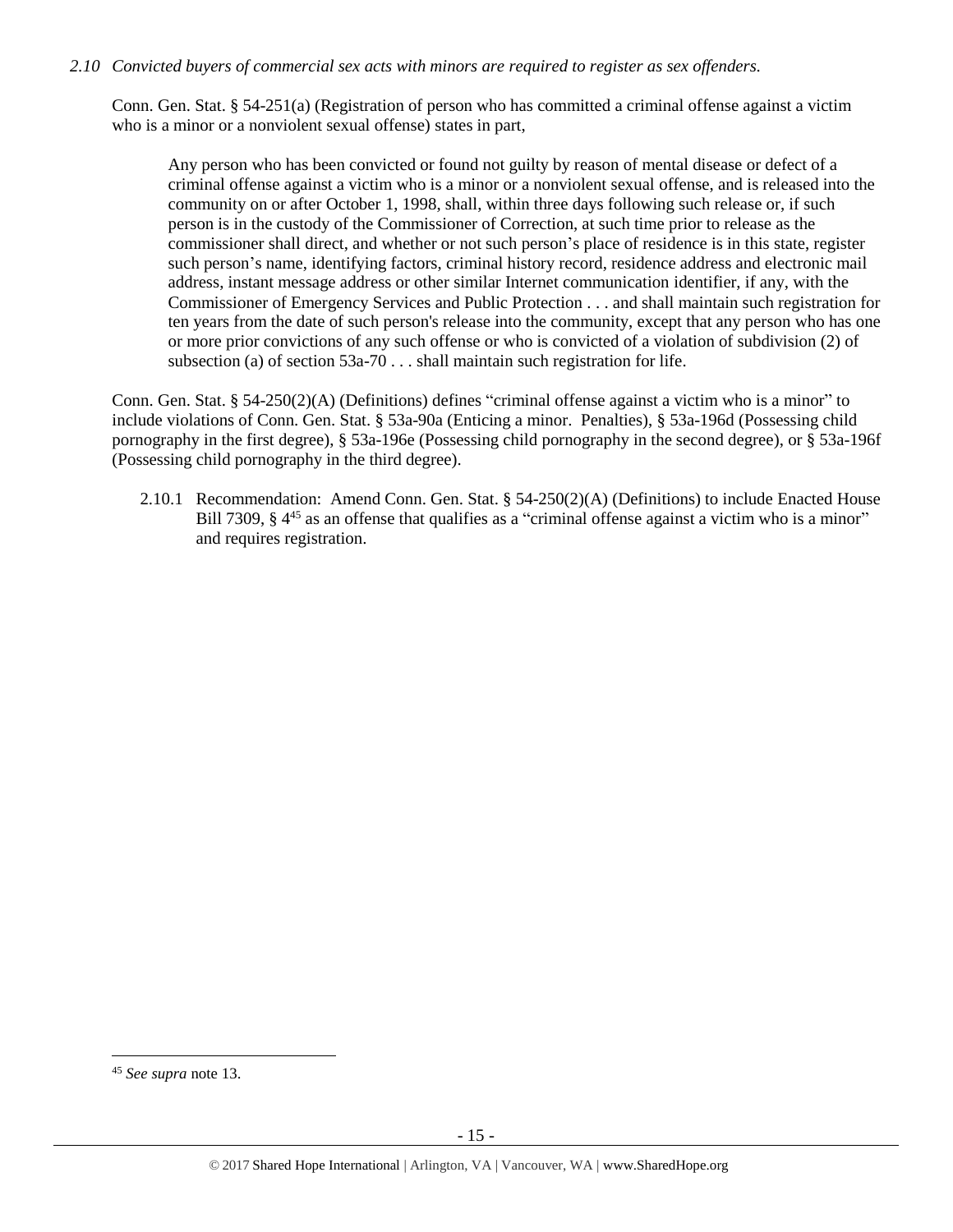*2.10 Convicted buyers of commercial sex acts with minors are required to register as sex offenders.*

Conn. Gen. Stat. § 54-251(a) (Registration of person who has committed a criminal offense against a victim who is a minor or a nonviolent sexual offense) states in part,

> Any person who has been convicted or found not guilty by reason of mental disease or defect of a criminal offense against a victim who is a minor or a nonviolent sexual offense, and is released into the community on or after October 1, 1998, shall, within three days following such release or, if such person is in the custody of the Commissioner of Correction, at such time prior to release as the commissioner shall direct, and whether or not such person's place of residence is in this state, register such person's name, identifying factors, criminal history record, residence address and electronic mail address, instant message address or other similar Internet communication identifier, if any, with the Commissioner of Emergency Services and Public Protection . . . and shall maintain such registration for ten years from the date of such person's release into the community, except that any person who has one or more prior convictions of any such offense or who is convicted of a violation of subdivision (2) of subsection (a) of section 53a-70 . . . shall maintain such registration for life.

Conn. Gen. Stat. § 54-250(2)(A) (Definitions) defines "criminal offense against a victim who is a minor" to include violations of Conn. Gen. Stat. § 53a-90a (Enticing a minor. Penalties), § 53a-196d (Possessing child pornography in the first degree), § 53a-196e (Possessing child pornography in the second degree), or § 53a-196f (Possessing child pornography in the third degree).

2.10.1 Recommendation: Amend Conn. Gen. Stat. § 54-250(2)(A) (Definitions) to include Enacted House Bill 7309, § 4[45] as an offense that qualifies as a "criminal offense against a victim who is a minor" and requires registration.

[45] *See supra* note 13.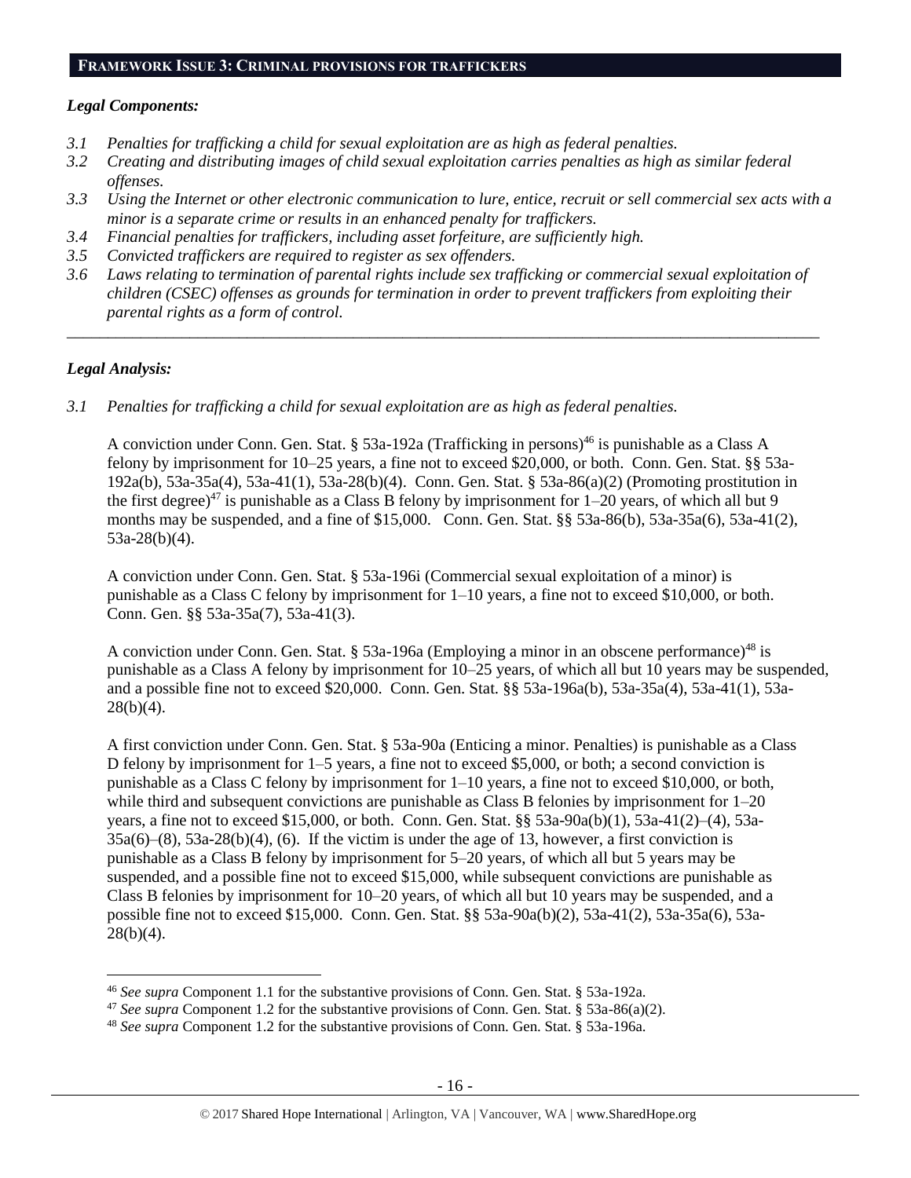## FRAMEWORK ISSUE 3: CRIMINAL PROVISIONS FOR TRAFFICKERS

### *Legal Components:*

*3.1 Penalties for trafficking a child for sexual exploitation are as high as federal penalties.*

*3.2 Creating and distributing images of child sexual exploitation carries penalties as high as similar federal offenses.*

*3.3 Using the Internet or other electronic communication to lure, entice, recruit or sell commercial sex acts with a minor is a separate crime or results in an enhanced penalty for traffickers.*

*3.4 Financial penalties for traffickers, including asset forfeiture, are sufficiently high.*

*3.5 Convicted traffickers are required to register as sex offenders.*

*3.6 Laws relating to termination of parental rights include sex trafficking or commercial sexual exploitation of children (CSEC) offenses as grounds for termination in order to prevent traffickers from exploiting their parental rights as a form of control.*

---

### *Legal Analysis:*

*3.1 Penalties for trafficking a child for sexual exploitation are as high as federal penalties.*

A conviction under Conn. Gen. Stat. § 53a-192a (Trafficking in persons)[46] is punishable as a Class A felony by imprisonment for 10–25 years, a fine not to exceed $20,000, or both. Conn. Gen. Stat. §§ 53a-192a(b), 53a-35a(4), 53a-41(1), 53a-28(b)(4). Conn. Gen. Stat. § 53a-86(a)(2) (Promoting prostitution in the first degree)[47] is punishable as a Class B felony by imprisonment for 1–20 years, of which all but 9 months may be suspended, and a fine of $15,000. Conn. Gen. Stat. §§ 53a-86(b), 53a-35a(6), 53a-41(2), 53a-28(b)(4).

A conviction under Conn. Gen. Stat. § 53a-196i (Commercial sexual exploitation of a minor) is punishable as a Class C felony by imprisonment for 1–10 years, a fine not to exceed $10,000, or both. Conn. Gen. §§ 53a-35a(7), 53a-41(3).

A conviction under Conn. Gen. Stat. § 53a-196a (Employing a minor in an obscene performance)[48] is punishable as a Class A felony by imprisonment for 10–25 years, of which all but 10 years may be suspended, and a possible fine not to exceed $20,000. Conn. Gen. Stat. §§ 53a-196a(b), 53a-35a(4), 53a-41(1), 53a-28(b)(4).

A first conviction under Conn. Gen. Stat. § 53a-90a (Enticing a minor. Penalties) is punishable as a Class D felony by imprisonment for 1–5 years, a fine not to exceed $5,000, or both; a second conviction is punishable as a Class C felony by imprisonment for 1–10 years, a fine not to exceed $10,000, or both, while third and subsequent convictions are punishable as Class B felonies by imprisonment for 1–20 years, a fine not to exceed $15,000, or both. Conn. Gen. Stat. §§ 53a-90a(b)(1), 53a-41(2)–(4), 53a-35a(6)–(8), 53a-28(b)(4), (6). If the victim is under the age of 13, however, a first conviction is punishable as a Class B felony by imprisonment for 5–20 years, of which all but 5 years may be suspended, and a possible fine not to exceed $15,000, while subsequent convictions are punishable as Class B felonies by imprisonment for 10–20 years, of which all but 10 years may be suspended, and a possible fine not to exceed $15,000. Conn. Gen. Stat. §§ 53a-90a(b)(2), 53a-41(2), 53a-35a(6), 53a-28(b)(4).

---

[46] *See supra* Component 1.1 for the substantive provisions of Conn. Gen. Stat. § 53a-192a.

[47] *See supra* Component 1.2 for the substantive provisions of Conn. Gen. Stat. § 53a-86(a)(2).

[48] *See supra* Component 1.2 for the substantive provisions of Conn. Gen. Stat. § 53a-196a.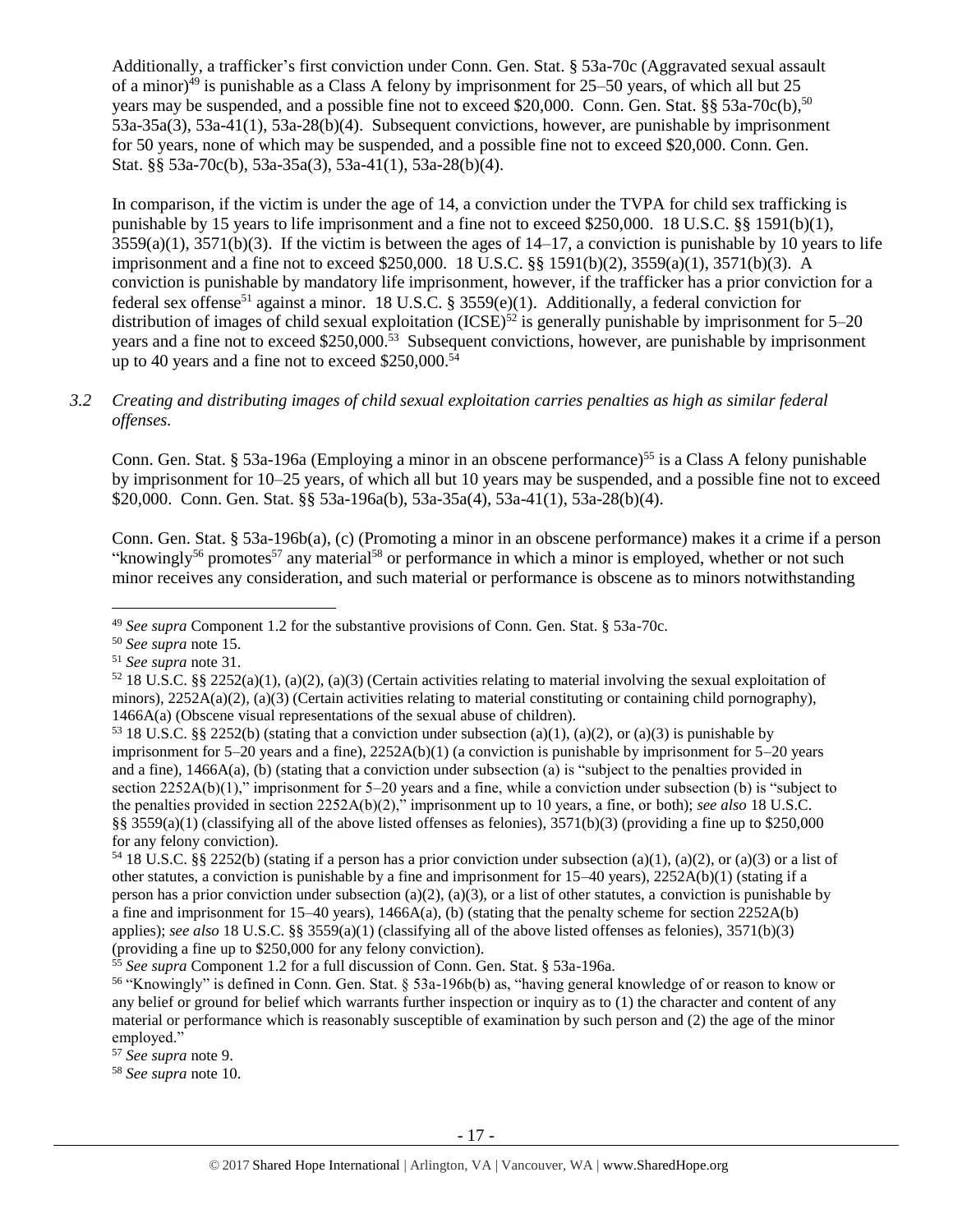Additionally, a trafficker's first conviction under Conn. Gen. Stat. § 53a-70c (Aggravated sexual assault of a minor)[49] is punishable as a Class A felony by imprisonment for 25–50 years, of which all but 25 years may be suspended, and a possible fine not to exceed $20,000. Conn. Gen. Stat. §§ 53a-70c(b),[50] 53a-35a(3), 53a-41(1), 53a-28(b)(4). Subsequent convictions, however, are punishable by imprisonment for 50 years, none of which may be suspended, and a possible fine not to exceed $20,000. Conn. Gen. Stat. §§ 53a-70c(b), 53a-35a(3), 53a-41(1), 53a-28(b)(4).

In comparison, if the victim is under the age of 14, a conviction under the TVPA for child sex trafficking is punishable by 15 years to life imprisonment and a fine not to exceed $250,000. 18 U.S.C. §§ 1591(b)(1), 3559(a)(1), 3571(b)(3). If the victim is between the ages of 14–17, a conviction is punishable by 10 years to life imprisonment and a fine not to exceed $250,000. 18 U.S.C. §§ 1591(b)(2), 3559(a)(1), 3571(b)(3). A conviction is punishable by mandatory life imprisonment, however, if the trafficker has a prior conviction for a federal sex offense[51] against a minor. 18 U.S.C. § 3559(e)(1). Additionally, a federal conviction for distribution of images of child sexual exploitation (ICSE)[52] is generally punishable by imprisonment for 5–20 years and a fine not to exceed $250,000.[53] Subsequent convictions, however, are punishable by imprisonment up to 40 years and a fine not to exceed $250,000.[54]

*3.2 Creating and distributing images of child sexual exploitation carries penalties as high as similar federal offenses.*

Conn. Gen. Stat. § 53a-196a (Employing a minor in an obscene performance)[55] is a Class A felony punishable by imprisonment for 10–25 years, of which all but 10 years may be suspended, and a possible fine not to exceed $20,000. Conn. Gen. Stat. §§ 53a-196a(b), 53a-35a(4), 53a-41(1), 53a-28(b)(4).

Conn. Gen. Stat. § 53a-196b(a), (c) (Promoting a minor in an obscene performance) makes it a crime if a person "knowingly[56] promotes[57] any material[58] or performance in which a minor is employed, whether or not such minor receives any consideration, and such material or performance is obscene as to minors notwithstanding

---

[49] *See supra* Component 1.2 for the substantive provisions of Conn. Gen. Stat. § 53a-70c.

[50] *See supra* note 15.

[51] *See supra* note 31.

[52] 18 U.S.C. §§ 2252(a)(1), (a)(2), (a)(3) (Certain activities relating to material involving the sexual exploitation of minors), 2252A(a)(2), (a)(3) (Certain activities relating to material constituting or containing child pornography), 1466A(a) (Obscene visual representations of the sexual abuse of children).

[53] 18 U.S.C. §§ 2252(b) (stating that a conviction under subsection (a)(1), (a)(2), or (a)(3) is punishable by imprisonment for 5–20 years and a fine), 2252A(b)(1) (a conviction is punishable by imprisonment for 5–20 years and a fine), 1466A(a), (b) (stating that a conviction under subsection (a) is "subject to the penalties provided in section 2252A(b)(1)," imprisonment for 5–20 years and a fine, while a conviction under subsection (b) is "subject to the penalties provided in section 2252A(b)(2)," imprisonment up to 10 years, a fine, or both); *see also* 18 U.S.C. §§ 3559(a)(1) (classifying all of the above listed offenses as felonies), 3571(b)(3) (providing a fine up to $250,000 for any felony conviction).

[54] 18 U.S.C. §§ 2252(b) (stating if a person has a prior conviction under subsection (a)(1), (a)(2), or (a)(3) or a list of other statutes, a conviction is punishable by a fine and imprisonment for 15–40 years), 2252A(b)(1) (stating if a person has a prior conviction under subsection (a)(2), (a)(3), or a list of other statutes, a conviction is punishable by a fine and imprisonment for 15–40 years), 1466A(a), (b) (stating that the penalty scheme for section 2252A(b) applies); *see also* 18 U.S.C. §§ 3559(a)(1) (classifying all of the above listed offenses as felonies), 3571(b)(3) (providing a fine up to $250,000 for any felony conviction).

[55] *See supra* Component 1.2 for a full discussion of Conn. Gen. Stat. § 53a-196a.

[56] "Knowingly" is defined in Conn. Gen. Stat. § 53a-196b(b) as, "having general knowledge of or reason to know or any belief or ground for belief which warrants further inspection or inquiry as to (1) the character and content of any material or performance which is reasonably susceptible of examination by such person and (2) the age of the minor employed."

[57] *See supra* note 9.

[58] *See supra* note 10.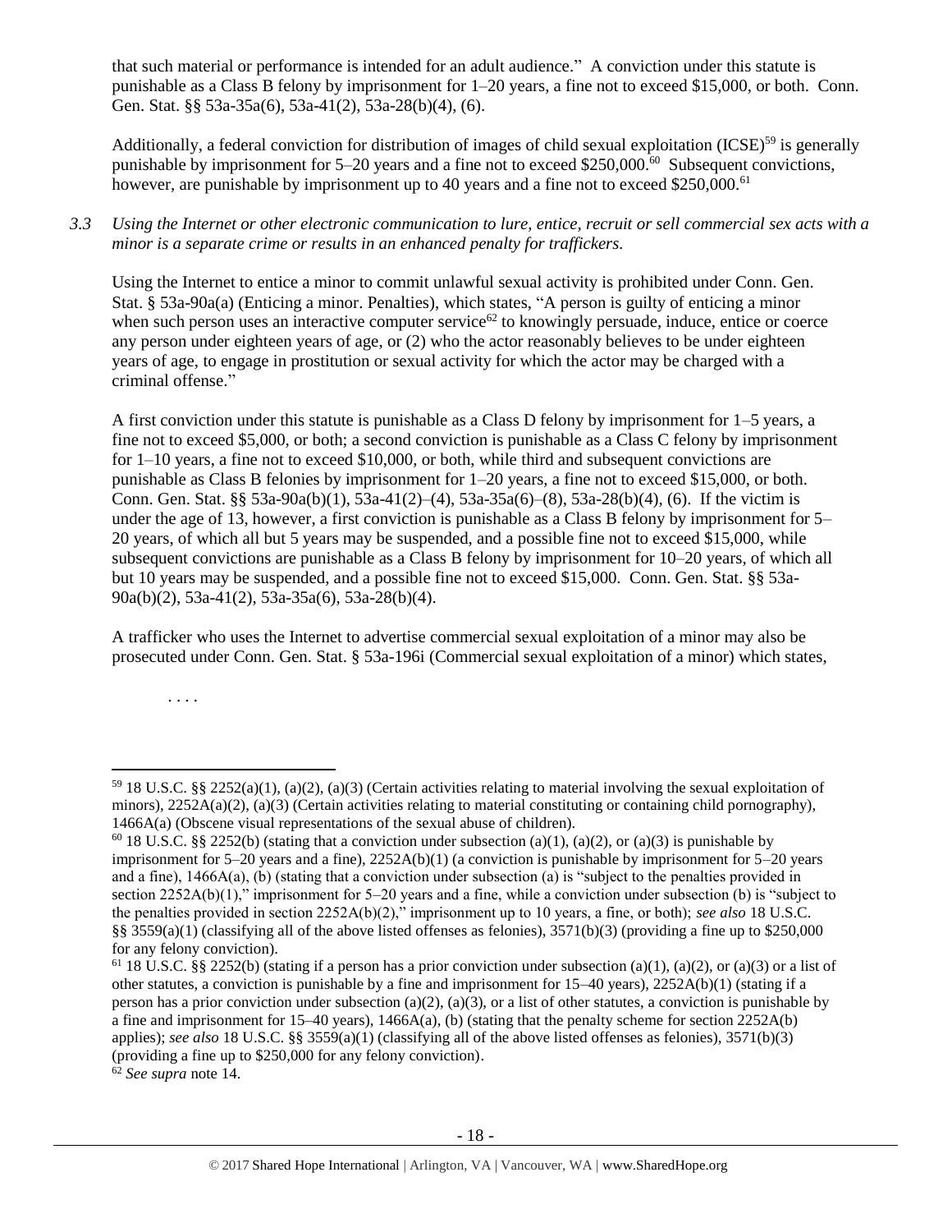that such material or performance is intended for an adult audience." A conviction under this statute is punishable as a Class B felony by imprisonment for 1–20 years, a fine not to exceed $15,000, or both. Conn. Gen. Stat. §§ 53a-35a(6), 53a-41(2), 53a-28(b)(4), (6).

Additionally, a federal conviction for distribution of images of child sexual exploitation (ICSE)[59] is generally punishable by imprisonment for 5–20 years and a fine not to exceed $250,000.[60] Subsequent convictions, however, are punishable by imprisonment up to 40 years and a fine not to exceed $250,000.[61]

*3.3 Using the Internet or other electronic communication to lure, entice, recruit or sell commercial sex acts with a minor is a separate crime or results in an enhanced penalty for traffickers.*

Using the Internet to entice a minor to commit unlawful sexual activity is prohibited under Conn. Gen. Stat. § 53a-90a(a) (Enticing a minor. Penalties), which states, "A person is guilty of enticing a minor when such person uses an interactive computer service[62] to knowingly persuade, induce, entice or coerce any person under eighteen years of age, or (2) who the actor reasonably believes to be under eighteen years of age, to engage in prostitution or sexual activity for which the actor may be charged with a criminal offense."

A first conviction under this statute is punishable as a Class D felony by imprisonment for 1–5 years, a fine not to exceed $5,000, or both; a second conviction is punishable as a Class C felony by imprisonment for 1–10 years, a fine not to exceed $10,000, or both, while third and subsequent convictions are punishable as Class B felonies by imprisonment for 1–20 years, a fine not to exceed $15,000, or both. Conn. Gen. Stat. §§ 53a-90a(b)(1), 53a-41(2)–(4), 53a-35a(6)–(8), 53a-28(b)(4), (6). If the victim is under the age of 13, however, a first conviction is punishable as a Class B felony by imprisonment for 5–20 years, of which all but 5 years may be suspended, and a possible fine not to exceed $15,000, while subsequent convictions are punishable as a Class B felony by imprisonment for 10–20 years, of which all but 10 years may be suspended, and a possible fine not to exceed $15,000. Conn. Gen. Stat. §§ 53a-90a(b)(2), 53a-41(2), 53a-35a(6), 53a-28(b)(4).

A trafficker who uses the Internet to advertise commercial sexual exploitation of a minor may also be prosecuted under Conn. Gen. Stat. § 53a-196i (Commercial sexual exploitation of a minor) which states,

. . . .

[59] 18 U.S.C. §§ 2252(a)(1), (a)(2), (a)(3) (Certain activities relating to material involving the sexual exploitation of minors), 2252A(a)(2), (a)(3) (Certain activities relating to material constituting or containing child pornography), 1466A(a) (Obscene visual representations of the sexual abuse of children).

[60] 18 U.S.C. §§ 2252(b) (stating that a conviction under subsection (a)(1), (a)(2), or (a)(3) is punishable by imprisonment for 5–20 years and a fine), 2252A(b)(1) (a conviction is punishable by imprisonment for 5–20 years and a fine), 1466A(a), (b) (stating that a conviction under subsection (a) is "subject to the penalties provided in section 2252A(b)(1)," imprisonment for 5–20 years and a fine, while a conviction under subsection (b) is "subject to the penalties provided in section 2252A(b)(2)," imprisonment up to 10 years, a fine, or both); *see also* 18 U.S.C. §§ 3559(a)(1) (classifying all of the above listed offenses as felonies), 3571(b)(3) (providing a fine up to $250,000 for any felony conviction).

[61] 18 U.S.C. §§ 2252(b) (stating if a person has a prior conviction under subsection (a)(1), (a)(2), or (a)(3) or a list of other statutes, a conviction is punishable by a fine and imprisonment for 15–40 years), 2252A(b)(1) (stating if a person has a prior conviction under subsection (a)(2), (a)(3), or a list of other statutes, a conviction is punishable by a fine and imprisonment for 15–40 years), 1466A(a), (b) (stating that the penalty scheme for section 2252A(b) applies); *see also* 18 U.S.C. §§ 3559(a)(1) (classifying all of the above listed offenses as felonies), 3571(b)(3) (providing a fine up to $250,000 for any felony conviction).

[62] *See supra* note 14.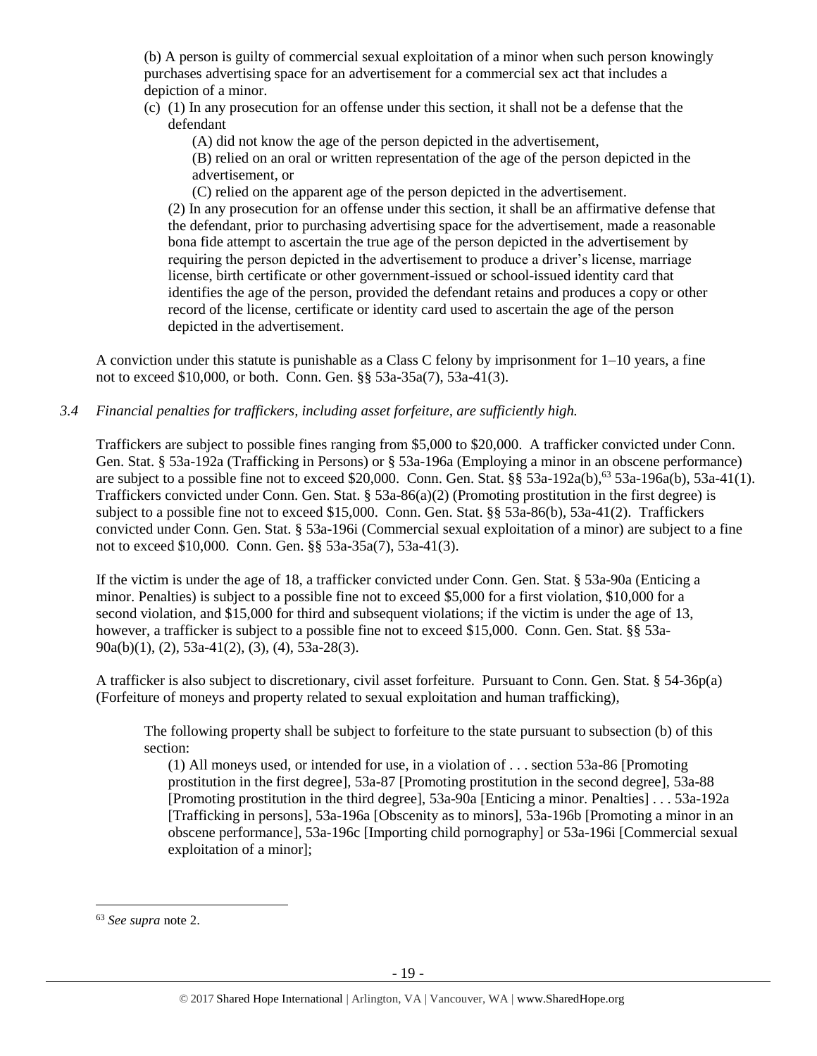(b) A person is guilty of commercial sexual exploitation of a minor when such person knowingly purchases advertising space for an advertisement for a commercial sex act that includes a depiction of a minor.

(c) (1) In any prosecution for an offense under this section, it shall not be a defense that the defendant

(A) did not know the age of the person depicted in the advertisement,

(B) relied on an oral or written representation of the age of the person depicted in the advertisement, or

(C) relied on the apparent age of the person depicted in the advertisement.

(2) In any prosecution for an offense under this section, it shall be an affirmative defense that the defendant, prior to purchasing advertising space for the advertisement, made a reasonable bona fide attempt to ascertain the true age of the person depicted in the advertisement by requiring the person depicted in the advertisement to produce a driver's license, marriage license, birth certificate or other government-issued or school-issued identity card that identifies the age of the person, provided the defendant retains and produces a copy or other record of the license, certificate or identity card used to ascertain the age of the person depicted in the advertisement.

A conviction under this statute is punishable as a Class C felony by imprisonment for 1–10 years, a fine not to exceed $10,000, or both. Conn. Gen. §§ 53a-35a(7), 53a-41(3).

*3.4 Financial penalties for traffickers, including asset forfeiture, are sufficiently high.*

Traffickers are subject to possible fines ranging from $5,000 to $20,000. A trafficker convicted under Conn. Gen. Stat. § 53a-192a (Trafficking in Persons) or § 53a-196a (Employing a minor in an obscene performance) are subject to a possible fine not to exceed $20,000. Conn. Gen. Stat. §§ 53a-192a(b),[63] 53a-196a(b), 53a-41(1). Traffickers convicted under Conn. Gen. Stat. § 53a-86(a)(2) (Promoting prostitution in the first degree) is subject to a possible fine not to exceed $15,000. Conn. Gen. Stat. §§ 53a-86(b), 53a-41(2). Traffickers convicted under Conn. Gen. Stat. § 53a-196i (Commercial sexual exploitation of a minor) are subject to a fine not to exceed $10,000. Conn. Gen. §§ 53a-35a(7), 53a-41(3).

If the victim is under the age of 18, a trafficker convicted under Conn. Gen. Stat. § 53a-90a (Enticing a minor. Penalties) is subject to a possible fine not to exceed $5,000 for a first violation, $10,000 for a second violation, and $15,000 for third and subsequent violations; if the victim is under the age of 13, however, a trafficker is subject to a possible fine not to exceed $15,000. Conn. Gen. Stat. §§ 53a-90a(b)(1), (2), 53a-41(2), (3), (4), 53a-28(3).

A trafficker is also subject to discretionary, civil asset forfeiture. Pursuant to Conn. Gen. Stat. § 54-36p(a) (Forfeiture of moneys and property related to sexual exploitation and human trafficking),

> The following property shall be subject to forfeiture to the state pursuant to subsection (b) of this section:
>
> (1) All moneys used, or intended for use, in a violation of . . . section 53a-86 [Promoting prostitution in the first degree], 53a-87 [Promoting prostitution in the second degree], 53a-88 [Promoting prostitution in the third degree], 53a-90a [Enticing a minor. Penalties] . . . 53a-192a [Trafficking in persons], 53a-196a [Obscenity as to minors], 53a-196b [Promoting a minor in an obscene performance], 53a-196c [Importing child pornography] or 53a-196i [Commercial sexual exploitation of a minor];

[63] *See supra* note 2.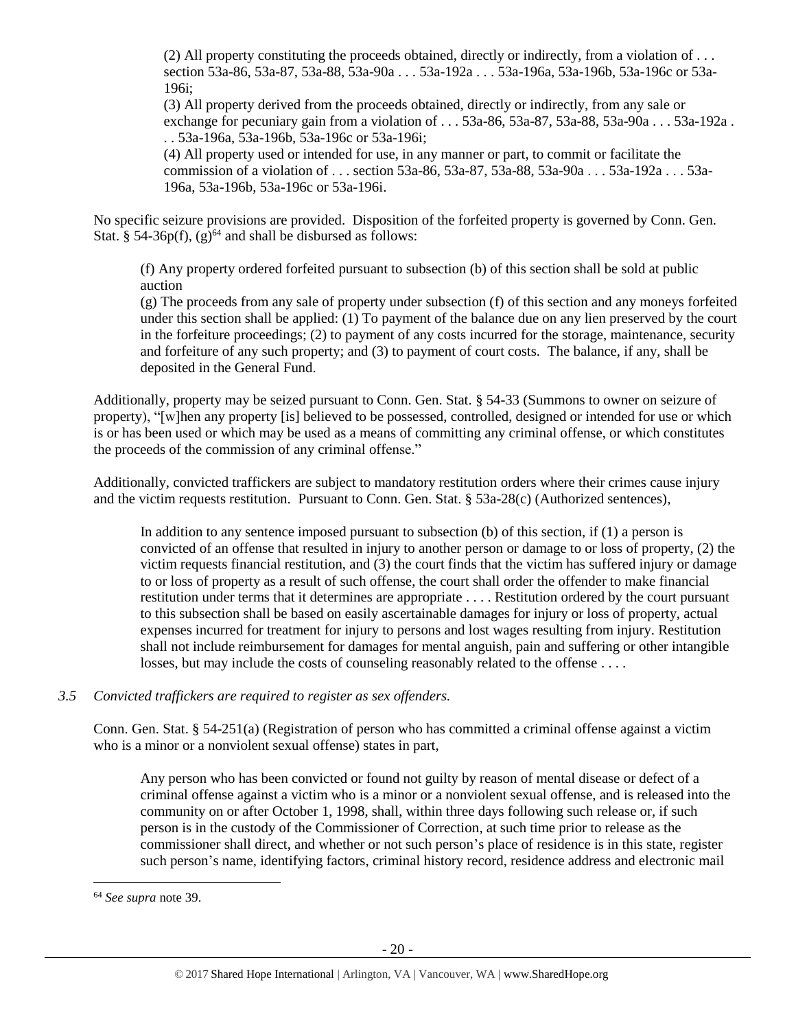> (2) All property constituting the proceeds obtained, directly or indirectly, from a violation of . . . section 53a-86, 53a-87, 53a-88, 53a-90a . . . 53a-192a . . . 53a-196a, 53a-196b, 53a-196c or 53a-196i;
>
> (3) All property derived from the proceeds obtained, directly or indirectly, from any sale or exchange for pecuniary gain from a violation of . . . 53a-86, 53a-87, 53a-88, 53a-90a . . . 53a-192a . . . 53a-196a, 53a-196b, 53a-196c or 53a-196i;
>
> (4) All property used or intended for use, in any manner or part, to commit or facilitate the commission of a violation of . . . section 53a-86, 53a-87, 53a-88, 53a-90a . . . 53a-192a . . . 53a-196a, 53a-196b, 53a-196c or 53a-196i.

No specific seizure provisions are provided. Disposition of the forfeited property is governed by Conn. Gen. Stat. § 54-36p(f), (g)[64] and shall be disbursed as follows:

> (f) Any property ordered forfeited pursuant to subsection (b) of this section shall be sold at public auction
>
> (g) The proceeds from any sale of property under subsection (f) of this section and any moneys forfeited under this section shall be applied: (1) To payment of the balance due on any lien preserved by the court in the forfeiture proceedings; (2) to payment of any costs incurred for the storage, maintenance, security and forfeiture of any such property; and (3) to payment of court costs. The balance, if any, shall be deposited in the General Fund.

Additionally, property may be seized pursuant to Conn. Gen. Stat. § 54-33 (Summons to owner on seizure of property), "[w]hen any property [is] believed to be possessed, controlled, designed or intended for use or which is or has been used or which may be used as a means of committing any criminal offense, or which constitutes the proceeds of the commission of any criminal offense."

Additionally, convicted traffickers are subject to mandatory restitution orders where their crimes cause injury and the victim requests restitution. Pursuant to Conn. Gen. Stat. § 53a-28(c) (Authorized sentences),

> In addition to any sentence imposed pursuant to subsection (b) of this section, if (1) a person is convicted of an offense that resulted in injury to another person or damage to or loss of property, (2) the victim requests financial restitution, and (3) the court finds that the victim has suffered injury or damage to or loss of property as a result of such offense, the court shall order the offender to make financial restitution under terms that it determines are appropriate . . . . Restitution ordered by the court pursuant to this subsection shall be based on easily ascertainable damages for injury or loss of property, actual expenses incurred for treatment for injury to persons and lost wages resulting from injury. Restitution shall not include reimbursement for damages for mental anguish, pain and suffering or other intangible losses, but may include the costs of counseling reasonably related to the offense . . . .

*3.5 Convicted traffickers are required to register as sex offenders.*

Conn. Gen. Stat. § 54-251(a) (Registration of person who has committed a criminal offense against a victim who is a minor or a nonviolent sexual offense) states in part,

> Any person who has been convicted or found not guilty by reason of mental disease or defect of a criminal offense against a victim who is a minor or a nonviolent sexual offense, and is released into the community on or after October 1, 1998, shall, within three days following such release or, if such person is in the custody of the Commissioner of Correction, at such time prior to release as the commissioner shall direct, and whether or not such person's place of residence is in this state, register such person's name, identifying factors, criminal history record, residence address and electronic mail

[64] *See supra* note 39.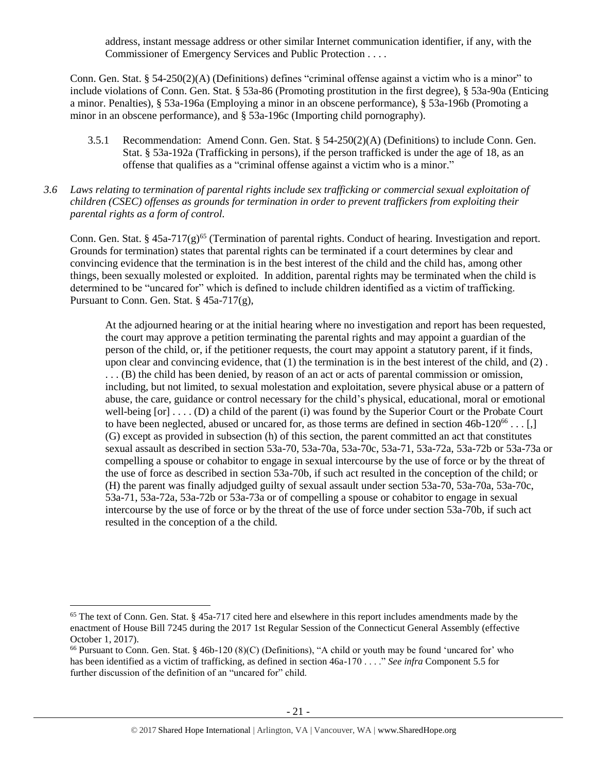address, instant message address or other similar Internet communication identifier, if any, with the Commissioner of Emergency Services and Public Protection . . . .

Conn. Gen. Stat. § 54-250(2)(A) (Definitions) defines "criminal offense against a victim who is a minor" to include violations of Conn. Gen. Stat. § 53a-86 (Promoting prostitution in the first degree), § 53a-90a (Enticing a minor. Penalties), § 53a-196a (Employing a minor in an obscene performance), § 53a-196b (Promoting a minor in an obscene performance), and § 53a-196c (Importing child pornography).

3.5.1 Recommendation: Amend Conn. Gen. Stat. § 54-250(2)(A) (Definitions) to include Conn. Gen. Stat. § 53a-192a (Trafficking in persons), if the person trafficked is under the age of 18, as an offense that qualifies as a "criminal offense against a victim who is a minor."

*3.6 Laws relating to termination of parental rights include sex trafficking or commercial sexual exploitation of children (CSEC) offenses as grounds for termination in order to prevent traffickers from exploiting their parental rights as a form of control.*

Conn. Gen. Stat. § 45a-717(g)[65] (Termination of parental rights. Conduct of hearing. Investigation and report. Grounds for termination) states that parental rights can be terminated if a court determines by clear and convincing evidence that the termination is in the best interest of the child and the child has, among other things, been sexually molested or exploited. In addition, parental rights may be terminated when the child is determined to be "uncared for" which is defined to include children identified as a victim of trafficking. Pursuant to Conn. Gen. Stat. § 45a-717(g),

> At the adjourned hearing or at the initial hearing where no investigation and report has been requested, the court may approve a petition terminating the parental rights and may appoint a guardian of the person of the child, or, if the petitioner requests, the court may appoint a statutory parent, if it finds, upon clear and convincing evidence, that (1) the termination is in the best interest of the child, and (2) . . . . (B) the child has been denied, by reason of an act or acts of parental commission or omission, including, but not limited, to sexual molestation and exploitation, severe physical abuse or a pattern of abuse, the care, guidance or control necessary for the child's physical, educational, moral or emotional well-being [or] . . . . (D) a child of the parent (i) was found by the Superior Court or the Probate Court to have been neglected, abused or uncared for, as those terms are defined in section 46b-120[66] . . . [,] (G) except as provided in subsection (h) of this section, the parent committed an act that constitutes sexual assault as described in section 53a-70, 53a-70a, 53a-70c, 53a-71, 53a-72a, 53a-72b or 53a-73a or compelling a spouse or cohabitor to engage in sexual intercourse by the use of force or by the threat of the use of force as described in section 53a-70b, if such act resulted in the conception of the child; or (H) the parent was finally adjudged guilty of sexual assault under section 53a-70, 53a-70a, 53a-70c, 53a-71, 53a-72a, 53a-72b or 53a-73a or of compelling a spouse or cohabitor to engage in sexual intercourse by the use of force or by the threat of the use of force under section 53a-70b, if such act resulted in the conception of a the child.

---

[65] The text of Conn. Gen. Stat. § 45a-717 cited here and elsewhere in this report includes amendments made by the enactment of House Bill 7245 during the 2017 1st Regular Session of the Connecticut General Assembly (effective October 1, 2017).

[66] Pursuant to Conn. Gen. Stat. § 46b-120 (8)(C) (Definitions), "A child or youth may be found 'uncared for' who has been identified as a victim of trafficking, as defined in section 46a-170 . . . ." *See infra* Component 5.5 for further discussion of the definition of an "uncared for" child.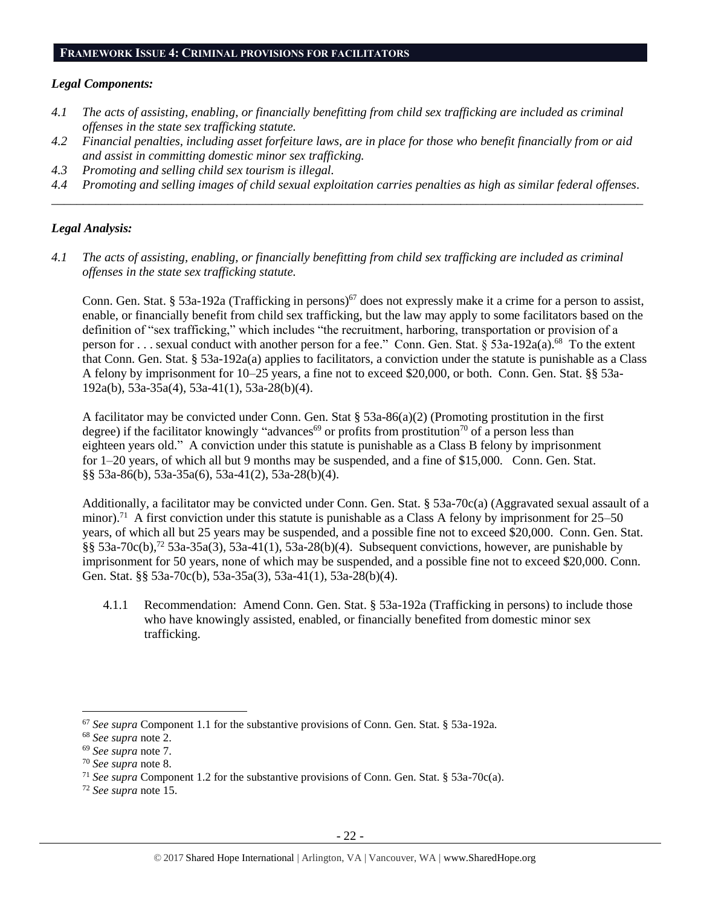## FRAMEWORK ISSUE 4: CRIMINAL PROVISIONS FOR FACILITATORS

### *Legal Components:*

*4.1 The acts of assisting, enabling, or financially benefitting from child sex trafficking are included as criminal offenses in the state sex trafficking statute.*

*4.2 Financial penalties, including asset forfeiture laws, are in place for those who benefit financially from or aid and assist in committing domestic minor sex trafficking.*

*4.3 Promoting and selling child sex tourism is illegal.*

*4.4 Promoting and selling images of child sexual exploitation carries penalties as high as similar federal offenses.*

---

### *Legal Analysis:*

*4.1 The acts of assisting, enabling, or financially benefitting from child sex trafficking are included as criminal offenses in the state sex trafficking statute.*

Conn. Gen. Stat. § 53a-192a (Trafficking in persons)[67] does not expressly make it a crime for a person to assist, enable, or financially benefit from child sex trafficking, but the law may apply to some facilitators based on the definition of "sex trafficking," which includes "the recruitment, harboring, transportation or provision of a person for . . . sexual conduct with another person for a fee." Conn. Gen. Stat. § 53a-192a(a).[68] To the extent that Conn. Gen. Stat. § 53a-192a(a) applies to facilitators, a conviction under the statute is punishable as a Class A felony by imprisonment for 10–25 years, a fine not to exceed $20,000, or both. Conn. Gen. Stat. §§ 53a-192a(b), 53a-35a(4), 53a-41(1), 53a-28(b)(4).

A facilitator may be convicted under Conn. Gen. Stat § 53a-86(a)(2) (Promoting prostitution in the first degree) if the facilitator knowingly "advances[69] or profits from prostitution[70] of a person less than eighteen years old." A conviction under this statute is punishable as a Class B felony by imprisonment for 1–20 years, of which all but 9 months may be suspended, and a fine of $15,000. Conn. Gen. Stat. §§ 53a-86(b), 53a-35a(6), 53a-41(2), 53a-28(b)(4).

Additionally, a facilitator may be convicted under Conn. Gen. Stat. § 53a-70c(a) (Aggravated sexual assault of a minor).[71] A first conviction under this statute is punishable as a Class A felony by imprisonment for 25–50 years, of which all but 25 years may be suspended, and a possible fine not to exceed $20,000. Conn. Gen. Stat. §§ 53a-70c(b),[72] 53a-35a(3), 53a-41(1), 53a-28(b)(4). Subsequent convictions, however, are punishable by imprisonment for 50 years, none of which may be suspended, and a possible fine not to exceed $20,000. Conn. Gen. Stat. §§ 53a-70c(b), 53a-35a(3), 53a-41(1), 53a-28(b)(4).

4.1.1 Recommendation: Amend Conn. Gen. Stat. § 53a-192a (Trafficking in persons) to include those who have knowingly assisted, enabled, or financially benefited from domestic minor sex trafficking.

---

[67] *See supra* Component 1.1 for the substantive provisions of Conn. Gen. Stat. § 53a-192a.

[68] *See supra* note 2.

[69] *See supra* note 7.

[70] *See supra* note 8.

[71] *See supra* Component 1.2 for the substantive provisions of Conn. Gen. Stat. § 53a-70c(a).

[72] *See supra* note 15.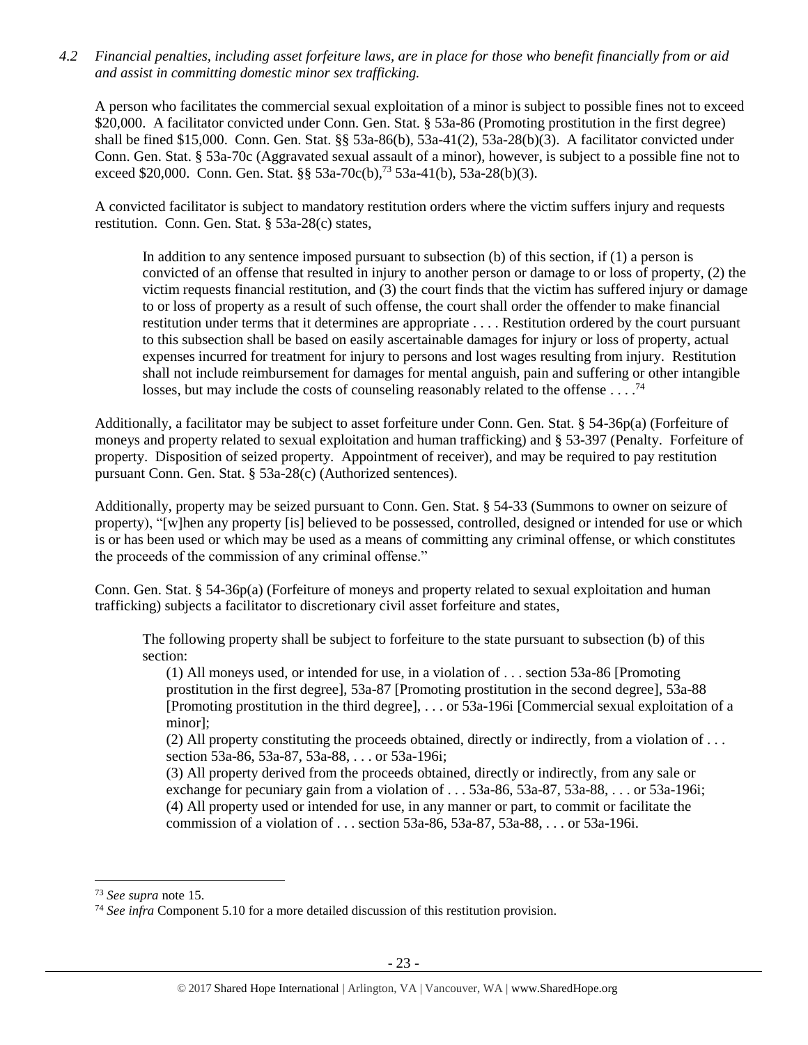*4.2 Financial penalties, including asset forfeiture laws, are in place for those who benefit financially from or aid and assist in committing domestic minor sex trafficking.*

A person who facilitates the commercial sexual exploitation of a minor is subject to possible fines not to exceed $20,000. A facilitator convicted under Conn. Gen. Stat. § 53a-86 (Promoting prostitution in the first degree) shall be fined $15,000. Conn. Gen. Stat. §§ 53a-86(b), 53a-41(2), 53a-28(b)(3). A facilitator convicted under Conn. Gen. Stat. § 53a-70c (Aggravated sexual assault of a minor), however, is subject to a possible fine not to exceed $20,000. Conn. Gen. Stat. §§ 53a-70c(b),[73] 53a-41(b), 53a-28(b)(3).

A convicted facilitator is subject to mandatory restitution orders where the victim suffers injury and requests restitution. Conn. Gen. Stat. § 53a-28(c) states,

> In addition to any sentence imposed pursuant to subsection (b) of this section, if (1) a person is convicted of an offense that resulted in injury to another person or damage to or loss of property, (2) the victim requests financial restitution, and (3) the court finds that the victim has suffered injury or damage to or loss of property as a result of such offense, the court shall order the offender to make financial restitution under terms that it determines are appropriate . . . . Restitution ordered by the court pursuant to this subsection shall be based on easily ascertainable damages for injury or loss of property, actual expenses incurred for treatment for injury to persons and lost wages resulting from injury. Restitution shall not include reimbursement for damages for mental anguish, pain and suffering or other intangible losses, but may include the costs of counseling reasonably related to the offense . . . .[74]

Additionally, a facilitator may be subject to asset forfeiture under Conn. Gen. Stat. § 54-36p(a) (Forfeiture of moneys and property related to sexual exploitation and human trafficking) and § 53-397 (Penalty. Forfeiture of property. Disposition of seized property. Appointment of receiver), and may be required to pay restitution pursuant Conn. Gen. Stat. § 53a-28(c) (Authorized sentences).

Additionally, property may be seized pursuant to Conn. Gen. Stat. § 54-33 (Summons to owner on seizure of property), "[w]hen any property [is] believed to be possessed, controlled, designed or intended for use or which is or has been used or which may be used as a means of committing any criminal offense, or which constitutes the proceeds of the commission of any criminal offense."

Conn. Gen. Stat. § 54-36p(a) (Forfeiture of moneys and property related to sexual exploitation and human trafficking) subjects a facilitator to discretionary civil asset forfeiture and states,

> The following property shall be subject to forfeiture to the state pursuant to subsection (b) of this section:
>
> (1) All moneys used, or intended for use, in a violation of . . . section 53a-86 [Promoting prostitution in the first degree], 53a-87 [Promoting prostitution in the second degree], 53a-88 [Promoting prostitution in the third degree], . . . or 53a-196i [Commercial sexual exploitation of a minor];
>
> (2) All property constituting the proceeds obtained, directly or indirectly, from a violation of . . . section 53a-86, 53a-87, 53a-88, . . . or 53a-196i;
>
> (3) All property derived from the proceeds obtained, directly or indirectly, from any sale or exchange for pecuniary gain from a violation of . . . 53a-86, 53a-87, 53a-88, . . . or 53a-196i;
>
> (4) All property used or intended for use, in any manner or part, to commit or facilitate the commission of a violation of . . . section 53a-86, 53a-87, 53a-88, . . . or 53a-196i.

---

[73] *See supra* note 15.

[74] *See infra* Component 5.10 for a more detailed discussion of this restitution provision.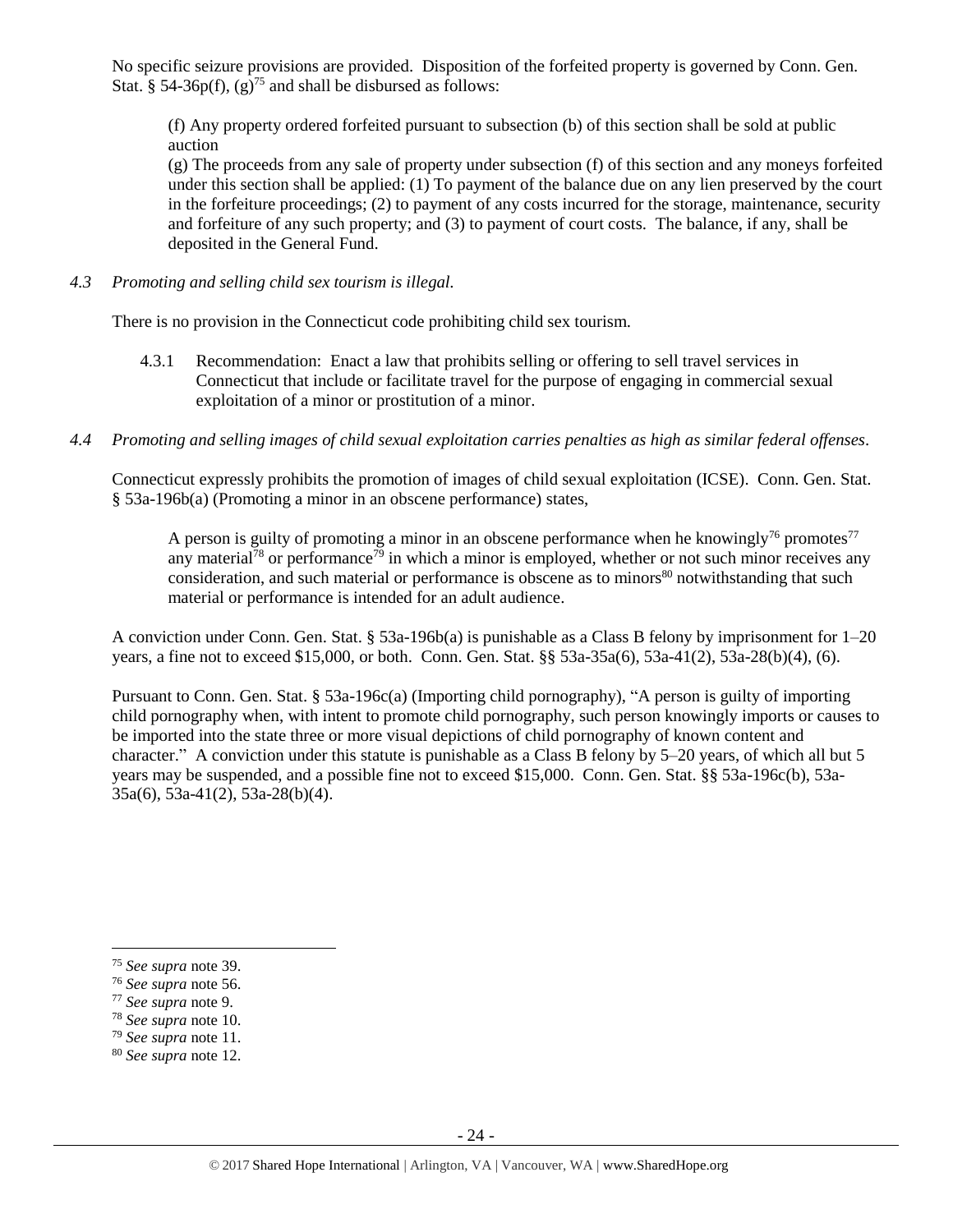No specific seizure provisions are provided. Disposition of the forfeited property is governed by Conn. Gen. Stat. § 54-36p(f), (g)[75] and shall be disbursed as follows:

> (f) Any property ordered forfeited pursuant to subsection (b) of this section shall be sold at public auction
>
> (g) The proceeds from any sale of property under subsection (f) of this section and any moneys forfeited under this section shall be applied: (1) To payment of the balance due on any lien preserved by the court in the forfeiture proceedings; (2) to payment of any costs incurred for the storage, maintenance, security and forfeiture of any such property; and (3) to payment of court costs. The balance, if any, shall be deposited in the General Fund.

*4.3 Promoting and selling child sex tourism is illegal.*

There is no provision in the Connecticut code prohibiting child sex tourism.

4.3.1 Recommendation: Enact a law that prohibits selling or offering to sell travel services in Connecticut that include or facilitate travel for the purpose of engaging in commercial sexual exploitation of a minor or prostitution of a minor.

*4.4 Promoting and selling images of child sexual exploitation carries penalties as high as similar federal offenses.*

Connecticut expressly prohibits the promotion of images of child sexual exploitation (ICSE). Conn. Gen. Stat. § 53a-196b(a) (Promoting a minor in an obscene performance) states,

> A person is guilty of promoting a minor in an obscene performance when he knowingly[76] promotes[77] any material[78] or performance[79] in which a minor is employed, whether or not such minor receives any consideration, and such material or performance is obscene as to minors[80] notwithstanding that such material or performance is intended for an adult audience.

A conviction under Conn. Gen. Stat. § 53a-196b(a) is punishable as a Class B felony by imprisonment for 1–20 years, a fine not to exceed $15,000, or both. Conn. Gen. Stat. §§ 53a-35a(6), 53a-41(2), 53a-28(b)(4), (6).

Pursuant to Conn. Gen. Stat. § 53a-196c(a) (Importing child pornography), "A person is guilty of importing child pornography when, with intent to promote child pornography, such person knowingly imports or causes to be imported into the state three or more visual depictions of child pornography of known content and character." A conviction under this statute is punishable as a Class B felony by 5–20 years, of which all but 5 years may be suspended, and a possible fine not to exceed $15,000. Conn. Gen. Stat. §§ 53a-196c(b), 53a-35a(6), 53a-41(2), 53a-28(b)(4).

[75] *See supra* note 39.
[76] *See supra* note 56.
[77] *See supra* note 9.
[78] *See supra* note 10.
[79] *See supra* note 11.
[80] *See supra* note 12.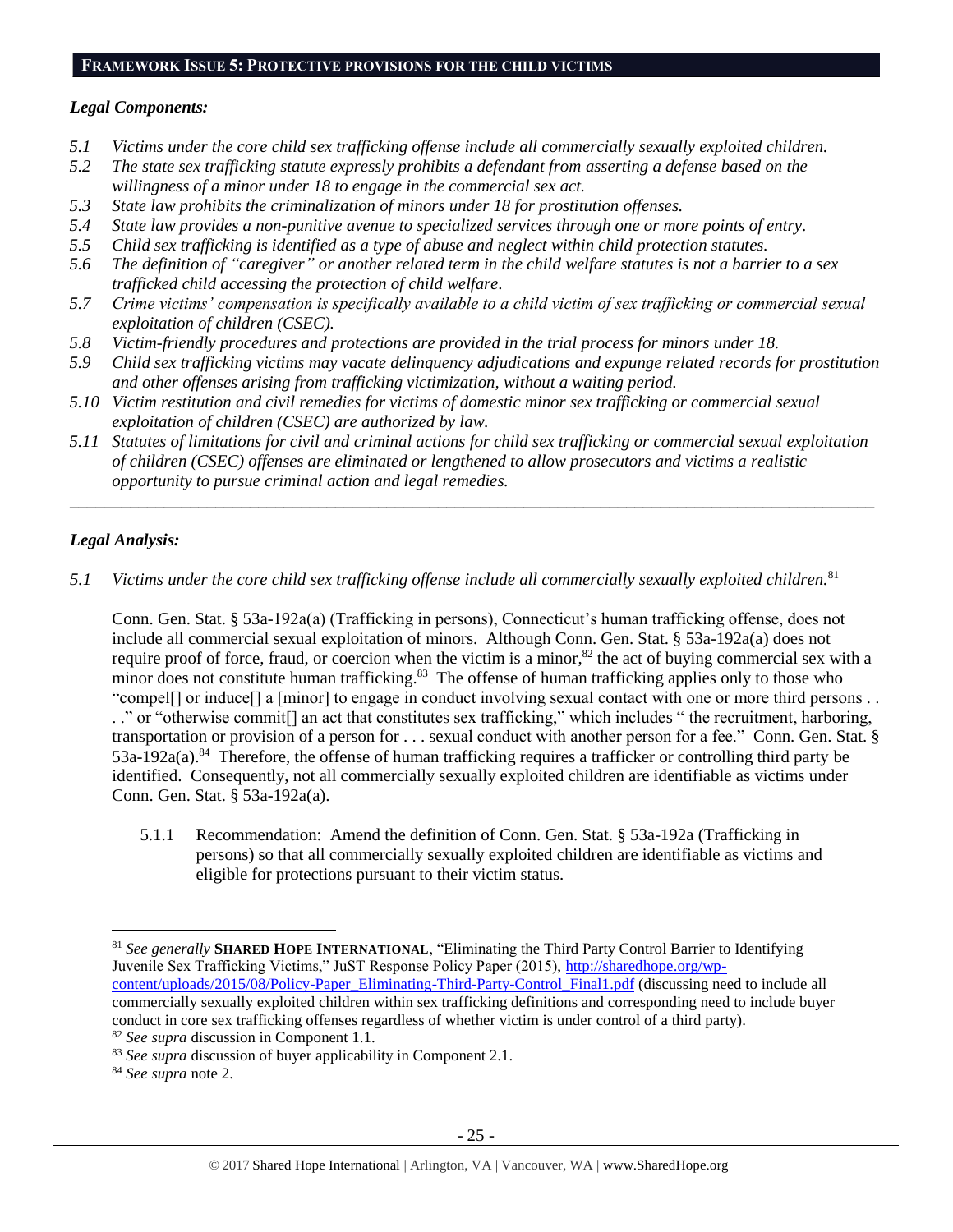## FRAMEWORK ISSUE 5: PROTECTIVE PROVISIONS FOR THE CHILD VICTIMS

### *Legal Components:*

*5.1 Victims under the core child sex trafficking offense include all commercially sexually exploited children.*
*5.2 The state sex trafficking statute expressly prohibits a defendant from asserting a defense based on the willingness of a minor under 18 to engage in the commercial sex act.*
*5.3 State law prohibits the criminalization of minors under 18 for prostitution offenses.*
*5.4 State law provides a non-punitive avenue to specialized services through one or more points of entry.*
*5.5 Child sex trafficking is identified as a type of abuse and neglect within child protection statutes.*
*5.6 The definition of "caregiver" or another related term in the child welfare statutes is not a barrier to a sex trafficked child accessing the protection of child welfare.*
*5.7 Crime victims' compensation is specifically available to a child victim of sex trafficking or commercial sexual exploitation of children (CSEC).*
*5.8 Victim-friendly procedures and protections are provided in the trial process for minors under 18.*
*5.9 Child sex trafficking victims may vacate delinquency adjudications and expunge related records for prostitution and other offenses arising from trafficking victimization, without a waiting period.*
*5.10 Victim restitution and civil remedies for victims of domestic minor sex trafficking or commercial sexual exploitation of children (CSEC) are authorized by law.*
*5.11 Statutes of limitations for civil and criminal actions for child sex trafficking or commercial sexual exploitation of children (CSEC) offenses are eliminated or lengthened to allow prosecutors and victims a realistic opportunity to pursue criminal action and legal remedies.*

---

### *Legal Analysis:*

*5.1 Victims under the core child sex trafficking offense include all commercially sexually exploited children.*[81]

Conn. Gen. Stat. § 53a-192a(a) (Trafficking in persons), Connecticut's human trafficking offense, does not include all commercial sexual exploitation of minors. Although Conn. Gen. Stat. § 53a-192a(a) does not require proof of force, fraud, or coercion when the victim is a minor,[82] the act of buying commercial sex with a minor does not constitute human trafficking.[83] The offense of human trafficking applies only to those who "compel[] or induce[] a [minor] to engage in conduct involving sexual contact with one or more third persons . . ." or "otherwise commit[] an act that constitutes sex trafficking," which includes " the recruitment, harboring, transportation or provision of a person for . . . sexual conduct with another person for a fee." Conn. Gen. Stat. § 53a-192a(a).[84] Therefore, the offense of human trafficking requires a trafficker or controlling third party be identified. Consequently, not all commercially sexually exploited children are identifiable as victims under Conn. Gen. Stat. § 53a-192a(a).

5.1.1 Recommendation: Amend the definition of Conn. Gen. Stat. § 53a-192a (Trafficking in persons) so that all commercially sexually exploited children are identifiable as victims and eligible for protections pursuant to their victim status.

---

[81] *See generally* **SHARED HOPE INTERNATIONAL**, "Eliminating the Third Party Control Barrier to Identifying Juvenile Sex Trafficking Victims," JuST Response Policy Paper (2015), http://sharedhope.org/wp-content/uploads/2015/08/Policy-Paper_Eliminating-Third-Party-Control_Final1.pdf (discussing need to include all commercially sexually exploited children within sex trafficking definitions and corresponding need to include buyer conduct in core sex trafficking offenses regardless of whether victim is under control of a third party).
[82] *See supra* discussion in Component 1.1.
[83] *See supra* discussion of buyer applicability in Component 2.1.
[84] *See supra* note 2.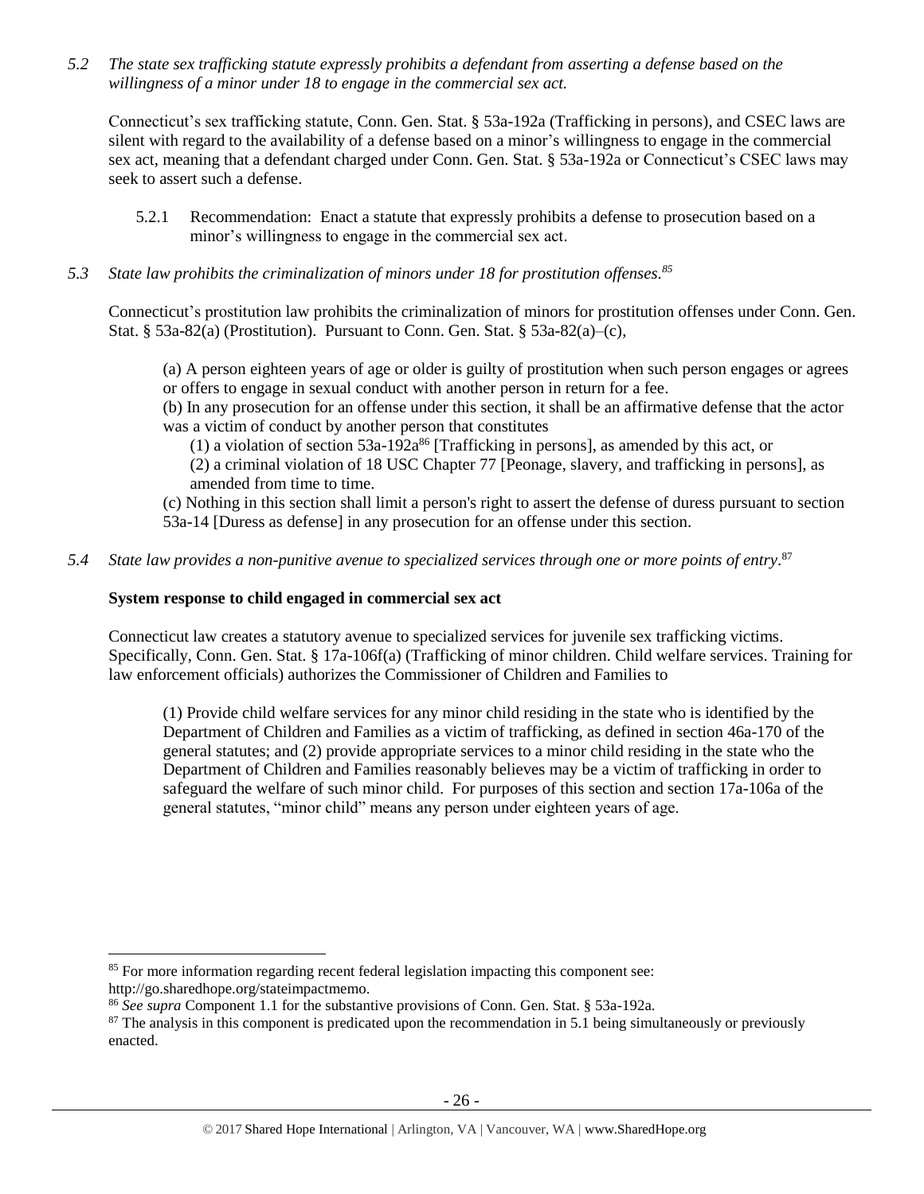*5.2 The state sex trafficking statute expressly prohibits a defendant from asserting a defense based on the willingness of a minor under 18 to engage in the commercial sex act.*

Connecticut's sex trafficking statute, Conn. Gen. Stat. § 53a-192a (Trafficking in persons), and CSEC laws are silent with regard to the availability of a defense based on a minor's willingness to engage in the commercial sex act, meaning that a defendant charged under Conn. Gen. Stat. § 53a-192a or Connecticut's CSEC laws may seek to assert such a defense.

5.2.1 Recommendation: Enact a statute that expressly prohibits a defense to prosecution based on a minor's willingness to engage in the commercial sex act.

*5.3 State law prohibits the criminalization of minors under 18 for prostitution offenses.*[85]

Connecticut's prostitution law prohibits the criminalization of minors for prostitution offenses under Conn. Gen. Stat. § 53a-82(a) (Prostitution). Pursuant to Conn. Gen. Stat. § 53a-82(a)–(c),

> (a) A person eighteen years of age or older is guilty of prostitution when such person engages or agrees or offers to engage in sexual conduct with another person in return for a fee.
> (b) In any prosecution for an offense under this section, it shall be an affirmative defense that the actor was a victim of conduct by another person that constitutes
> (1) a violation of section 53a-192a[86] [Trafficking in persons], as amended by this act, or
> (2) a criminal violation of 18 USC Chapter 77 [Peonage, slavery, and trafficking in persons], as amended from time to time.
> (c) Nothing in this section shall limit a person's right to assert the defense of duress pursuant to section 53a-14 [Duress as defense] in any prosecution for an offense under this section.

*5.4 State law provides a non-punitive avenue to specialized services through one or more points of entry.*[87]

**System response to child engaged in commercial sex act**

Connecticut law creates a statutory avenue to specialized services for juvenile sex trafficking victims. Specifically, Conn. Gen. Stat. § 17a-106f(a) (Trafficking of minor children. Child welfare services. Training for law enforcement officials) authorizes the Commissioner of Children and Families to

> (1) Provide child welfare services for any minor child residing in the state who is identified by the Department of Children and Families as a victim of trafficking, as defined in section 46a-170 of the general statutes; and (2) provide appropriate services to a minor child residing in the state who the Department of Children and Families reasonably believes may be a victim of trafficking in order to safeguard the welfare of such minor child. For purposes of this section and section 17a-106a of the general statutes, "minor child" means any person under eighteen years of age.

---

[85] For more information regarding recent federal legislation impacting this component see: http://go.sharedhope.org/stateimpactmemo.

[86] *See supra* Component 1.1 for the substantive provisions of Conn. Gen. Stat. § 53a-192a.

[87] The analysis in this component is predicated upon the recommendation in 5.1 being simultaneously or previously enacted.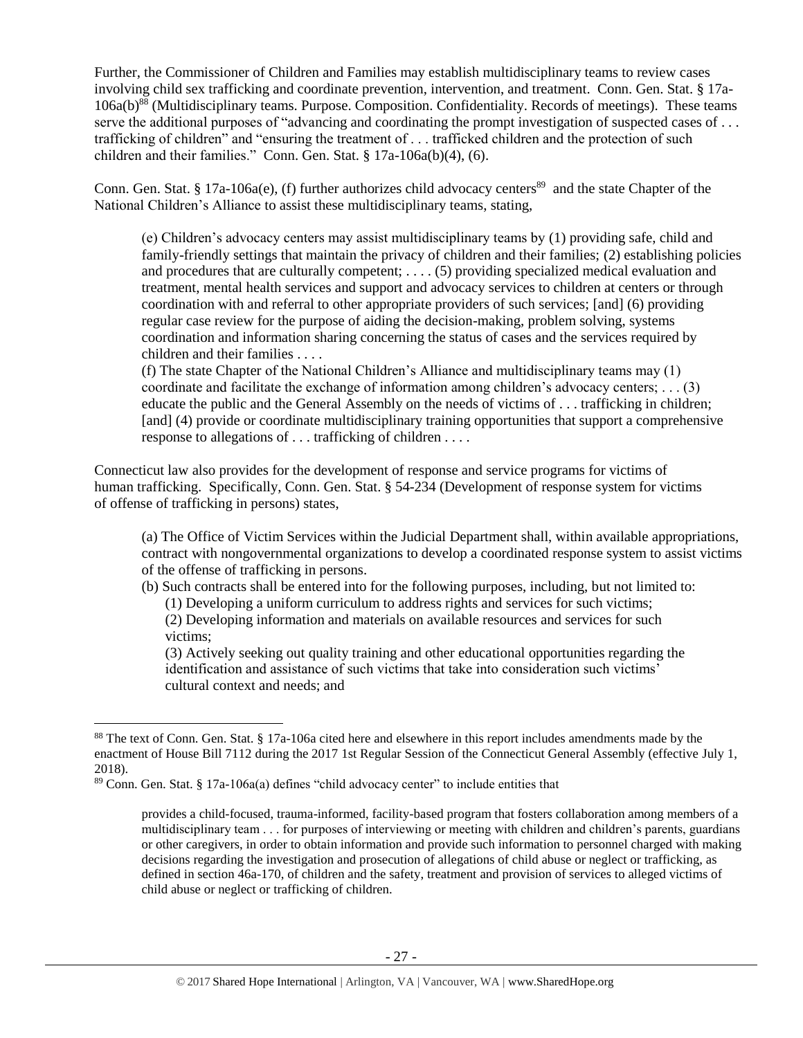Further, the Commissioner of Children and Families may establish multidisciplinary teams to review cases involving child sex trafficking and coordinate prevention, intervention, and treatment. Conn. Gen. Stat. § 17a-106a(b)[88] (Multidisciplinary teams. Purpose. Composition. Confidentiality. Records of meetings). These teams serve the additional purposes of "advancing and coordinating the prompt investigation of suspected cases of . . . trafficking of children" and "ensuring the treatment of . . . trafficked children and the protection of such children and their families." Conn. Gen. Stat. § 17a-106a(b)(4), (6).

Conn. Gen. Stat. § 17a-106a(e), (f) further authorizes child advocacy centers[89] and the state Chapter of the National Children's Alliance to assist these multidisciplinary teams, stating,

> (e) Children's advocacy centers may assist multidisciplinary teams by (1) providing safe, child and family-friendly settings that maintain the privacy of children and their families; (2) establishing policies and procedures that are culturally competent; . . . . (5) providing specialized medical evaluation and treatment, mental health services and support and advocacy services to children at centers or through coordination with and referral to other appropriate providers of such services; [and] (6) providing regular case review for the purpose of aiding the decision-making, problem solving, systems coordination and information sharing concerning the status of cases and the services required by children and their families . . . .
>
> (f) The state Chapter of the National Children's Alliance and multidisciplinary teams may (1) coordinate and facilitate the exchange of information among children's advocacy centers; . . . (3) educate the public and the General Assembly on the needs of victims of . . . trafficking in children; [and] (4) provide or coordinate multidisciplinary training opportunities that support a comprehensive response to allegations of . . . trafficking of children . . . .

Connecticut law also provides for the development of response and service programs for victims of human trafficking. Specifically, Conn. Gen. Stat. § 54-234 (Development of response system for victims of offense of trafficking in persons) states,

> (a) The Office of Victim Services within the Judicial Department shall, within available appropriations, contract with nongovernmental organizations to develop a coordinated response system to assist victims of the offense of trafficking in persons.
>
> (b) Such contracts shall be entered into for the following purposes, including, but not limited to:
>
> (1) Developing a uniform curriculum to address rights and services for such victims;
>
> (2) Developing information and materials on available resources and services for such victims;
>
> (3) Actively seeking out quality training and other educational opportunities regarding the identification and assistance of such victims that take into consideration such victims' cultural context and needs; and

---

[88] The text of Conn. Gen. Stat. § 17a-106a cited here and elsewhere in this report includes amendments made by the enactment of House Bill 7112 during the 2017 1st Regular Session of the Connecticut General Assembly (effective July 1, 2018).

[89] Conn. Gen. Stat. § 17a-106a(a) defines "child advocacy center" to include entities that

> provides a child-focused, trauma-informed, facility-based program that fosters collaboration among members of a multidisciplinary team . . . for purposes of interviewing or meeting with children and children's parents, guardians or other caregivers, in order to obtain information and provide such information to personnel charged with making decisions regarding the investigation and prosecution of allegations of child abuse or neglect or trafficking, as defined in section 46a-170, of children and the safety, treatment and provision of services to alleged victims of child abuse or neglect or trafficking of children.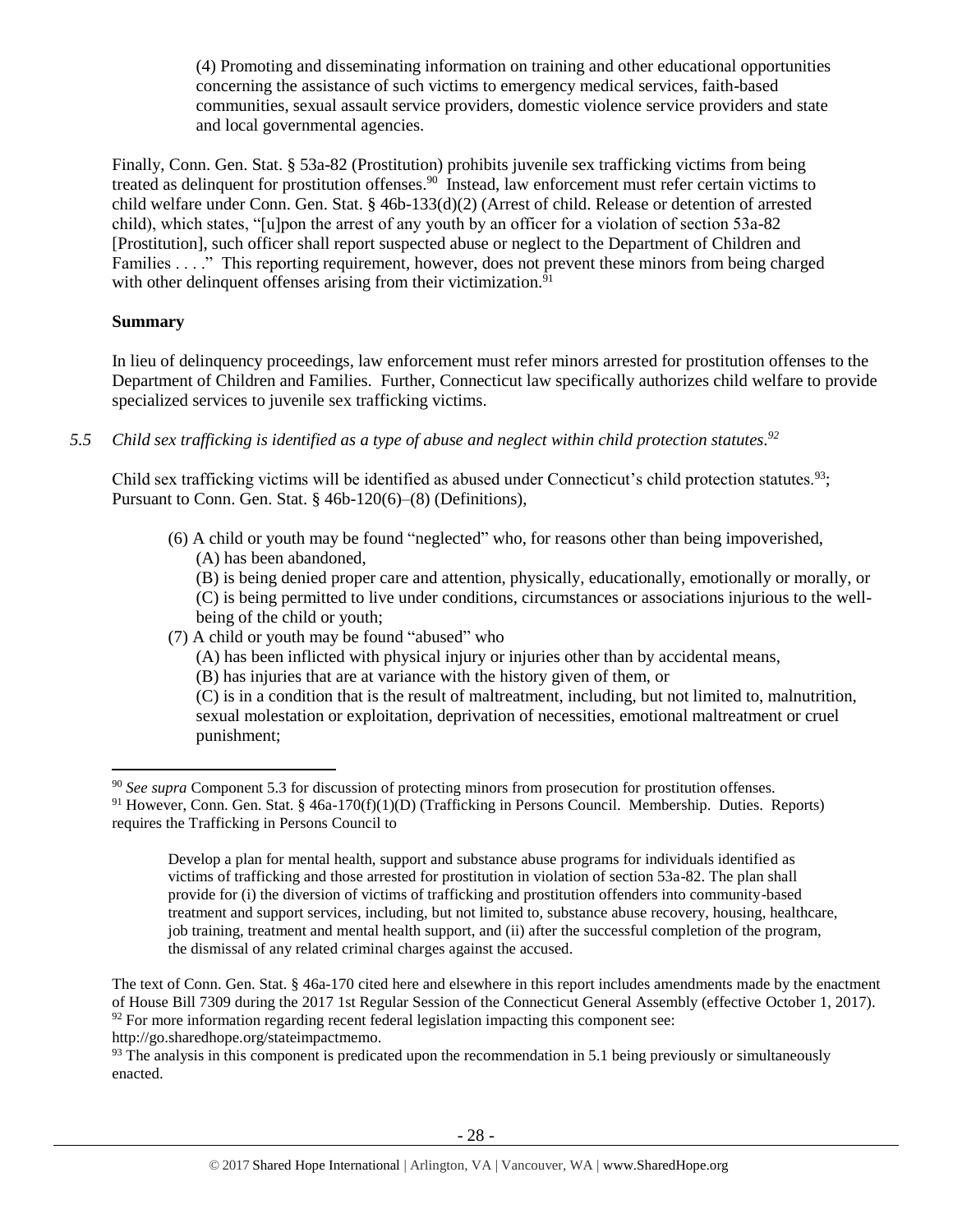(4) Promoting and disseminating information on training and other educational opportunities concerning the assistance of such victims to emergency medical services, faith-based communities, sexual assault service providers, domestic violence service providers and state and local governmental agencies.

Finally, Conn. Gen. Stat. § 53a-82 (Prostitution) prohibits juvenile sex trafficking victims from being treated as delinquent for prostitution offenses.[90] Instead, law enforcement must refer certain victims to child welfare under Conn. Gen. Stat. § 46b-133(d)(2) (Arrest of child. Release or detention of arrested child), which states, "[u]pon the arrest of any youth by an officer for a violation of section 53a-82 [Prostitution], such officer shall report suspected abuse or neglect to the Department of Children and Families . . . ." This reporting requirement, however, does not prevent these minors from being charged with other delinquent offenses arising from their victimization.[91]

**Summary**

In lieu of delinquency proceedings, law enforcement must refer minors arrested for prostitution offenses to the Department of Children and Families. Further, Connecticut law specifically authorizes child welfare to provide specialized services to juvenile sex trafficking victims.

*5.5 Child sex trafficking is identified as a type of abuse and neglect within child protection statutes.[92]*

Child sex trafficking victims will be identified as abused under Connecticut's child protection statutes.[93]; Pursuant to Conn. Gen. Stat. § 46b-120(6)–(8) (Definitions),

> (6) A child or youth may be found "neglected" who, for reasons other than being impoverished,
> (A) has been abandoned,
> (B) is being denied proper care and attention, physically, educationally, emotionally or morally, or
> (C) is being permitted to live under conditions, circumstances or associations injurious to the well-being of the child or youth;
>
> (7) A child or youth may be found "abused" who
> (A) has been inflicted with physical injury or injuries other than by accidental means,
> (B) has injuries that are at variance with the history given of them, or
> (C) is in a condition that is the result of maltreatment, including, but not limited to, malnutrition, sexual molestation or exploitation, deprivation of necessities, emotional maltreatment or cruel punishment;

---

[90] *See supra* Component 5.3 for discussion of protecting minors from prosecution for prostitution offenses.

[91] However, Conn. Gen. Stat. § 46a-170(f)(1)(D) (Trafficking in Persons Council. Membership. Duties. Reports) requires the Trafficking in Persons Council to

> Develop a plan for mental health, support and substance abuse programs for individuals identified as victims of trafficking and those arrested for prostitution in violation of section 53a-82. The plan shall provide for (i) the diversion of victims of trafficking and prostitution offenders into community-based treatment and support services, including, but not limited to, substance abuse recovery, housing, healthcare, job training, treatment and mental health support, and (ii) after the successful completion of the program, the dismissal of any related criminal charges against the accused.

The text of Conn. Gen. Stat. § 46a-170 cited here and elsewhere in this report includes amendments made by the enactment of House Bill 7309 during the 2017 1st Regular Session of the Connecticut General Assembly (effective October 1, 2017).

[92] For more information regarding recent federal legislation impacting this component see: http://go.sharedhope.org/stateimpactmemo.

[93] The analysis in this component is predicated upon the recommendation in 5.1 being previously or simultaneously enacted.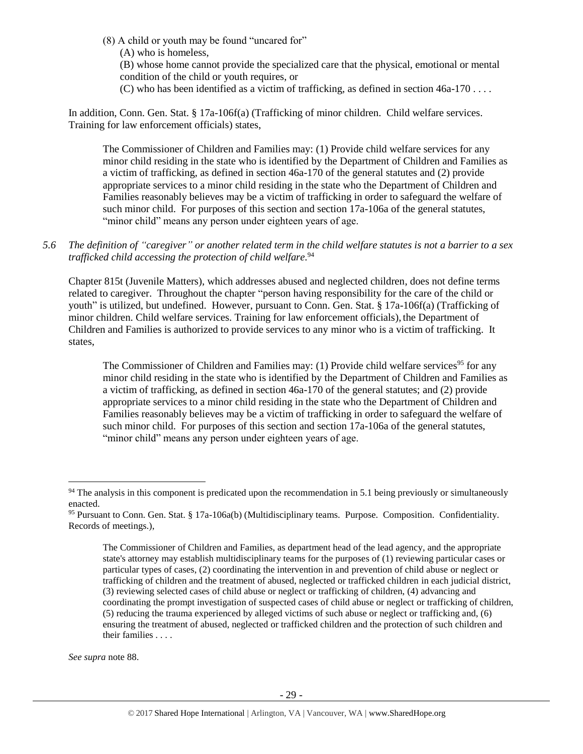> (8) A child or youth may be found "uncared for"
>
> (A) who is homeless,
>
> (B) whose home cannot provide the specialized care that the physical, emotional or mental condition of the child or youth requires, or
>
> (C) who has been identified as a victim of trafficking, as defined in section 46a-170 . . . .

In addition, Conn. Gen. Stat. § 17a-106f(a) (Trafficking of minor children. Child welfare services. Training for law enforcement officials) states,

> The Commissioner of Children and Families may: (1) Provide child welfare services for any minor child residing in the state who is identified by the Department of Children and Families as a victim of trafficking, as defined in section 46a-170 of the general statutes and (2) provide appropriate services to a minor child residing in the state who the Department of Children and Families reasonably believes may be a victim of trafficking in order to safeguard the welfare of such minor child. For purposes of this section and section 17a-106a of the general statutes, "minor child" means any person under eighteen years of age.

*5.6 The definition of "caregiver" or another related term in the child welfare statutes is not a barrier to a sex trafficked child accessing the protection of child welfare.*[94]

Chapter 815t (Juvenile Matters), which addresses abused and neglected children, does not define terms related to caregiver. Throughout the chapter "person having responsibility for the care of the child or youth" is utilized, but undefined. However, pursuant to Conn. Gen. Stat. § 17a-106f(a) (Trafficking of minor children. Child welfare services. Training for law enforcement officials), the Department of Children and Families is authorized to provide services to any minor who is a victim of trafficking. It states,

> The Commissioner of Children and Families may: (1) Provide child welfare services[95] for any minor child residing in the state who is identified by the Department of Children and Families as a victim of trafficking, as defined in section 46a-170 of the general statutes; and (2) provide appropriate services to a minor child residing in the state who the Department of Children and Families reasonably believes may be a victim of trafficking in order to safeguard the welfare of such minor child. For purposes of this section and section 17a-106a of the general statutes, "minor child" means any person under eighteen years of age.

---

[94] The analysis in this component is predicated upon the recommendation in 5.1 being previously or simultaneously enacted.

[95] Pursuant to Conn. Gen. Stat. § 17a-106a(b) (Multidisciplinary teams. Purpose. Composition. Confidentiality. Records of meetings.),

> The Commissioner of Children and Families, as department head of the lead agency, and the appropriate state's attorney may establish multidisciplinary teams for the purposes of (1) reviewing particular cases or particular types of cases, (2) coordinating the intervention in and prevention of child abuse or neglect or trafficking of children and the treatment of abused, neglected or trafficked children in each judicial district, (3) reviewing selected cases of child abuse or neglect or trafficking of children, (4) advancing and coordinating the prompt investigation of suspected cases of child abuse or neglect or trafficking of children, (5) reducing the trauma experienced by alleged victims of such abuse or neglect or trafficking and, (6) ensuring the treatment of abused, neglected or trafficked children and the protection of such children and their families . . . .

*See supra* note 88.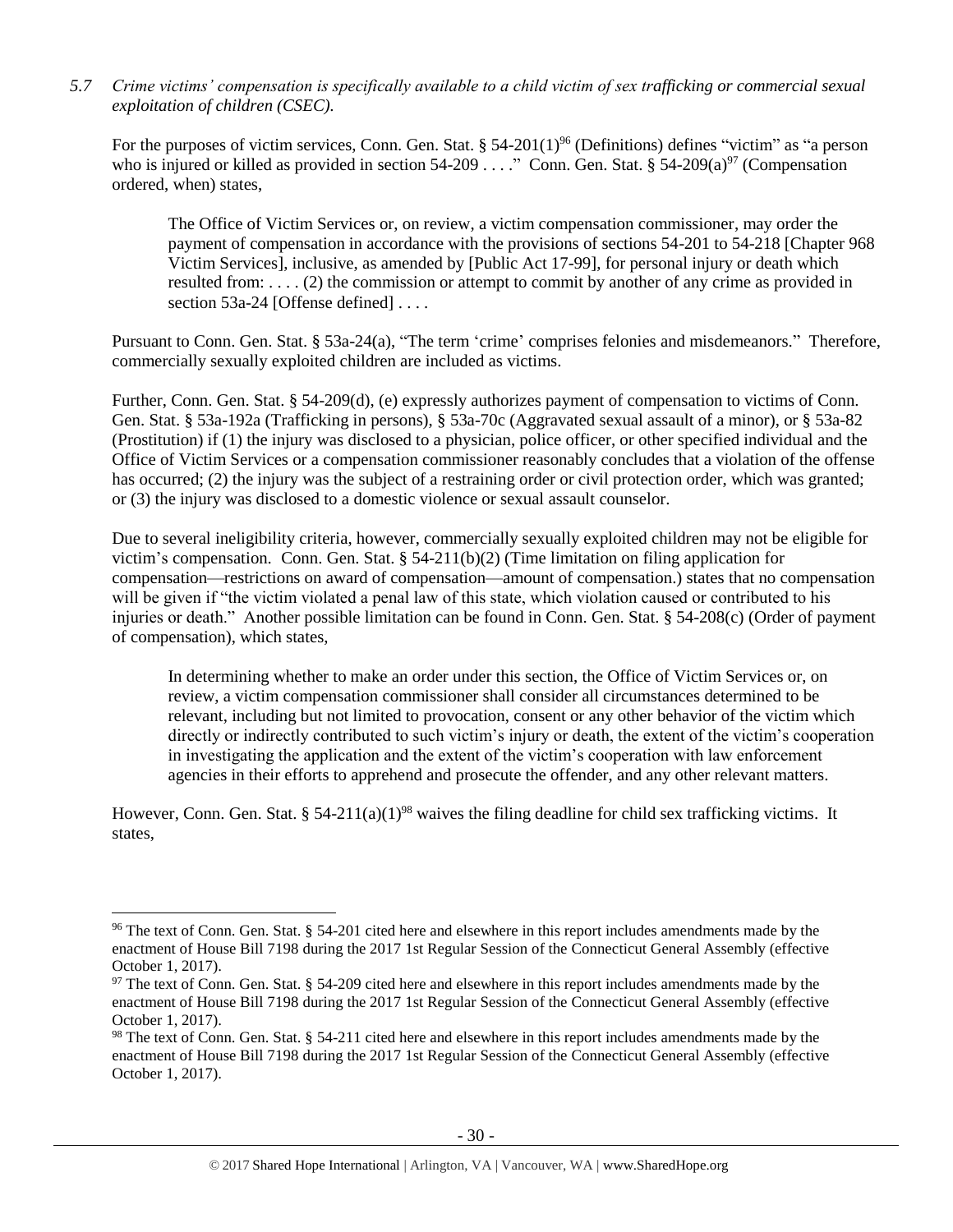*5.7 Crime victims' compensation is specifically available to a child victim of sex trafficking or commercial sexual exploitation of children (CSEC).*

For the purposes of victim services, Conn. Gen. Stat. § 54-201(1)[96] (Definitions) defines "victim" as "a person who is injured or killed as provided in section 54-209 . . . ." Conn. Gen. Stat. § 54-209(a)[97] (Compensation ordered, when) states,

> The Office of Victim Services or, on review, a victim compensation commissioner, may order the payment of compensation in accordance with the provisions of sections 54-201 to 54-218 [Chapter 968 Victim Services], inclusive, as amended by [Public Act 17-99], for personal injury or death which resulted from: . . . . (2) the commission or attempt to commit by another of any crime as provided in section 53a-24 [Offense defined] . . . .

Pursuant to Conn. Gen. Stat. § 53a-24(a), "The term 'crime' comprises felonies and misdemeanors." Therefore, commercially sexually exploited children are included as victims.

Further, Conn. Gen. Stat. § 54-209(d), (e) expressly authorizes payment of compensation to victims of Conn. Gen. Stat. § 53a-192a (Trafficking in persons), § 53a-70c (Aggravated sexual assault of a minor), or § 53a-82 (Prostitution) if (1) the injury was disclosed to a physician, police officer, or other specified individual and the Office of Victim Services or a compensation commissioner reasonably concludes that a violation of the offense has occurred; (2) the injury was the subject of a restraining order or civil protection order, which was granted; or (3) the injury was disclosed to a domestic violence or sexual assault counselor.

Due to several ineligibility criteria, however, commercially sexually exploited children may not be eligible for victim's compensation. Conn. Gen. Stat. § 54-211(b)(2) (Time limitation on filing application for compensation—restrictions on award of compensation—amount of compensation.) states that no compensation will be given if "the victim violated a penal law of this state, which violation caused or contributed to his injuries or death." Another possible limitation can be found in Conn. Gen. Stat. § 54-208(c) (Order of payment of compensation), which states,

> In determining whether to make an order under this section, the Office of Victim Services or, on review, a victim compensation commissioner shall consider all circumstances determined to be relevant, including but not limited to provocation, consent or any other behavior of the victim which directly or indirectly contributed to such victim's injury or death, the extent of the victim's cooperation in investigating the application and the extent of the victim's cooperation with law enforcement agencies in their efforts to apprehend and prosecute the offender, and any other relevant matters.

However, Conn. Gen. Stat. § 54-211(a)(1)[98] waives the filing deadline for child sex trafficking victims. It states,

---

[96] The text of Conn. Gen. Stat. § 54-201 cited here and elsewhere in this report includes amendments made by the enactment of House Bill 7198 during the 2017 1st Regular Session of the Connecticut General Assembly (effective October 1, 2017).

[97] The text of Conn. Gen. Stat. § 54-209 cited here and elsewhere in this report includes amendments made by the enactment of House Bill 7198 during the 2017 1st Regular Session of the Connecticut General Assembly (effective October 1, 2017).

[98] The text of Conn. Gen. Stat. § 54-211 cited here and elsewhere in this report includes amendments made by the enactment of House Bill 7198 during the 2017 1st Regular Session of the Connecticut General Assembly (effective October 1, 2017).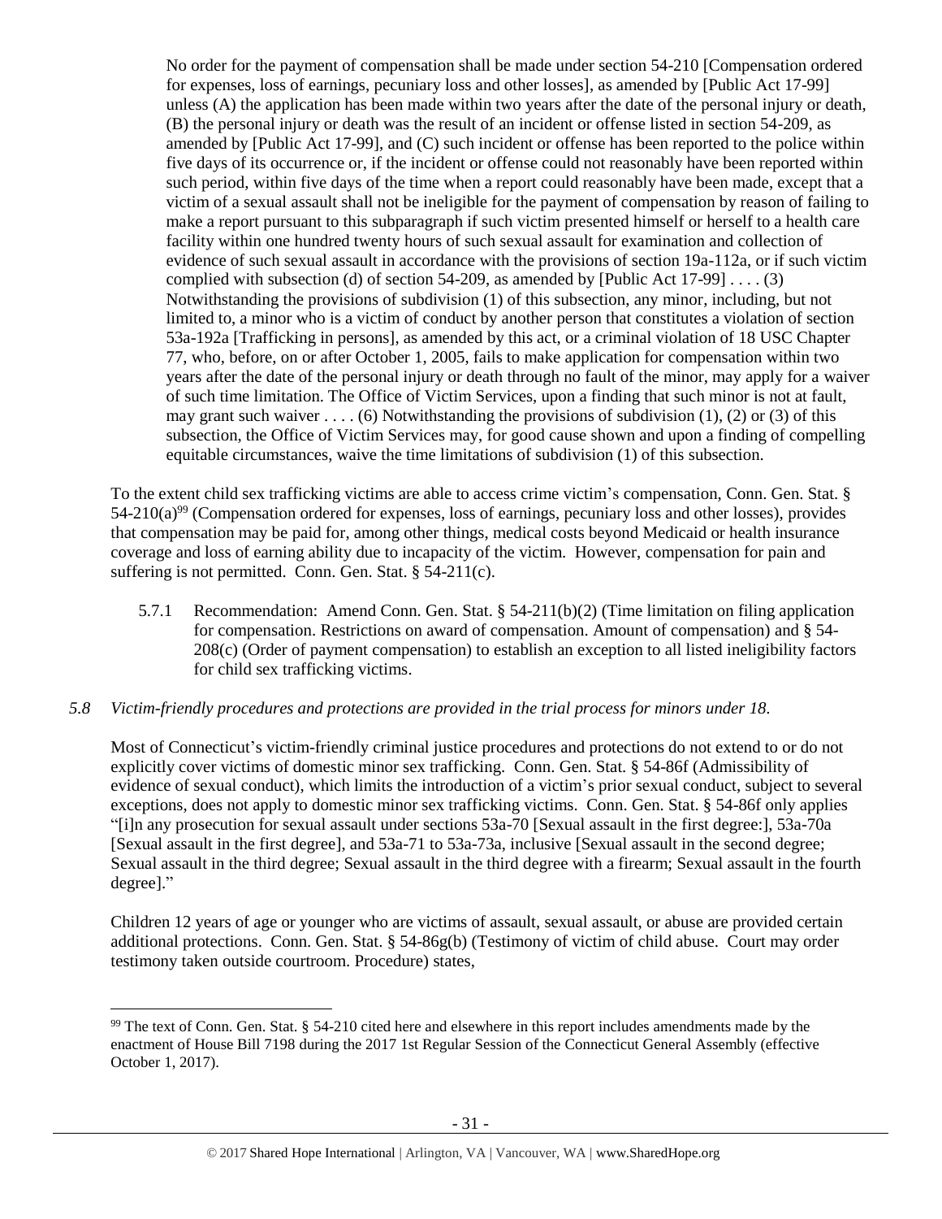No order for the payment of compensation shall be made under section 54-210 [Compensation ordered for expenses, loss of earnings, pecuniary loss and other losses], as amended by [Public Act 17-99] unless (A) the application has been made within two years after the date of the personal injury or death, (B) the personal injury or death was the result of an incident or offense listed in section 54-209, as amended by [Public Act 17-99], and (C) such incident or offense has been reported to the police within five days of its occurrence or, if the incident or offense could not reasonably have been reported within such period, within five days of the time when a report could reasonably have been made, except that a victim of a sexual assault shall not be ineligible for the payment of compensation by reason of failing to make a report pursuant to this subparagraph if such victim presented himself or herself to a health care facility within one hundred twenty hours of such sexual assault for examination and collection of evidence of such sexual assault in accordance with the provisions of section 19a-112a, or if such victim complied with subsection (d) of section 54-209, as amended by [Public Act 17-99] . . . . (3) Notwithstanding the provisions of subdivision (1) of this subsection, any minor, including, but not limited to, a minor who is a victim of conduct by another person that constitutes a violation of section 53a-192a [Trafficking in persons], as amended by this act, or a criminal violation of 18 USC Chapter 77, who, before, on or after October 1, 2005, fails to make application for compensation within two years after the date of the personal injury or death through no fault of the minor, may apply for a waiver of such time limitation. The Office of Victim Services, upon a finding that such minor is not at fault, may grant such waiver . . . . (6) Notwithstanding the provisions of subdivision (1), (2) or (3) of this subsection, the Office of Victim Services may, for good cause shown and upon a finding of compelling equitable circumstances, waive the time limitations of subdivision (1) of this subsection.

To the extent child sex trafficking victims are able to access crime victim's compensation, Conn. Gen. Stat. § 54-210(a)[99] (Compensation ordered for expenses, loss of earnings, pecuniary loss and other losses), provides that compensation may be paid for, among other things, medical costs beyond Medicaid or health insurance coverage and loss of earning ability due to incapacity of the victim. However, compensation for pain and suffering is not permitted. Conn. Gen. Stat. § 54-211(c).

5.7.1 Recommendation: Amend Conn. Gen. Stat. § 54-211(b)(2) (Time limitation on filing application for compensation. Restrictions on award of compensation. Amount of compensation) and § 54-208(c) (Order of payment compensation) to establish an exception to all listed ineligibility factors for child sex trafficking victims.

*5.8 Victim-friendly procedures and protections are provided in the trial process for minors under 18.*

Most of Connecticut's victim-friendly criminal justice procedures and protections do not extend to or do not explicitly cover victims of domestic minor sex trafficking. Conn. Gen. Stat. § 54-86f (Admissibility of evidence of sexual conduct), which limits the introduction of a victim's prior sexual conduct, subject to several exceptions, does not apply to domestic minor sex trafficking victims. Conn. Gen. Stat. § 54-86f only applies "[i]n any prosecution for sexual assault under sections 53a-70 [Sexual assault in the first degree:], 53a-70a [Sexual assault in the first degree], and 53a-71 to 53a-73a, inclusive [Sexual assault in the second degree; Sexual assault in the third degree; Sexual assault in the third degree with a firearm; Sexual assault in the fourth degree]."

Children 12 years of age or younger who are victims of assault, sexual assault, or abuse are provided certain additional protections. Conn. Gen. Stat. § 54-86g(b) (Testimony of victim of child abuse. Court may order testimony taken outside courtroom. Procedure) states,

[99] The text of Conn. Gen. Stat. § 54-210 cited here and elsewhere in this report includes amendments made by the enactment of House Bill 7198 during the 2017 1st Regular Session of the Connecticut General Assembly (effective October 1, 2017).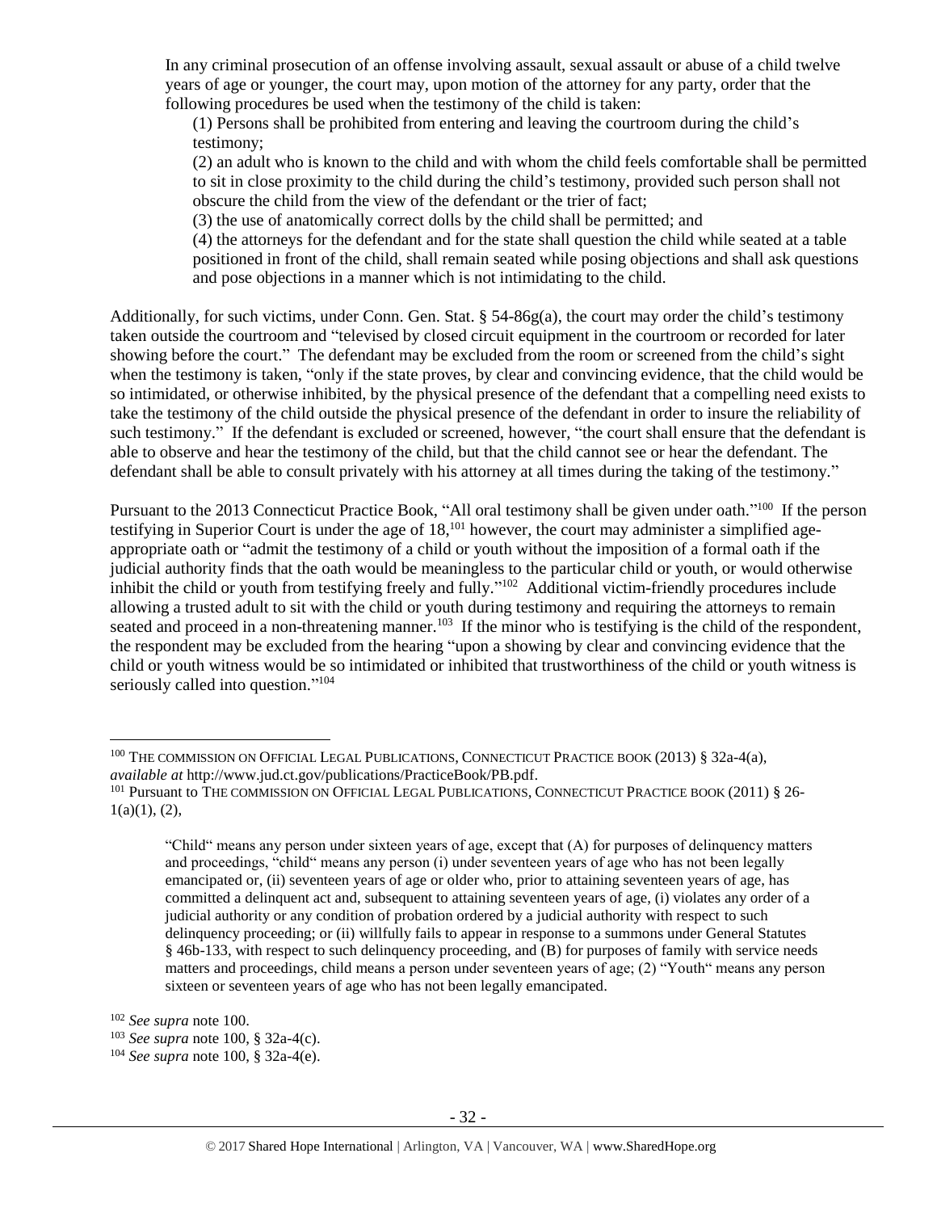> In any criminal prosecution of an offense involving assault, sexual assault or abuse of a child twelve years of age or younger, the court may, upon motion of the attorney for any party, order that the following procedures be used when the testimony of the child is taken:
>
> (1) Persons shall be prohibited from entering and leaving the courtroom during the child's testimony;
>
> (2) an adult who is known to the child and with whom the child feels comfortable shall be permitted to sit in close proximity to the child during the child's testimony, provided such person shall not obscure the child from the view of the defendant or the trier of fact;
>
> (3) the use of anatomically correct dolls by the child shall be permitted; and
>
> (4) the attorneys for the defendant and for the state shall question the child while seated at a table positioned in front of the child, shall remain seated while posing objections and shall ask questions and pose objections in a manner which is not intimidating to the child.

Additionally, for such victims, under Conn. Gen. Stat. § 54-86g(a), the court may order the child's testimony taken outside the courtroom and "televised by closed circuit equipment in the courtroom or recorded for later showing before the court." The defendant may be excluded from the room or screened from the child's sight when the testimony is taken, "only if the state proves, by clear and convincing evidence, that the child would be so intimidated, or otherwise inhibited, by the physical presence of the defendant that a compelling need exists to take the testimony of the child outside the physical presence of the defendant in order to insure the reliability of such testimony." If the defendant is excluded or screened, however, "the court shall ensure that the defendant is able to observe and hear the testimony of the child, but that the child cannot see or hear the defendant. The defendant shall be able to consult privately with his attorney at all times during the taking of the testimony."

Pursuant to the 2013 Connecticut Practice Book, "All oral testimony shall be given under oath."[100] If the person testifying in Superior Court is under the age of 18,[101] however, the court may administer a simplified age-appropriate oath or "admit the testimony of a child or youth without the imposition of a formal oath if the judicial authority finds that the oath would be meaningless to the particular child or youth, or would otherwise inhibit the child or youth from testifying freely and fully."[102] Additional victim-friendly procedures include allowing a trusted adult to sit with the child or youth during testimony and requiring the attorneys to remain seated and proceed in a non-threatening manner.[103] If the minor who is testifying is the child of the respondent, the respondent may be excluded from the hearing "upon a showing by clear and convincing evidence that the child or youth witness would be so intimidated or inhibited that trustworthiness of the child or youth witness is seriously called into question."[104]

---

[100] THE COMMISSION ON OFFICIAL LEGAL PUBLICATIONS, CONNECTICUT PRACTICE BOOK (2013) § 32a-4(a), *available at* http://www.jud.ct.gov/publications/PracticeBook/PB.pdf.

[101] Pursuant to THE COMMISSION ON OFFICIAL LEGAL PUBLICATIONS, CONNECTICUT PRACTICE BOOK (2011) § 26-1(a)(1), (2),

> "Child" means any person under sixteen years of age, except that (A) for purposes of delinquency matters and proceedings, "child" means any person (i) under seventeen years of age who has not been legally emancipated or, (ii) seventeen years of age or older who, prior to attaining seventeen years of age, has committed a delinquent act and, subsequent to attaining seventeen years of age, (i) violates any order of a judicial authority or any condition of probation ordered by a judicial authority with respect to such delinquency proceeding; or (ii) willfully fails to appear in response to a summons under General Statutes § 46b-133, with respect to such delinquency proceeding, and (B) for purposes of family with service needs matters and proceedings, child means a person under seventeen years of age; (2) "Youth" means any person sixteen or seventeen years of age who has not been legally emancipated.

[102] *See supra* note 100.

[103] *See supra* note 100, § 32a-4(c).

[104] *See supra* note 100, § 32a-4(e).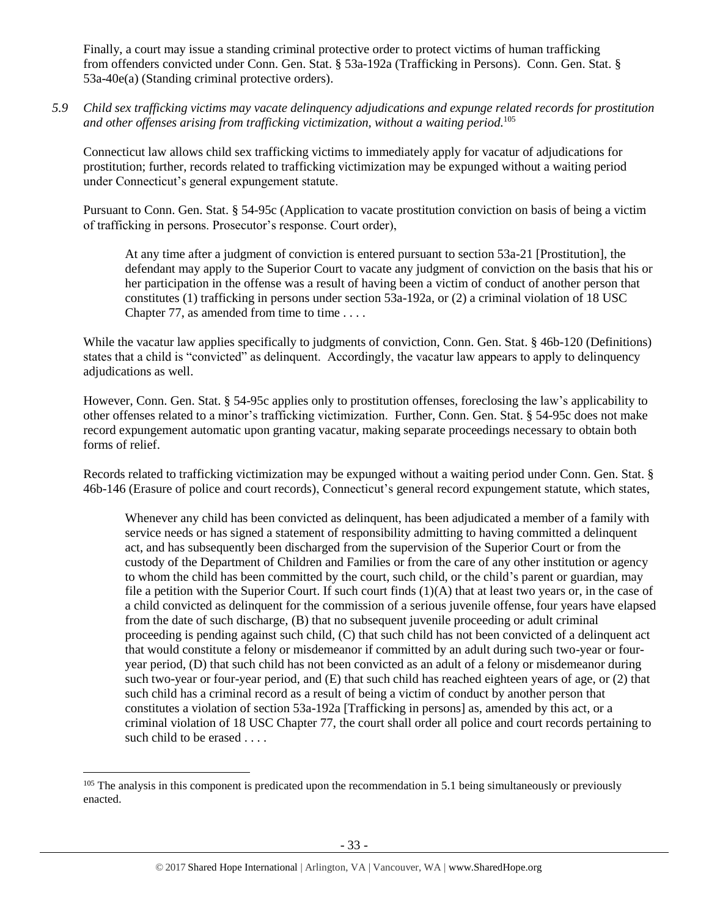Finally, a court may issue a standing criminal protective order to protect victims of human trafficking from offenders convicted under Conn. Gen. Stat. § 53a-192a (Trafficking in Persons). Conn. Gen. Stat. § 53a-40e(a) (Standing criminal protective orders).

*5.9 Child sex trafficking victims may vacate delinquency adjudications and expunge related records for prostitution and other offenses arising from trafficking victimization, without a waiting period.*[105]

Connecticut law allows child sex trafficking victims to immediately apply for vacatur of adjudications for prostitution; further, records related to trafficking victimization may be expunged without a waiting period under Connecticut's general expungement statute.

Pursuant to Conn. Gen. Stat. § 54-95c (Application to vacate prostitution conviction on basis of being a victim of trafficking in persons. Prosecutor's response. Court order),

> At any time after a judgment of conviction is entered pursuant to section 53a-21 [Prostitution], the defendant may apply to the Superior Court to vacate any judgment of conviction on the basis that his or her participation in the offense was a result of having been a victim of conduct of another person that constitutes (1) trafficking in persons under section 53a-192a, or (2) a criminal violation of 18 USC Chapter 77, as amended from time to time . . . .

While the vacatur law applies specifically to judgments of conviction, Conn. Gen. Stat. § 46b-120 (Definitions) states that a child is "convicted" as delinquent. Accordingly, the vacatur law appears to apply to delinquency adjudications as well.

However, Conn. Gen. Stat. § 54-95c applies only to prostitution offenses, foreclosing the law's applicability to other offenses related to a minor's trafficking victimization. Further, Conn. Gen. Stat. § 54-95c does not make record expungement automatic upon granting vacatur, making separate proceedings necessary to obtain both forms of relief.

Records related to trafficking victimization may be expunged without a waiting period under Conn. Gen. Stat. § 46b-146 (Erasure of police and court records), Connecticut's general record expungement statute, which states,

> Whenever any child has been convicted as delinquent, has been adjudicated a member of a family with service needs or has signed a statement of responsibility admitting to having committed a delinquent act, and has subsequently been discharged from the supervision of the Superior Court or from the custody of the Department of Children and Families or from the care of any other institution or agency to whom the child has been committed by the court, such child, or the child's parent or guardian, may file a petition with the Superior Court. If such court finds (1)(A) that at least two years or, in the case of a child convicted as delinquent for the commission of a serious juvenile offense, four years have elapsed from the date of such discharge, (B) that no subsequent juvenile proceeding or adult criminal proceeding is pending against such child, (C) that such child has not been convicted of a delinquent act that would constitute a felony or misdemeanor if committed by an adult during such two-year or four-year period, (D) that such child has not been convicted as an adult of a felony or misdemeanor during such two-year or four-year period, and (E) that such child has reached eighteen years of age, or (2) that such child has a criminal record as a result of being a victim of conduct by another person that constitutes a violation of section 53a-192a [Trafficking in persons] as, amended by this act, or a criminal violation of 18 USC Chapter 77, the court shall order all police and court records pertaining to such child to be erased . . . .

[105] The analysis in this component is predicated upon the recommendation in 5.1 being simultaneously or previously enacted.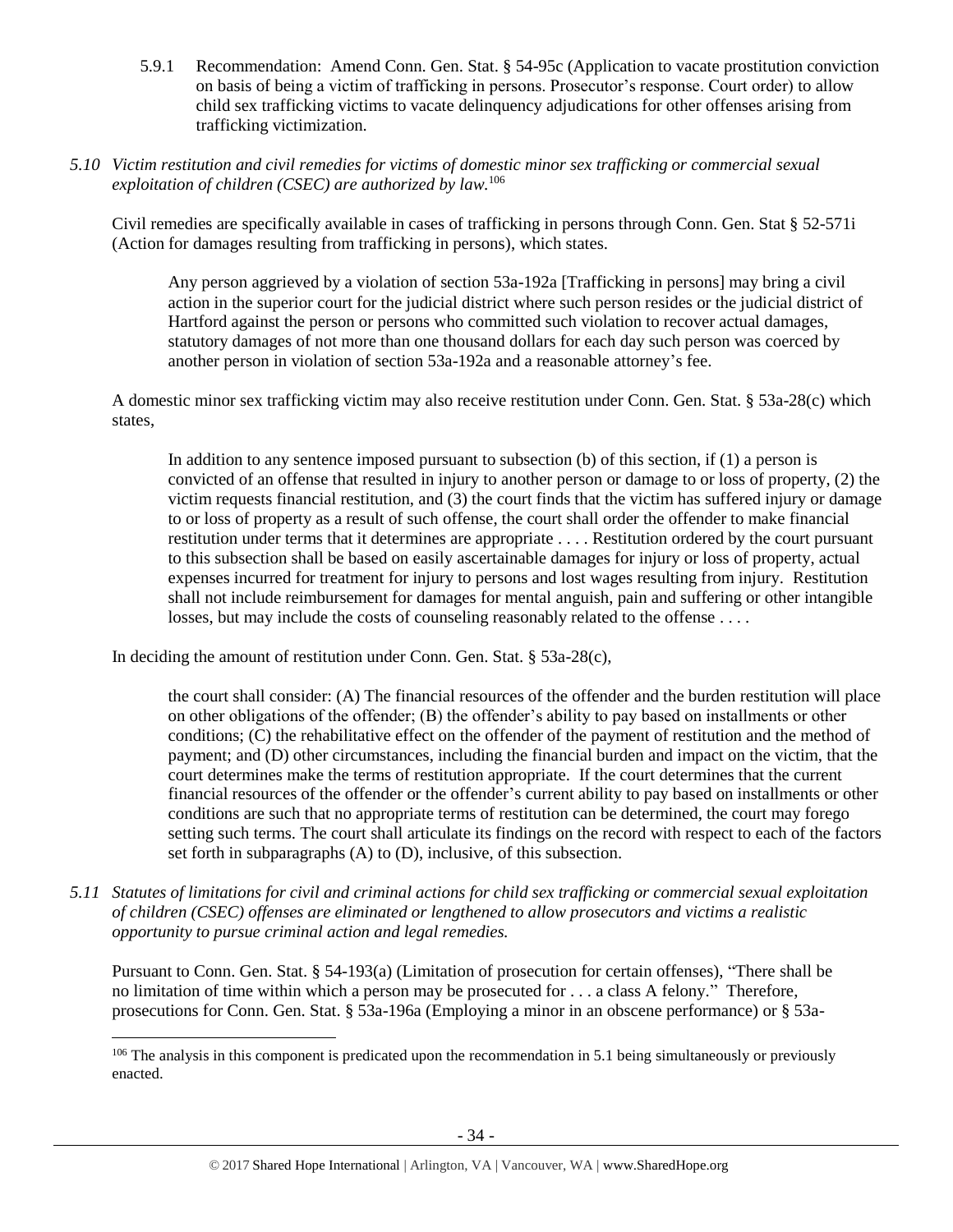5.9.1 Recommendation: Amend Conn. Gen. Stat. § 54-95c (Application to vacate prostitution conviction on basis of being a victim of trafficking in persons. Prosecutor's response. Court order) to allow child sex trafficking victims to vacate delinquency adjudications for other offenses arising from trafficking victimization.

*5.10 Victim restitution and civil remedies for victims of domestic minor sex trafficking or commercial sexual exploitation of children (CSEC) are authorized by law.*[106]

Civil remedies are specifically available in cases of trafficking in persons through Conn. Gen. Stat § 52-571i (Action for damages resulting from trafficking in persons), which states.

> Any person aggrieved by a violation of section 53a-192a [Trafficking in persons] may bring a civil action in the superior court for the judicial district where such person resides or the judicial district of Hartford against the person or persons who committed such violation to recover actual damages, statutory damages of not more than one thousand dollars for each day such person was coerced by another person in violation of section 53a-192a and a reasonable attorney's fee.

A domestic minor sex trafficking victim may also receive restitution under Conn. Gen. Stat. § 53a-28(c) which states,

> In addition to any sentence imposed pursuant to subsection (b) of this section, if (1) a person is convicted of an offense that resulted in injury to another person or damage to or loss of property, (2) the victim requests financial restitution, and (3) the court finds that the victim has suffered injury or damage to or loss of property as a result of such offense, the court shall order the offender to make financial restitution under terms that it determines are appropriate . . . . Restitution ordered by the court pursuant to this subsection shall be based on easily ascertainable damages for injury or loss of property, actual expenses incurred for treatment for injury to persons and lost wages resulting from injury. Restitution shall not include reimbursement for damages for mental anguish, pain and suffering or other intangible losses, but may include the costs of counseling reasonably related to the offense . . . .

In deciding the amount of restitution under Conn. Gen. Stat. § 53a-28(c),

> the court shall consider: (A) The financial resources of the offender and the burden restitution will place on other obligations of the offender; (B) the offender's ability to pay based on installments or other conditions; (C) the rehabilitative effect on the offender of the payment of restitution and the method of payment; and (D) other circumstances, including the financial burden and impact on the victim, that the court determines make the terms of restitution appropriate. If the court determines that the current financial resources of the offender or the offender's current ability to pay based on installments or other conditions are such that no appropriate terms of restitution can be determined, the court may forego setting such terms. The court shall articulate its findings on the record with respect to each of the factors set forth in subparagraphs (A) to (D), inclusive, of this subsection.

*5.11 Statutes of limitations for civil and criminal actions for child sex trafficking or commercial sexual exploitation of children (CSEC) offenses are eliminated or lengthened to allow prosecutors and victims a realistic opportunity to pursue criminal action and legal remedies.*

Pursuant to Conn. Gen. Stat. § 54-193(a) (Limitation of prosecution for certain offenses), "There shall be no limitation of time within which a person may be prosecuted for . . . a class A felony." Therefore, prosecutions for Conn. Gen. Stat. § 53a-196a (Employing a minor in an obscene performance) or § 53a-

---

[106] The analysis in this component is predicated upon the recommendation in 5.1 being simultaneously or previously enacted.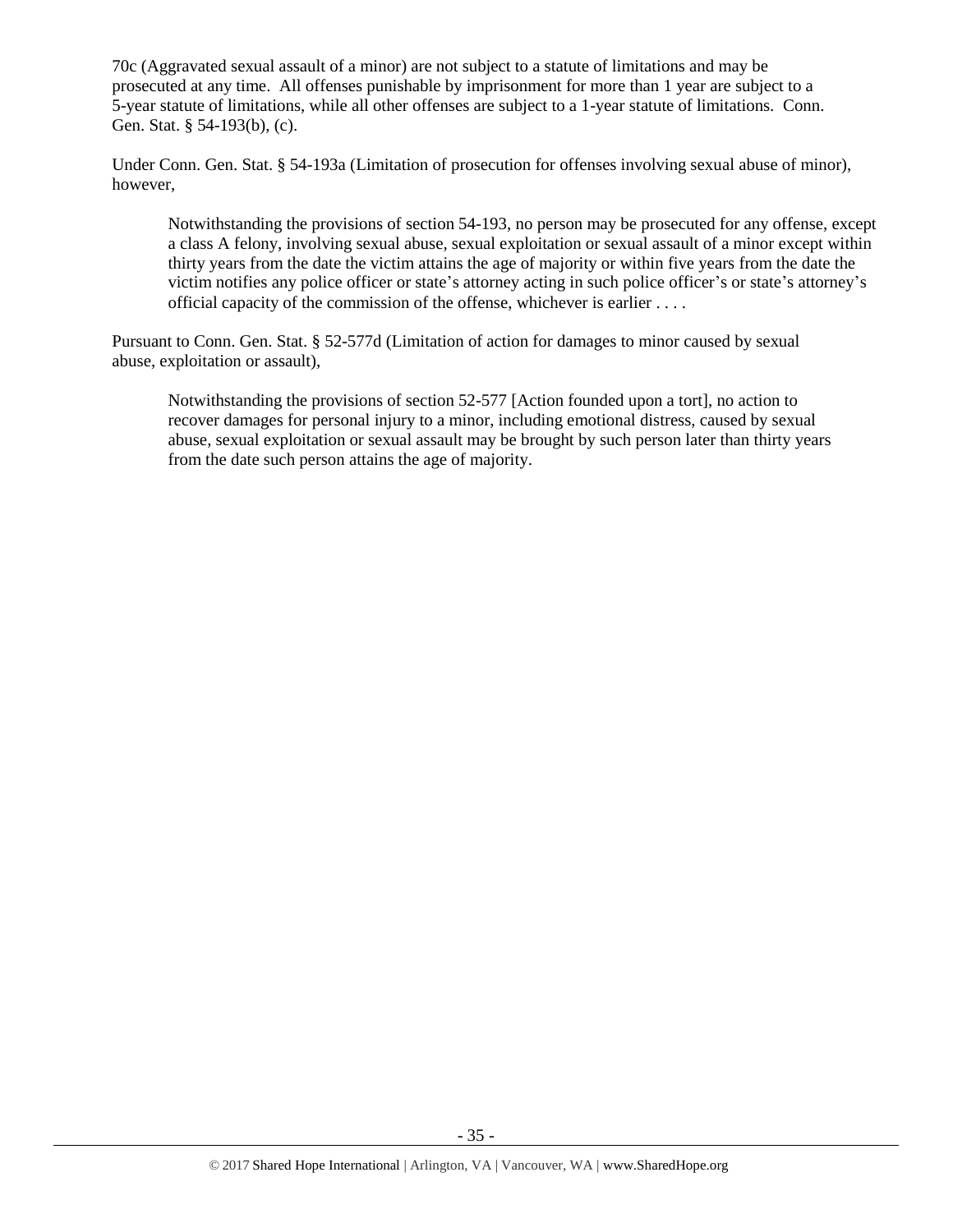70c (Aggravated sexual assault of a minor) are not subject to a statute of limitations and may be prosecuted at any time. All offenses punishable by imprisonment for more than 1 year are subject to a 5-year statute of limitations, while all other offenses are subject to a 1-year statute of limitations. Conn. Gen. Stat. § 54-193(b), (c).

Under Conn. Gen. Stat. § 54-193a (Limitation of prosecution for offenses involving sexual abuse of minor), however,

> Notwithstanding the provisions of section 54-193, no person may be prosecuted for any offense, except a class A felony, involving sexual abuse, sexual exploitation or sexual assault of a minor except within thirty years from the date the victim attains the age of majority or within five years from the date the victim notifies any police officer or state's attorney acting in such police officer's or state's attorney's official capacity of the commission of the offense, whichever is earlier . . . .

Pursuant to Conn. Gen. Stat. § 52-577d (Limitation of action for damages to minor caused by sexual abuse, exploitation or assault),

> Notwithstanding the provisions of section 52-577 [Action founded upon a tort], no action to recover damages for personal injury to a minor, including emotional distress, caused by sexual abuse, sexual exploitation or sexual assault may be brought by such person later than thirty years from the date such person attains the age of majority.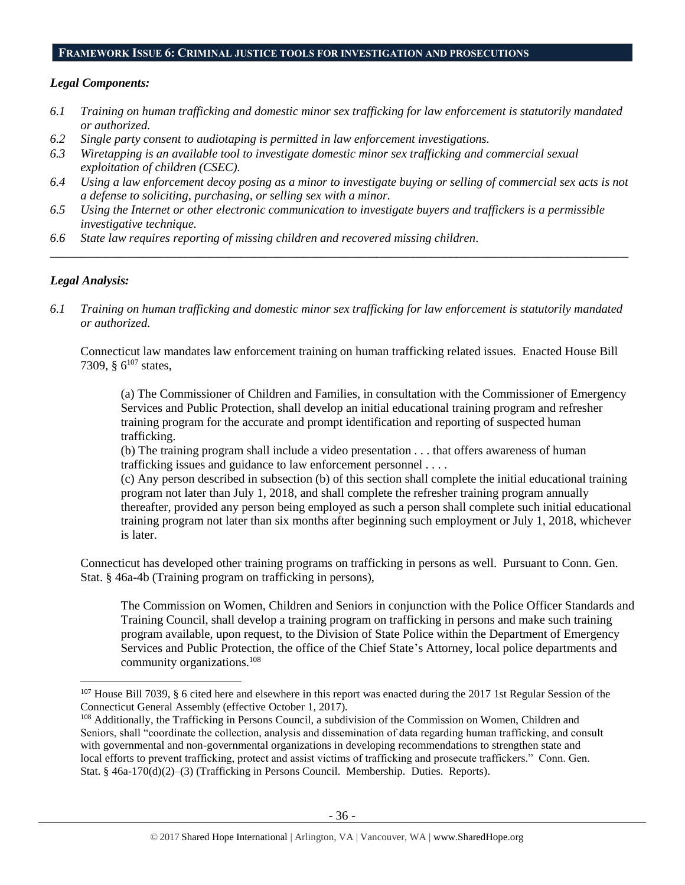## FRAMEWORK ISSUE 6: CRIMINAL JUSTICE TOOLS FOR INVESTIGATION AND PROSECUTIONS

### *Legal Components:*

*6.1 Training on human trafficking and domestic minor sex trafficking for law enforcement is statutorily mandated or authorized.*

*6.2 Single party consent to audiotaping is permitted in law enforcement investigations.*

*6.3 Wiretapping is an available tool to investigate domestic minor sex trafficking and commercial sexual exploitation of children (CSEC).*

*6.4 Using a law enforcement decoy posing as a minor to investigate buying or selling of commercial sex acts is not a defense to soliciting, purchasing, or selling sex with a minor.*

*6.5 Using the Internet or other electronic communication to investigate buyers and traffickers is a permissible investigative technique.*

*6.6 State law requires reporting of missing children and recovered missing children.*

---

### *Legal Analysis:*

*6.1 Training on human trafficking and domestic minor sex trafficking for law enforcement is statutorily mandated or authorized.*

Connecticut law mandates law enforcement training on human trafficking related issues. Enacted House Bill 7309, § 6[107] states,

> (a) The Commissioner of Children and Families, in consultation with the Commissioner of Emergency Services and Public Protection, shall develop an initial educational training program and refresher training program for the accurate and prompt identification and reporting of suspected human trafficking.
>
> (b) The training program shall include a video presentation . . . that offers awareness of human trafficking issues and guidance to law enforcement personnel . . . .
>
> (c) Any person described in subsection (b) of this section shall complete the initial educational training program not later than July 1, 2018, and shall complete the refresher training program annually thereafter, provided any person being employed as such a person shall complete such initial educational training program not later than six months after beginning such employment or July 1, 2018, whichever is later.

Connecticut has developed other training programs on trafficking in persons as well. Pursuant to Conn. Gen. Stat. § 46a-4b (Training program on trafficking in persons),

> The Commission on Women, Children and Seniors in conjunction with the Police Officer Standards and Training Council, shall develop a training program on trafficking in persons and make such training program available, upon request, to the Division of State Police within the Department of Emergency Services and Public Protection, the office of the Chief State's Attorney, local police departments and community organizations.[108]

---

[107] House Bill 7039, § 6 cited here and elsewhere in this report was enacted during the 2017 1st Regular Session of the Connecticut General Assembly (effective October 1, 2017).

[108] Additionally, the Trafficking in Persons Council, a subdivision of the Commission on Women, Children and Seniors, shall "coordinate the collection, analysis and dissemination of data regarding human trafficking, and consult with governmental and non-governmental organizations in developing recommendations to strengthen state and local efforts to prevent trafficking, protect and assist victims of trafficking and prosecute traffickers." Conn. Gen. Stat. § 46a-170(d)(2)–(3) (Trafficking in Persons Council. Membership. Duties. Reports).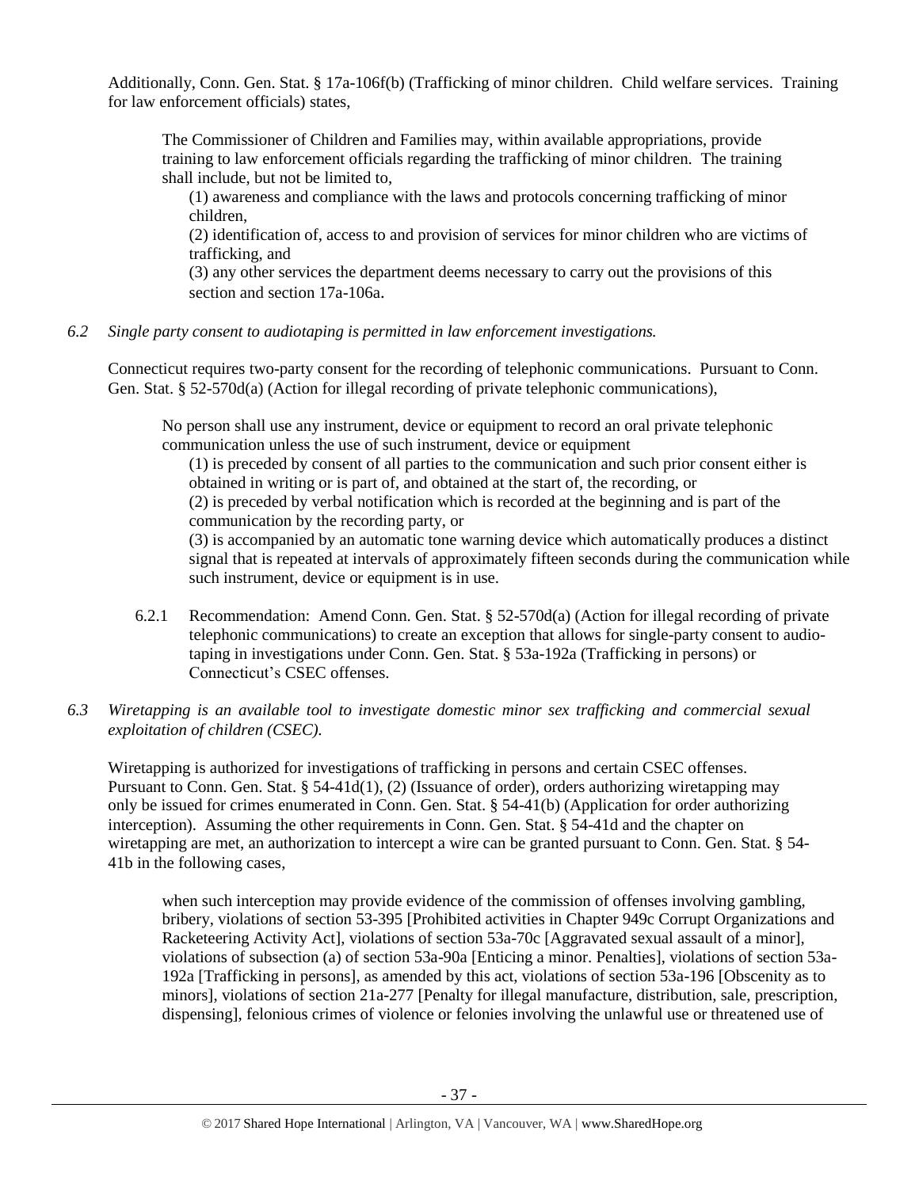Additionally, Conn. Gen. Stat. § 17a-106f(b) (Trafficking of minor children. Child welfare services. Training for law enforcement officials) states,

> The Commissioner of Children and Families may, within available appropriations, provide training to law enforcement officials regarding the trafficking of minor children. The training shall include, but not be limited to,
>
> (1) awareness and compliance with the laws and protocols concerning trafficking of minor children,
>
> (2) identification of, access to and provision of services for minor children who are victims of trafficking, and
>
> (3) any other services the department deems necessary to carry out the provisions of this section and section 17a-106a.

*6.2 Single party consent to audiotaping is permitted in law enforcement investigations.*

Connecticut requires two-party consent for the recording of telephonic communications. Pursuant to Conn. Gen. Stat. § 52-570d(a) (Action for illegal recording of private telephonic communications),

> No person shall use any instrument, device or equipment to record an oral private telephonic communication unless the use of such instrument, device or equipment
>
> (1) is preceded by consent of all parties to the communication and such prior consent either is obtained in writing or is part of, and obtained at the start of, the recording, or
>
> (2) is preceded by verbal notification which is recorded at the beginning and is part of the communication by the recording party, or
>
> (3) is accompanied by an automatic tone warning device which automatically produces a distinct signal that is repeated at intervals of approximately fifteen seconds during the communication while such instrument, device or equipment is in use.

6.2.1 Recommendation: Amend Conn. Gen. Stat. § 52-570d(a) (Action for illegal recording of private telephonic communications) to create an exception that allows for single-party consent to audio-taping in investigations under Conn. Gen. Stat. § 53a-192a (Trafficking in persons) or Connecticut's CSEC offenses.

*6.3 Wiretapping is an available tool to investigate domestic minor sex trafficking and commercial sexual exploitation of children (CSEC).*

Wiretapping is authorized for investigations of trafficking in persons and certain CSEC offenses. Pursuant to Conn. Gen. Stat. § 54-41d(1), (2) (Issuance of order), orders authorizing wiretapping may only be issued for crimes enumerated in Conn. Gen. Stat. § 54-41(b) (Application for order authorizing interception). Assuming the other requirements in Conn. Gen. Stat. § 54-41d and the chapter on wiretapping are met, an authorization to intercept a wire can be granted pursuant to Conn. Gen. Stat. § 54-41b in the following cases,

> when such interception may provide evidence of the commission of offenses involving gambling, bribery, violations of section 53-395 [Prohibited activities in Chapter 949c Corrupt Organizations and Racketeering Activity Act], violations of section 53a-70c [Aggravated sexual assault of a minor], violations of subsection (a) of section 53a-90a [Enticing a minor. Penalties], violations of section 53a-192a [Trafficking in persons], as amended by this act, violations of section 53a-196 [Obscenity as to minors], violations of section 21a-277 [Penalty for illegal manufacture, distribution, sale, prescription, dispensing], felonious crimes of violence or felonies involving the unlawful use or threatened use of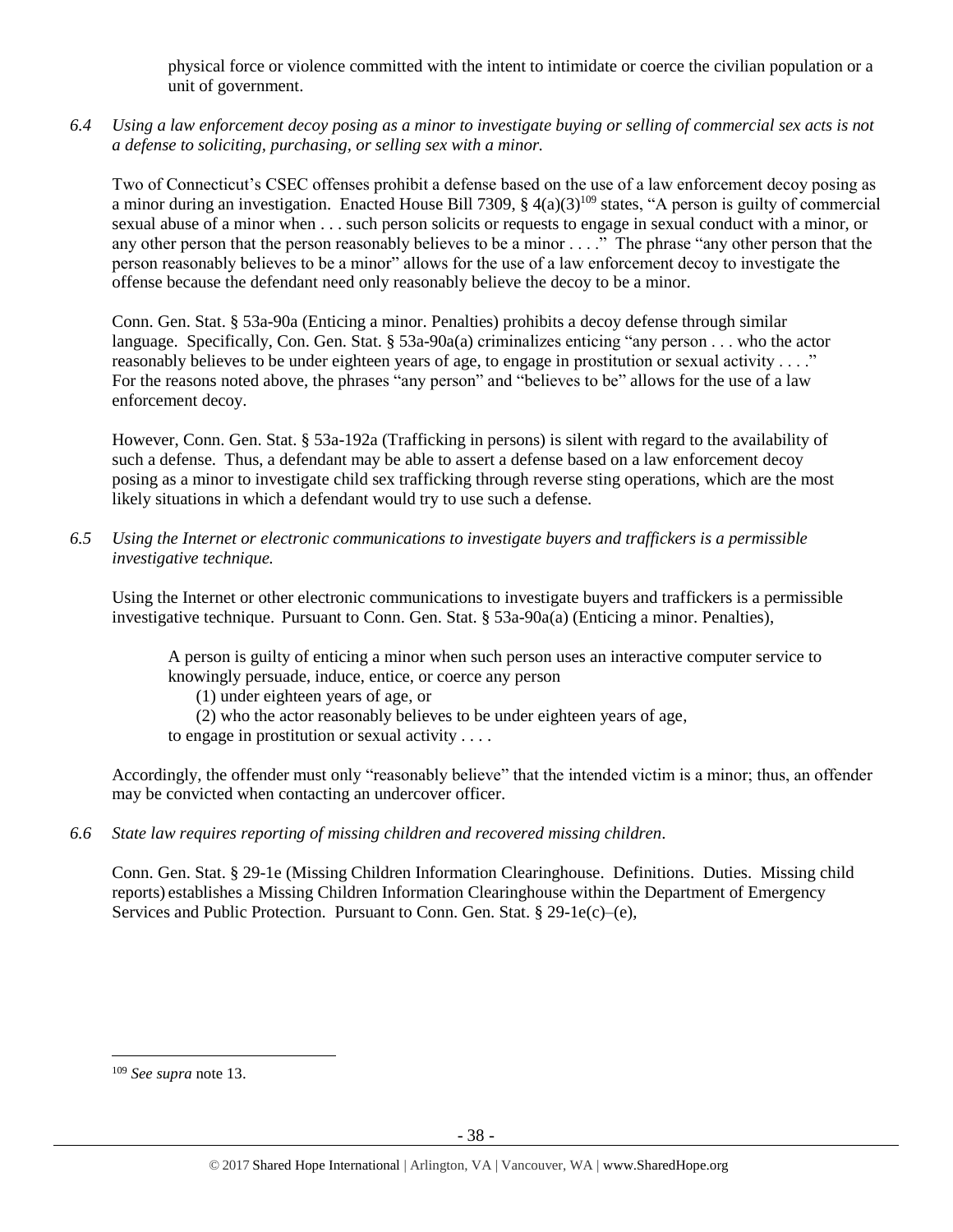physical force or violence committed with the intent to intimidate or coerce the civilian population or a unit of government.

*6.4 Using a law enforcement decoy posing as a minor to investigate buying or selling of commercial sex acts is not a defense to soliciting, purchasing, or selling sex with a minor.*

Two of Connecticut's CSEC offenses prohibit a defense based on the use of a law enforcement decoy posing as a minor during an investigation. Enacted House Bill 7309, § 4(a)(3)[109] states, "A person is guilty of commercial sexual abuse of a minor when . . . such person solicits or requests to engage in sexual conduct with a minor, or any other person that the person reasonably believes to be a minor . . . ." The phrase "any other person that the person reasonably believes to be a minor" allows for the use of a law enforcement decoy to investigate the offense because the defendant need only reasonably believe the decoy to be a minor.

Conn. Gen. Stat. § 53a-90a (Enticing a minor. Penalties) prohibits a decoy defense through similar language. Specifically, Con. Gen. Stat. § 53a-90a(a) criminalizes enticing "any person . . . who the actor reasonably believes to be under eighteen years of age, to engage in prostitution or sexual activity . . . ." For the reasons noted above, the phrases "any person" and "believes to be" allows for the use of a law enforcement decoy.

However, Conn. Gen. Stat. § 53a-192a (Trafficking in persons) is silent with regard to the availability of such a defense. Thus, a defendant may be able to assert a defense based on a law enforcement decoy posing as a minor to investigate child sex trafficking through reverse sting operations, which are the most likely situations in which a defendant would try to use such a defense.

*6.5 Using the Internet or electronic communications to investigate buyers and traffickers is a permissible investigative technique.*

Using the Internet or other electronic communications to investigate buyers and traffickers is a permissible investigative technique. Pursuant to Conn. Gen. Stat. § 53a-90a(a) (Enticing a minor. Penalties),

> A person is guilty of enticing a minor when such person uses an interactive computer service to knowingly persuade, induce, entice, or coerce any person
> (1) under eighteen years of age, or
> (2) who the actor reasonably believes to be under eighteen years of age,
> to engage in prostitution or sexual activity . . . .

Accordingly, the offender must only "reasonably believe" that the intended victim is a minor; thus, an offender may be convicted when contacting an undercover officer.

*6.6 State law requires reporting of missing children and recovered missing children.*

Conn. Gen. Stat. § 29-1e (Missing Children Information Clearinghouse. Definitions. Duties. Missing child reports) establishes a Missing Children Information Clearinghouse within the Department of Emergency Services and Public Protection. Pursuant to Conn. Gen. Stat. § 29-1e(c)–(e),

---

[109] *See supra* note 13.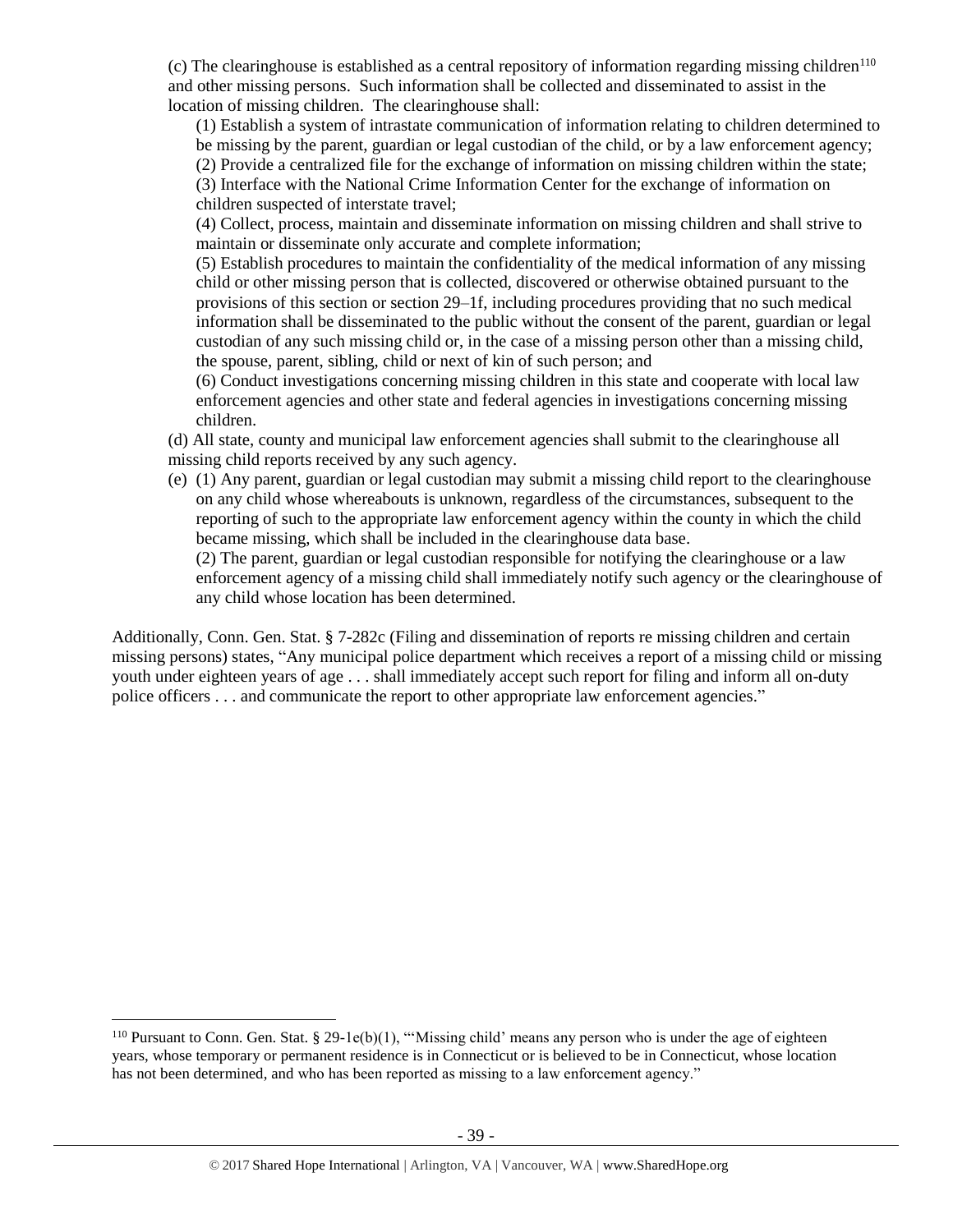(c) The clearinghouse is established as a central repository of information regarding missing children[110] and other missing persons. Such information shall be collected and disseminated to assist in the location of missing children. The clearinghouse shall:

(1) Establish a system of intrastate communication of information relating to children determined to be missing by the parent, guardian or legal custodian of the child, or by a law enforcement agency;
(2) Provide a centralized file for the exchange of information on missing children within the state;
(3) Interface with the National Crime Information Center for the exchange of information on children suspected of interstate travel;
(4) Collect, process, maintain and disseminate information on missing children and shall strive to maintain or disseminate only accurate and complete information;
(5) Establish procedures to maintain the confidentiality of the medical information of any missing child or other missing person that is collected, discovered or otherwise obtained pursuant to the provisions of this section or section 29–1f, including procedures providing that no such medical information shall be disseminated to the public without the consent of the parent, guardian or legal custodian of any such missing child or, in the case of a missing person other than a missing child, the spouse, parent, sibling, child or next of kin of such person; and
(6) Conduct investigations concerning missing children in this state and cooperate with local law enforcement agencies and other state and federal agencies in investigations concerning missing children.

(d) All state, county and municipal law enforcement agencies shall submit to the clearinghouse all missing child reports received by any such agency.

(e) (1) Any parent, guardian or legal custodian may submit a missing child report to the clearinghouse on any child whose whereabouts is unknown, regardless of the circumstances, subsequent to the reporting of such to the appropriate law enforcement agency within the county in which the child became missing, which shall be included in the clearinghouse data base.
(2) The parent, guardian or legal custodian responsible for notifying the clearinghouse or a law enforcement agency of a missing child shall immediately notify such agency or the clearinghouse of any child whose location has been determined.

Additionally, Conn. Gen. Stat. § 7-282c (Filing and dissemination of reports re missing children and certain missing persons) states, "Any municipal police department which receives a report of a missing child or missing youth under eighteen years of age . . . shall immediately accept such report for filing and inform all on-duty police officers . . . and communicate the report to other appropriate law enforcement agencies."

---

[110] Pursuant to Conn. Gen. Stat. § 29-1e(b)(1), "'Missing child' means any person who is under the age of eighteen years, whose temporary or permanent residence is in Connecticut or is believed to be in Connecticut, whose location has not been determined, and who has been reported as missing to a law enforcement agency."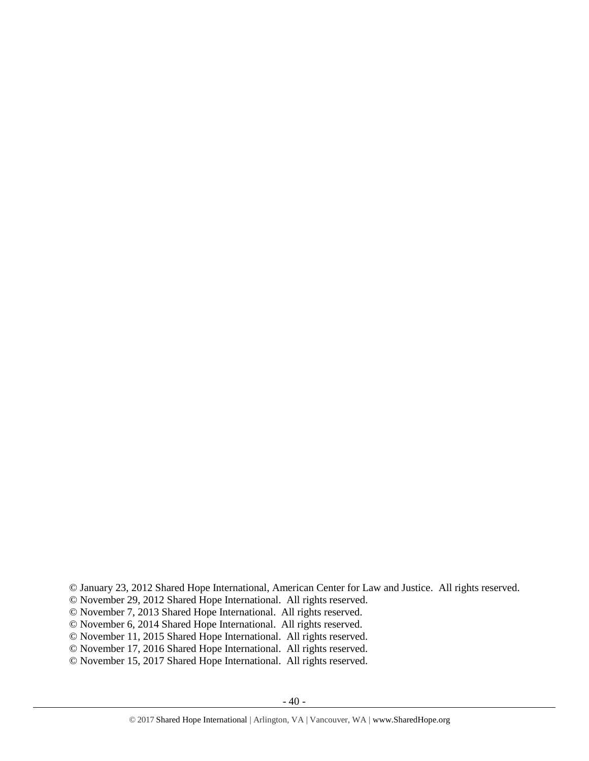© January 23, 2012 Shared Hope International, American Center for Law and Justice. All rights reserved.
© November 29, 2012 Shared Hope International. All rights reserved.
© November 7, 2013 Shared Hope International. All rights reserved.
© November 6, 2014 Shared Hope International. All rights reserved.
© November 11, 2015 Shared Hope International. All rights reserved.
© November 17, 2016 Shared Hope International. All rights reserved.
© November 15, 2017 Shared Hope International. All rights reserved.